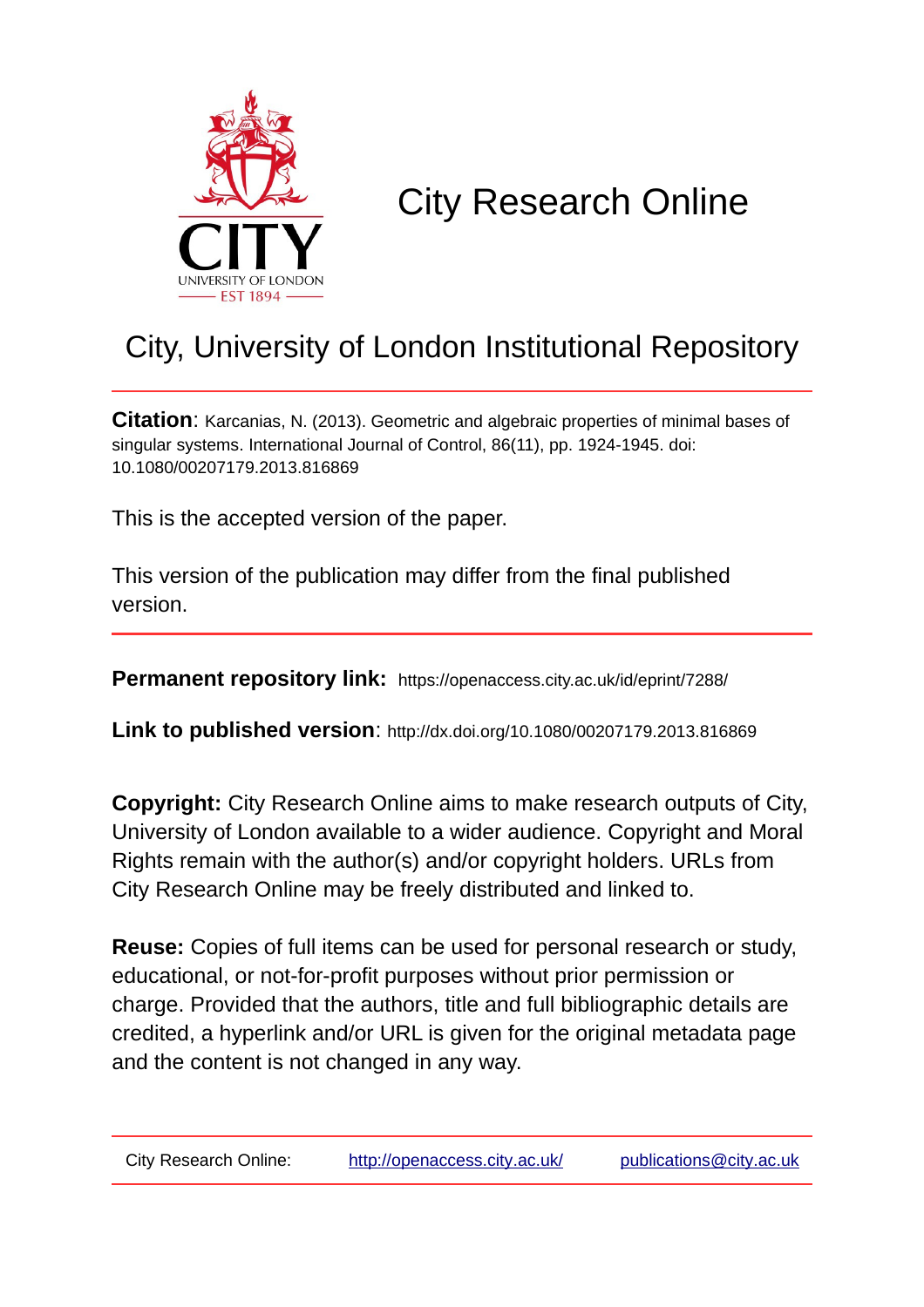# City Research Online

## City, University of London Institutional Repository

**Citation**: Karcanias, N. (2013). Geometric and algebraic properties of minimal bases of singular systems. International Journal of Control, 86(11), pp. 1924-1945. doi: 10.1080/00207179.2013.816869

This is the accepted version of the paper.

This version of the publication may differ from the final published version.

**Permanent repository link:** https://openaccess.city.ac.uk/id/eprint/7288/

**Link to published version**: http://dx.doi.org/10.1080/00207179.2013.816869

**Copyright:** City Research Online aims to make research outputs of City, University of London available to a wider audience. Copyright and Moral Rights remain with the author(s) and/or copyright holders. URLs from City Research Online may be freely distributed and linked to.

**Reuse:** Copies of full items can be used for personal research or study, educational, or not-for-profit purposes without prior permission or charge. Provided that the authors, title and full bibliographic details are credited, a hyperlink and/or URL is given for the original metadata page and the content is not changed in any way.

City Research Online: http://openaccess.city.ac.uk/ publications@city.ac.uk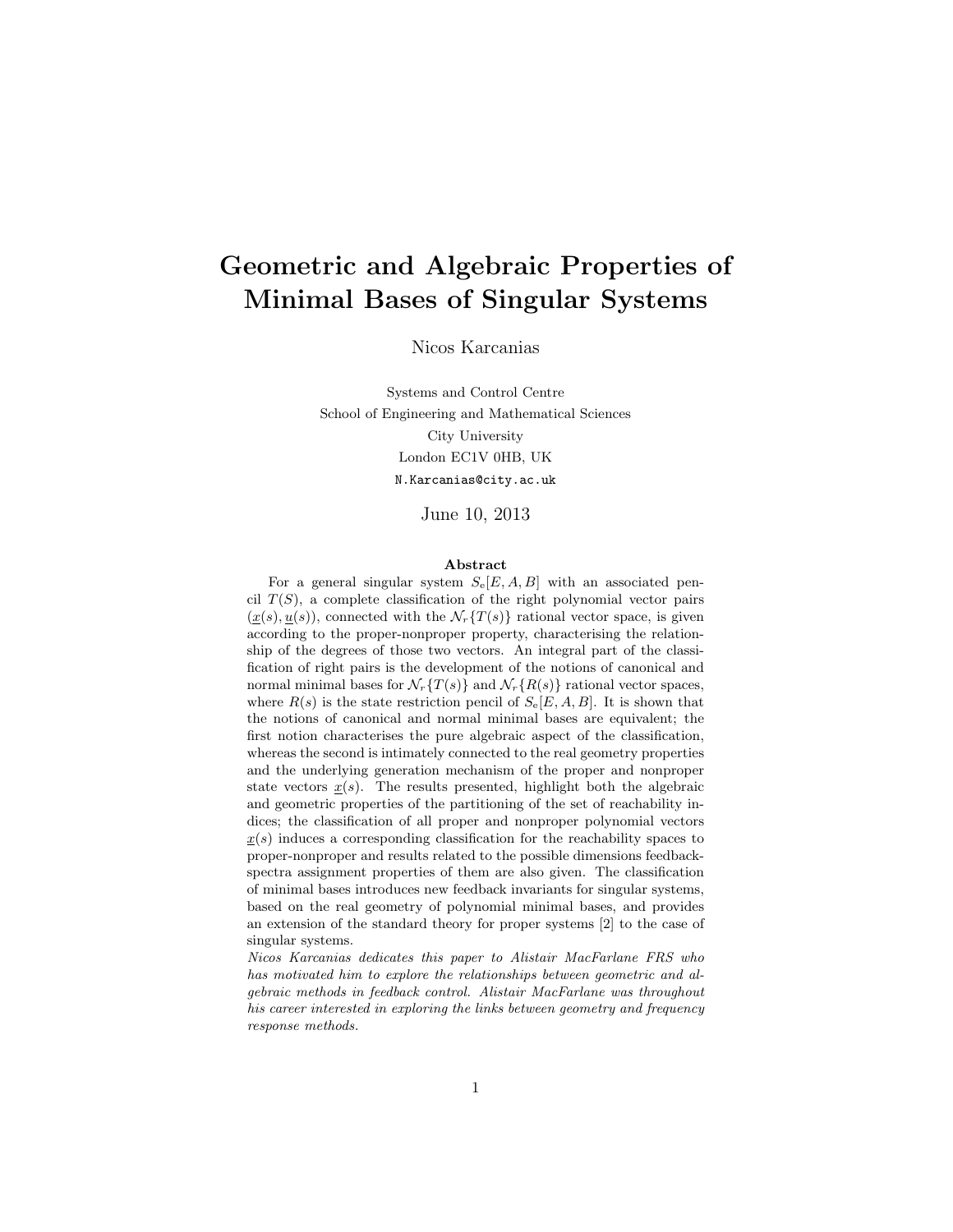# Geometric and Algebraic Properties of Minimal Bases of Singular Systems

Nicos Karcanias

Systems and Control Centre
School of Engineering and Mathematical Sciences
City University
London EC1V 0HB, UK
N.Karcanias@city.ac.uk

June 10, 2013

### Abstract

For a general singular system $S_e[E, A, B]$ with an associated pencil $T(S)$, a complete classification of the right polynomial vector pairs $(\underline{x}(s), \underline{u}(s))$, connected with the $\mathcal{N}_r\{T(s)\}$ rational vector space, is given according to the proper-nonproper property, characterising the relationship of the degrees of those two vectors. An integral part of the classification of right pairs is the development of the notions of canonical and normal minimal bases for $\mathcal{N}_r\{T(s)\}$ and $\mathcal{N}_r\{R(s)\}$ rational vector spaces, where $R(s)$ is the state restriction pencil of $S_e[E, A, B]$. It is shown that the notions of canonical and normal minimal bases are equivalent; the first notion characterises the pure algebraic aspect of the classification, whereas the second is intimately connected to the real geometry properties and the underlying generation mechanism of the proper and nonproper state vectors $\underline{x}(s)$. The results presented, highlight both the algebraic and geometric properties of the partitioning of the set of reachability indices; the classification of all proper and nonproper polynomial vectors $\underline{x}(s)$ induces a corresponding classification for the reachability spaces to proper-nonproper and results related to the possible dimensions feedback-spectra assignment properties of them are also given. The classification of minimal bases introduces new feedback invariants for singular systems, based on the real geometry of polynomial minimal bases, and provides an extension of the standard theory for proper systems [2] to the case of singular systems.

*Nicos Karcanias dedicates this paper to Alistair MacFarlane FRS who has motivated him to explore the relationships between geometric and algebraic methods in feedback control. Alistair MacFarlane was throughout his career interested in exploring the links between geometry and frequency response methods.*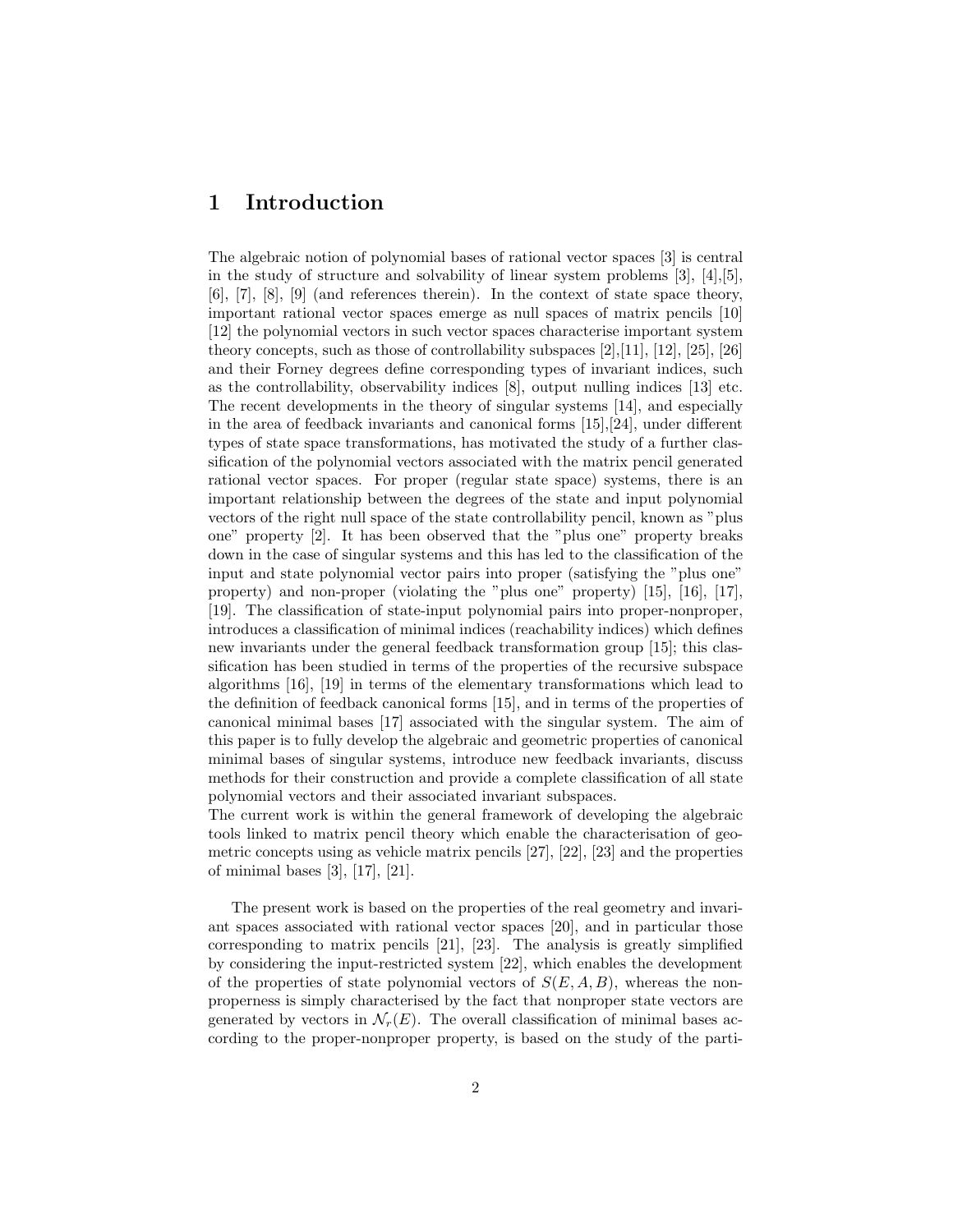# 1 Introduction

The algebraic notion of polynomial bases of rational vector spaces [3] is central in the study of structure and solvability of linear system problems [3], [4],[5], [6], [7], [8], [9] (and references therein). In the context of state space theory, important rational vector spaces emerge as null spaces of matrix pencils [10] [12] the polynomial vectors in such vector spaces characterise important system theory concepts, such as those of controllability subspaces [2],[11], [12], [25], [26] and their Forney degrees define corresponding types of invariant indices, such as the controllability, observability indices [8], output nulling indices [13] etc. The recent developments in the theory of singular systems [14], and especially in the area of feedback invariants and canonical forms [15],[24], under different types of state space transformations, has motivated the study of a further classification of the polynomial vectors associated with the matrix pencil generated rational vector spaces. For proper (regular state space) systems, there is an important relationship between the degrees of the state and input polynomial vectors of the right null space of the state controllability pencil, known as "plus one" property [2]. It has been observed that the "plus one" property breaks down in the case of singular systems and this has led to the classification of the input and state polynomial vector pairs into proper (satisfying the "plus one" property) and non-proper (violating the "plus one" property) [15], [16], [17], [19]. The classification of state-input polynomial pairs into proper-nonproper, introduces a classification of minimal indices (reachability indices) which defines new invariants under the general feedback transformation group [15]; this classification has been studied in terms of the properties of the recursive subspace algorithms [16], [19] in terms of the elementary transformations which lead to the definition of feedback canonical forms [15], and in terms of the properties of canonical minimal bases [17] associated with the singular system. The aim of this paper is to fully develop the algebraic and geometric properties of canonical minimal bases of singular systems, introduce new feedback invariants, discuss methods for their construction and provide a complete classification of all state polynomial vectors and their associated invariant subspaces.
The current work is within the general framework of developing the algebraic tools linked to matrix pencil theory which enable the characterisation of geometric concepts using as vehicle matrix pencils [27], [22], [23] and the properties of minimal bases [3], [17], [21].

The present work is based on the properties of the real geometry and invariant spaces associated with rational vector spaces [20], and in particular those corresponding to matrix pencils [21], [23]. The analysis is greatly simplified by considering the input-restricted system [22], which enables the development of the properties of state polynomial vectors of $S(E, A, B)$, whereas the nonproperness is simply characterised by the fact that nonproper state vectors are generated by vectors in $\mathcal{N}_r(E)$. The overall classification of minimal bases according to the proper-nonproper property, is based on the study of the parti-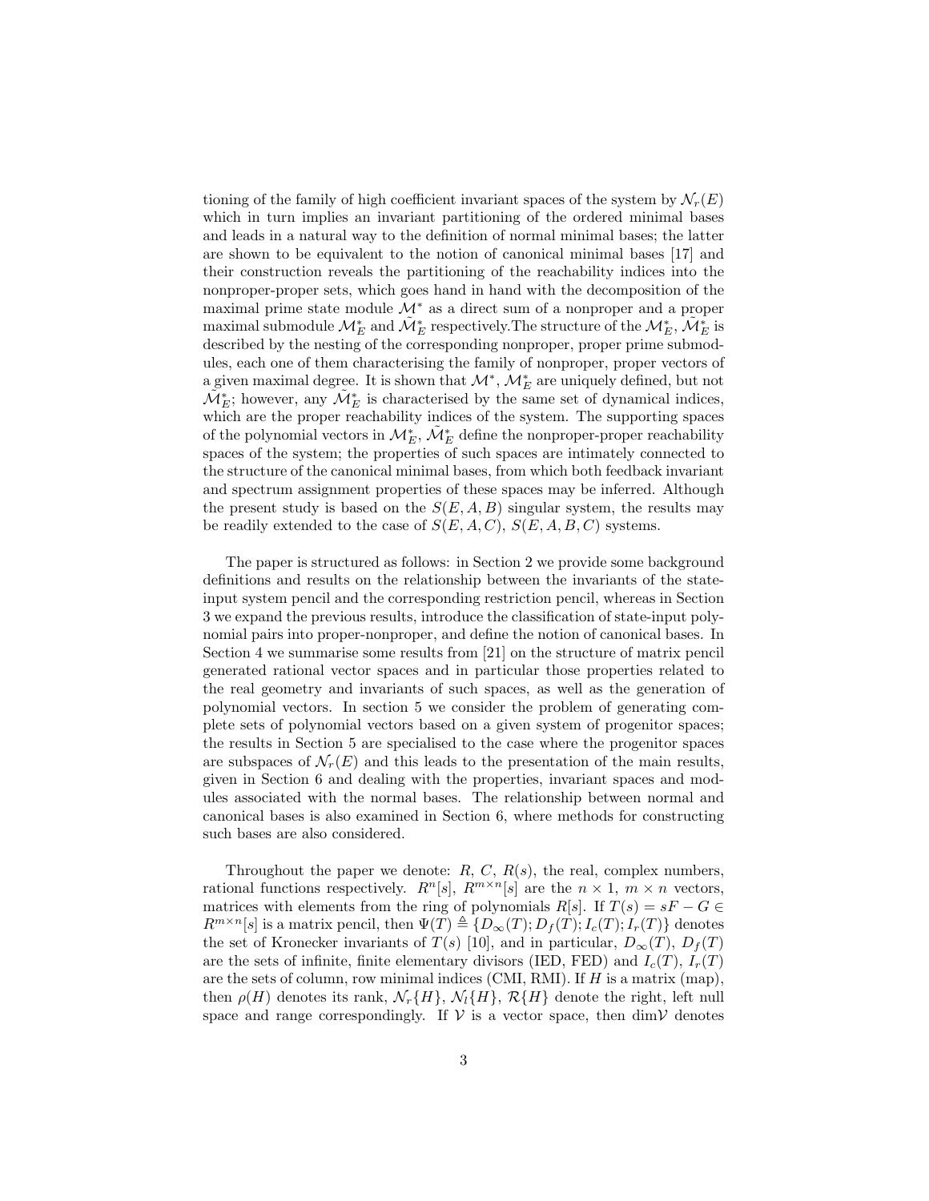tioning of the family of high coefficient invariant spaces of the system by $\mathcal{N}_r(E)$ which in turn implies an invariant partitioning of the ordered minimal bases and leads in a natural way to the definition of normal minimal bases; the latter are shown to be equivalent to the notion of canonical minimal bases [17] and their construction reveals the partitioning of the reachability indices into the nonproper-proper sets, which goes hand in hand with the decomposition of the maximal prime state module $\mathcal{M}^*$ as a direct sum of a nonproper and a proper maximal submodule $\mathcal{M}_E^*$ and $\tilde{\mathcal{M}}_E^*$ respectively.The structure of the $\mathcal{M}_E^*$, $\tilde{\mathcal{M}}_E^*$ is described by the nesting of the corresponding nonproper, proper prime submodules, each one of them characterising the family of nonproper, proper vectors of a given maximal degree. It is shown that $\mathcal{M}^*$, $\mathcal{M}_E^*$ are uniquely defined, but not $\tilde{\mathcal{M}}_E^*$; however, any $\tilde{\mathcal{M}}_E^*$ is characterised by the same set of dynamical indices, which are the proper reachability indices of the system. The supporting spaces of the polynomial vectors in $\mathcal{M}_E^*$, $\tilde{\mathcal{M}}_E^*$ define the nonproper-proper reachability spaces of the system; the properties of such spaces are intimately connected to the structure of the canonical minimal bases, from which both feedback invariant and spectrum assignment properties of these spaces may be inferred. Although the present study is based on the $S(E, A, B)$ singular system, the results may be readily extended to the case of $S(E, A, C)$, $S(E, A, B, C)$ systems.

The paper is structured as follows: in Section 2 we provide some background definitions and results on the relationship between the invariants of the state-input system pencil and the corresponding restriction pencil, whereas in Section 3 we expand the previous results, introduce the classification of state-input polynomial pairs into proper-nonproper, and define the notion of canonical bases. In Section 4 we summarise some results from [21] on the structure of matrix pencil generated rational vector spaces and in particular those properties related to the real geometry and invariants of such spaces, as well as the generation of polynomial vectors. In section 5 we consider the problem of generating complete sets of polynomial vectors based on a given system of progenitor spaces; the results in Section 5 are specialised to the case where the progenitor spaces are subspaces of $\mathcal{N}_r(E)$ and this leads to the presentation of the main results, given in Section 6 and dealing with the properties, invariant spaces and modules associated with the normal bases. The relationship between normal and canonical bases is also examined in Section 6, where methods for constructing such bases are also considered.

Throughout the paper we denote: $R$, $C$, $R(s)$, the real, complex numbers, rational functions respectively. $R^n[s]$, $R^{m\times n}[s]$ are the $n \times 1$, $m \times n$ vectors, matrices with elements from the ring of polynomials $R[s]$. If $T(s) = sF - G \in R^{m\times n}[s]$ is a matrix pencil, then $\Psi(T) \triangleq \{D_\infty(T); D_f(T); I_c(T); I_r(T)\}$ denotes the set of Kronecker invariants of $T(s)$ [10], and in particular, $D_\infty(T)$, $D_f(T)$ are the sets of infinite, finite elementary divisors (IED, FED) and $I_c(T)$, $I_r(T)$ are the sets of column, row minimal indices (CMI, RMI). If $H$ is a matrix (map), then $\rho(H)$ denotes its rank, $\mathcal{N}_r\{H\}$, $\mathcal{N}_l\{H\}$, $\mathcal{R}\{H\}$ denote the right, left null space and range correspondingly. If $\mathcal{V}$ is a vector space, then $\dim\mathcal{V}$ denotes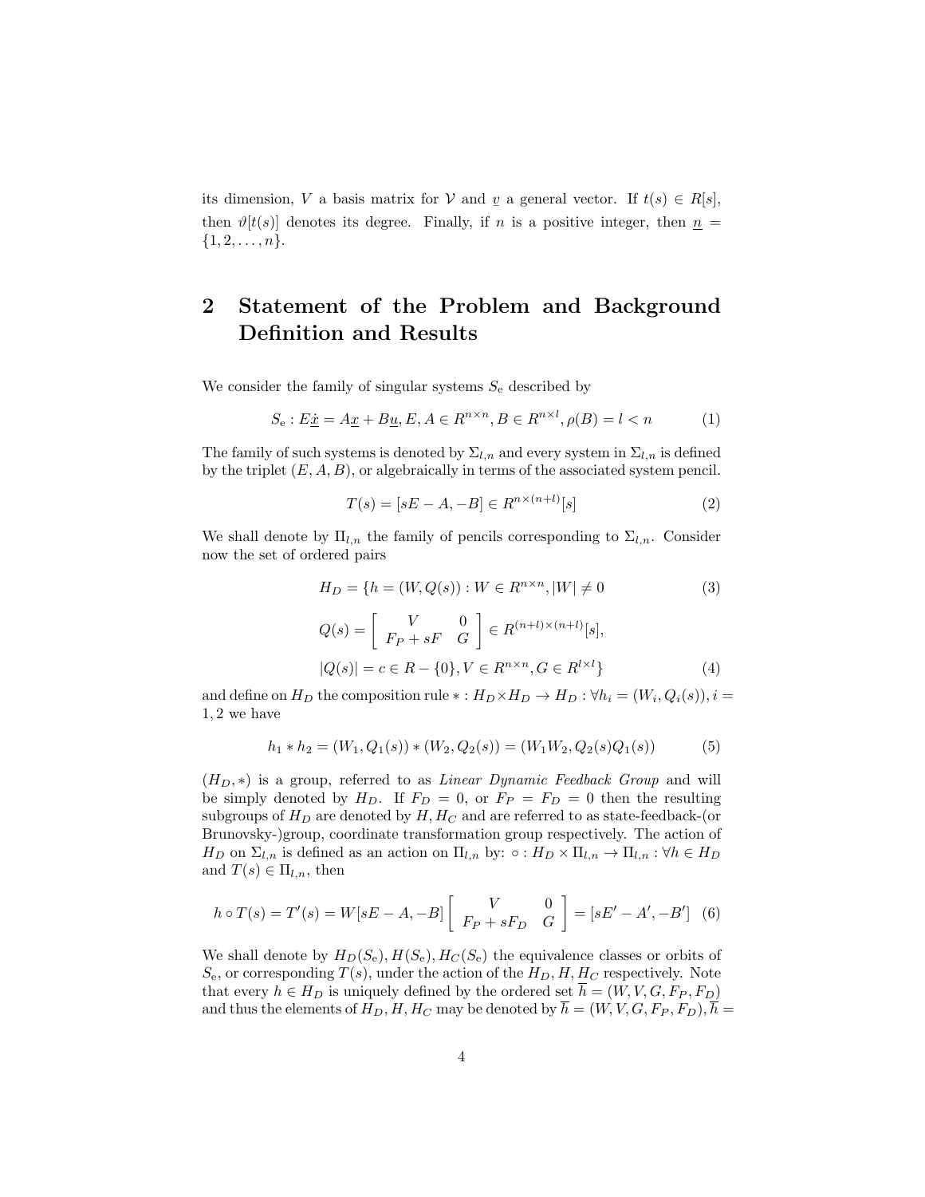its dimension, $V$ a basis matrix for $\mathcal{V}$ and $\underline{v}$ a general vector. If $t(s) \in R[s]$, then $\vartheta[t(s)]$ denotes its degree. Finally, if $n$ is a positive integer, then $\underline{n} = \{1, 2, \ldots, n\}$.

## 2 Statement of the Problem and Background Definition and Results

We consider the family of singular systems $S_e$ described by

$$S_e : E\dot{\underline{x}} = A\underline{x} + B\underline{u}, E, A \in R^{n\times n}, B \in R^{n\times l}, \rho(B) = l < n \tag{1}$$

The family of such systems is denoted by $\Sigma_{l,n}$ and every system in $\Sigma_{l,n}$ is defined by the triplet $(E, A, B)$, or algebraically in terms of the associated system pencil.

$$T(s) = [sE - A, -B] \in R^{n\times(n+l)}[s] \tag{2}$$

We shall denote by $\Pi_{l,n}$ the family of pencils corresponding to $\Sigma_{l,n}$. Consider now the set of ordered pairs

$$H_D = \{h = (W, Q(s)) : W \in R^{n\times n}, |W| \neq 0 \tag{3}$$

$$Q(s) = \begin{bmatrix} V & 0 \\ F_P + sF & G \end{bmatrix} \in R^{(n+l)\times(n+l)}[s],$$

$$|Q(s)| = c \in R - \{0\}, V \in R^{n\times n}, G \in R^{l\times l}\} \tag{4}$$

and define on $H_D$ the composition rule $* : H_D \times H_D \to H_D : \forall h_i = (W_i, Q_i(s)), i = 1, 2$ we have

$$h_1 * h_2 = (W_1, Q_1(s)) * (W_2, Q_2(s)) = (W_1 W_2, Q_2(s) Q_1(s)) \tag{5}$$

$(H_D, *)$ is a group, referred to as *Linear Dynamic Feedback Group* and will be simply denoted by $H_D$. If $F_D = 0$, or $F_P = F_D = 0$ then the resulting subgroups of $H_D$ are denoted by $H, H_C$ and are referred to as state-feedback-(or Brunovsky-)group, coordinate transformation group respectively. The action of $H_D$ on $\Sigma_{l,n}$ is defined as an action on $\Pi_{l,n}$ by: $\circ : H_D \times \Pi_{l,n} \to \Pi_{l,n} : \forall h \in H_D$ and $T(s) \in \Pi_{l,n}$, then

$$h \circ T(s) = T'(s) = W[sE - A, -B] \begin{bmatrix} V & 0 \\ F_P + sF_D & G \end{bmatrix} = [sE' - A', -B'] \tag{6}$$

We shall denote by $H_D(S_e), H(S_e), H_C(S_e)$ the equivalence classes or orbits of $S_e$, or corresponding $T(s)$, under the action of the $H_D, H, H_C$ respectively. Note that every $h \in H_D$ is uniquely defined by the ordered set $\overline{h} = (W, V, G, F_P, F_D)$ and thus the elements of $H_D, H, H_C$ may be denoted by $\overline{h} = (W, V, G, F_P, F_D), \overline{h} =$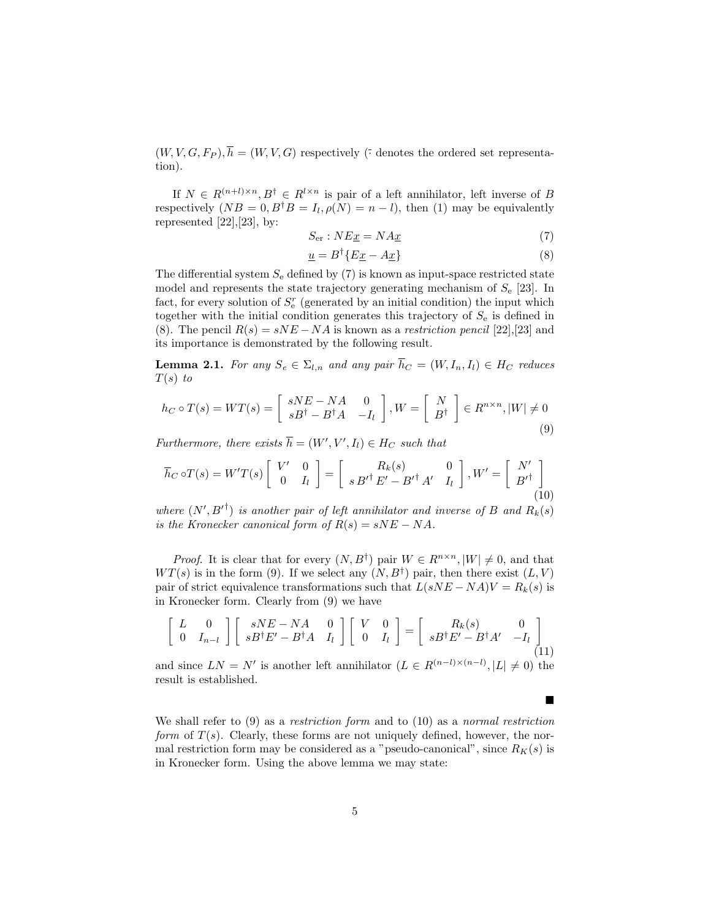$(W, V, G, F_P), \overline{h} = (W, V, G)$ respectively ($\bar{\cdot}$ denotes the ordered set representation).

If $N \in R^{(n+l)\times n}, B^{\dagger} \in R^{l\times n}$ is pair of a left annihilator, left inverse of $B$ respectively ($NB = 0, B^{\dagger}B = I_l, \rho(N) = n - l$), then (1) may be equivalently represented [22],[23], by:

$$S_{\text{er}} : NE\underline{x} = NA\underline{x} \tag{7}$$

$$\underline{u} = B^{\dagger}\{E\underline{x} - A\underline{x}\} \tag{8}$$

The differential system $S_{\text{e}}$ defined by (7) is known as input-space restricted state model and represents the state trajectory generating mechanism of $S_{\text{e}}$ [23]. In fact, for every solution of $S_{\text{e}}^{r}$ (generated by an initial condition) the input which together with the initial condition generates this trajectory of $S_{\text{e}}$ is defined in (8). The pencil $R(s) = sNE - NA$ is known as a *restriction pencil* [22],[23] and its importance is demonstrated by the following result.

**Lemma 2.1.** *For any $S_e \in \Sigma_{l,n}$ and any pair $\overline{h}_C = (W, I_n, I_l) \in H_C$ reduces $T(s)$ to*

$$h_C \circ T(s) = WT(s) = \begin{bmatrix} sNE - NA & 0 \\ sB^{\dagger} - B^{\dagger}A & -I_l \end{bmatrix}, W = \begin{bmatrix} N \\ B^{\dagger} \end{bmatrix} \in R^{n\times n}, |W| \neq 0 \tag{9}$$

*Furthermore, there exists $\overline{h} = (W', V', I_l) \in H_C$ such that*

$$\overline{h}_C \circ T(s) = W'T(s) \begin{bmatrix} V' & 0 \\ 0 & I_l \end{bmatrix} = \begin{bmatrix} R_k(s) & 0 \\ s\,B'^{\dagger}\,E' - B'^{\dagger}\,A' & I_l \end{bmatrix}, W' = \begin{bmatrix} N' \\ B'^{\dagger} \end{bmatrix} \tag{10}$$

*where $(N', B'^{\dagger})$ is another pair of left annihilator and inverse of $B$ and $R_k(s)$ is the Kronecker canonical form of $R(s) = sNE - NA$.*

*Proof.* It is clear that for every $(N, B^{\dagger})$ pair $W \in R^{n\times n}, |W| \neq 0$, and that $WT(s)$ is in the form (9). If we select any $(N, B^{\dagger})$ pair, then there exist $(L, V)$ pair of strict equivalence transformations such that $L(sNE - NA)V = R_k(s)$ is in Kronecker form. Clearly from (9) we have

$$\begin{bmatrix} L & 0 \\ 0 & I_{n-l} \end{bmatrix} \begin{bmatrix} sNE - NA & 0 \\ sB^{\dagger}E' - B^{\dagger}A & I_l \end{bmatrix} \begin{bmatrix} V & 0 \\ 0 & I_l \end{bmatrix} = \begin{bmatrix} R_k(s) & 0 \\ sB^{\dagger}E' - B^{\dagger}A' & -I_l \end{bmatrix} \tag{11}$$

and since $LN = N'$ is another left annihilator ($L \in R^{(n-l)\times(n-l)}, |L| \neq 0$) the result is established.

∎

We shall refer to (9) as a *restriction form* and to (10) as a *normal restriction form* of $T(s)$. Clearly, these forms are not uniquely defined, however, the normal restriction form may be considered as a "pseudo-canonical", since $R_K(s)$ is in Kronecker form. Using the above lemma we may state: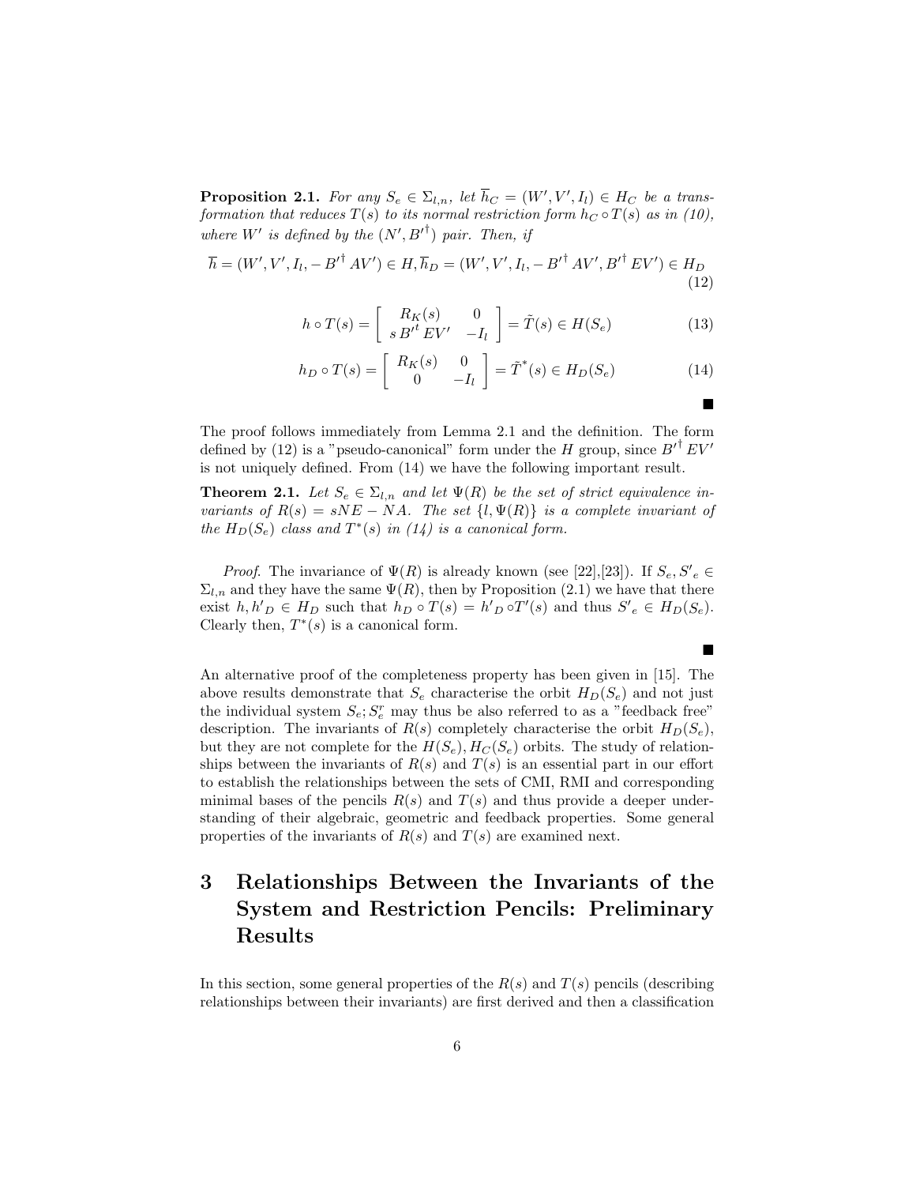**Proposition 2.1.** *For any $S_e \in \Sigma_{l,n}$, let $\overline{h}_C = (W', V', I_l) \in H_C$ be a transformation that reduces $T(s)$ to its normal restriction form $h_C \circ T(s)$ as in (10), where $W'$ is defined by the $(N', {B'}^{\dagger})$ pair. Then, if*

$$\overline{h} = (W', V', I_l, -{B'}^{\dagger} AV') \in H, \overline{h}_D = (W', V', I_l, -{B'}^{\dagger} AV', {B'}^{\dagger} EV') \in H_D \tag{12}$$

$$h \circ T(s) = \begin{bmatrix} R_K(s) & 0 \\ s\, {B'}^t EV' & -I_l \end{bmatrix} = \tilde{T}(s) \in H(S_e) \tag{13}$$

$$h_D \circ T(s) = \begin{bmatrix} R_K(s) & 0 \\ 0 & -I_l \end{bmatrix} = \tilde{T}^*(s) \in H_D(S_e) \tag{14}$$

■

The proof follows immediately from Lemma 2.1 and the definition. The form defined by (12) is a "pseudo-canonical" form under the $H$ group, since ${B'}^{\dagger} EV'$ is not uniquely defined. From (14) we have the following important result.

**Theorem 2.1.** *Let $S_e \in \Sigma_{l,n}$ and let $\Psi(R)$ be the set of strict equivalence invariants of $R(s) = sNE - NA$. The set $\{l, \Psi(R)\}$ is a complete invariant of the $H_D(S_e)$ class and $T^*(s)$ in (14) is a canonical form.*

*Proof.* The invariance of $\Psi(R)$ is already known (see [22],[23]). If $S_e, {S'}_e \in \Sigma_{l,n}$ and they have the same $\Psi(R)$, then by Proposition (2.1) we have that there exist $h, {h'}_D \in H_D$ such that $h_D \circ T(s) = {h'}_D \circ T'(s)$ and thus ${S'}_e \in H_D(S_e)$. Clearly then, $T^*(s)$ is a canonical form.

■

An alternative proof of the completeness property has been given in [15]. The above results demonstrate that $S_e$ characterise the orbit $H_D(S_e)$ and not just the individual system $S_e; S_e^r$ may thus be also referred to as a "feedback free" description. The invariants of $R(s)$ completely characterise the orbit $H_D(S_e)$, but they are not complete for the $H(S_e), H_C(S_e)$ orbits. The study of relationships between the invariants of $R(s)$ and $T(s)$ is an essential part in our effort to establish the relationships between the sets of CMI, RMI and corresponding minimal bases of the pencils $R(s)$ and $T(s)$ and thus provide a deeper understanding of their algebraic, geometric and feedback properties. Some general properties of the invariants of $R(s)$ and $T(s)$ are examined next.

# 3 Relationships Between the Invariants of the System and Restriction Pencils: Preliminary Results

In this section, some general properties of the $R(s)$ and $T(s)$ pencils (describing relationships between their invariants) are first derived and then a classification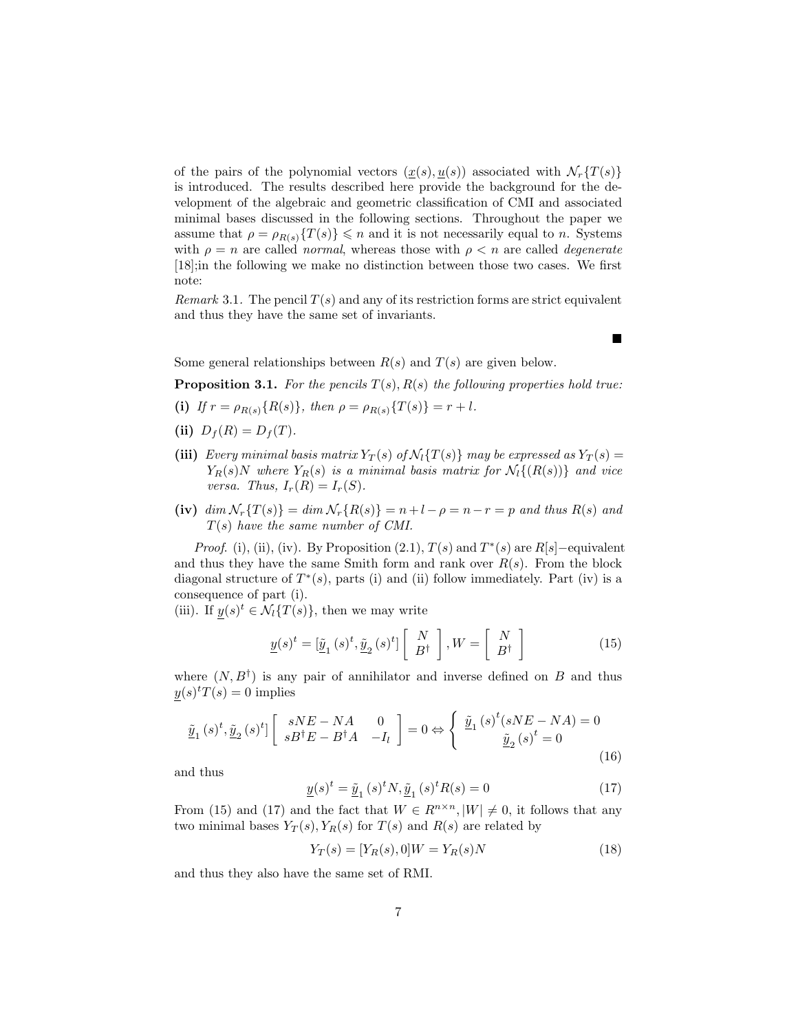of the pairs of the polynomial vectors $(\underline{x}(s), \underline{u}(s))$ associated with $\mathcal{N}_r\{T(s)\}$ is introduced. The results described here provide the background for the development of the algebraic and geometric classification of CMI and associated minimal bases discussed in the following sections. Throughout the paper we assume that $\rho = \rho_{R(s)}\{T(s)\} \leqslant n$ and it is not necessarily equal to $n$. Systems with $\rho = n$ are called *normal*, whereas those with $\rho < n$ are called *degenerate* [18];in the following we make no distinction between those two cases. We first note:

*Remark* 3.1. The pencil $T(s)$ and any of its restriction forms are strict equivalent and thus they have the same set of invariants.

■

Some general relationships between $R(s)$ and $T(s)$ are given below.

**Proposition 3.1.** *For the pencils $T(s), R(s)$ the following properties hold true:*

**(i)** *If $r = \rho_{R(s)}\{R(s)\}$, then $\rho = \rho_{R(s)}\{T(s)\} = r + l$.*

**(ii)** $D_f(R) = D_f(T)$.

**(iii)** *Every minimal basis matrix $Y_T(s)$ of $\mathcal{N}_l\{T(s)\}$ may be expressed as $Y_T(s) = Y_R(s)N$ where $Y_R(s)$ is a minimal basis matrix for $\mathcal{N}_l\{(R(s))\}$ and vice versa. Thus, $I_r(R) = I_r(S)$.*

**(iv)** *$\dim \mathcal{N}_r\{T(s)\} = \dim \mathcal{N}_r\{R(s)\} = n + l - \rho = n - r = p$ and thus $R(s)$ and $T(s)$ have the same number of CMI.*

*Proof.* (i), (ii), (iv). By Proposition (2.1), $T(s)$ and $T^*(s)$ are $R[s]-$equivalent and thus they have the same Smith form and rank over $R(s)$. From the block diagonal structure of $T^*(s)$, parts (i) and (ii) follow immediately. Part (iv) is a consequence of part (i).
(iii). If $\underline{y}(s)^t \in \mathcal{N}_l\{T(s)\}$, then we may write

$$\underline{y}(s)^t = [\underline{\tilde{y}}_1(s)^t, \underline{\tilde{y}}_2(s)^t] \begin{bmatrix} N \\ B^\dagger \end{bmatrix}, W = \begin{bmatrix} N \\ B^\dagger \end{bmatrix} \tag{15}$$

where $(N, B^\dagger)$ is any pair of annihilator and inverse defined on $B$ and thus $\underline{y}(s)^t T(s) = 0$ implies

$$\underline{\tilde{y}}_1(s)^t, \underline{\tilde{y}}_2(s)^t] \begin{bmatrix} sNE - NA & 0 \\ sB^\dagger E - B^\dagger A & -I_l \end{bmatrix} = 0 \Leftrightarrow \begin{cases} \underline{\tilde{y}}_1(s)^t(sNE - NA) = 0 \\ \underline{\tilde{y}}_2(s)^t = 0 \end{cases} \tag{16}$$

and thus

$$\underline{y}(s)^t = \underline{\tilde{y}}_1(s)^t N, \underline{\tilde{y}}_1(s)^t R(s) = 0 \tag{17}$$

From (15) and (17) and the fact that $W \in R^{n \times n}, |W| \neq 0$, it follows that any two minimal bases $Y_T(s), Y_R(s)$ for $T(s)$ and $R(s)$ are related by

$$Y_T(s) = [Y_R(s), 0]W = Y_R(s)N \tag{18}$$

and thus they also have the same set of RMI.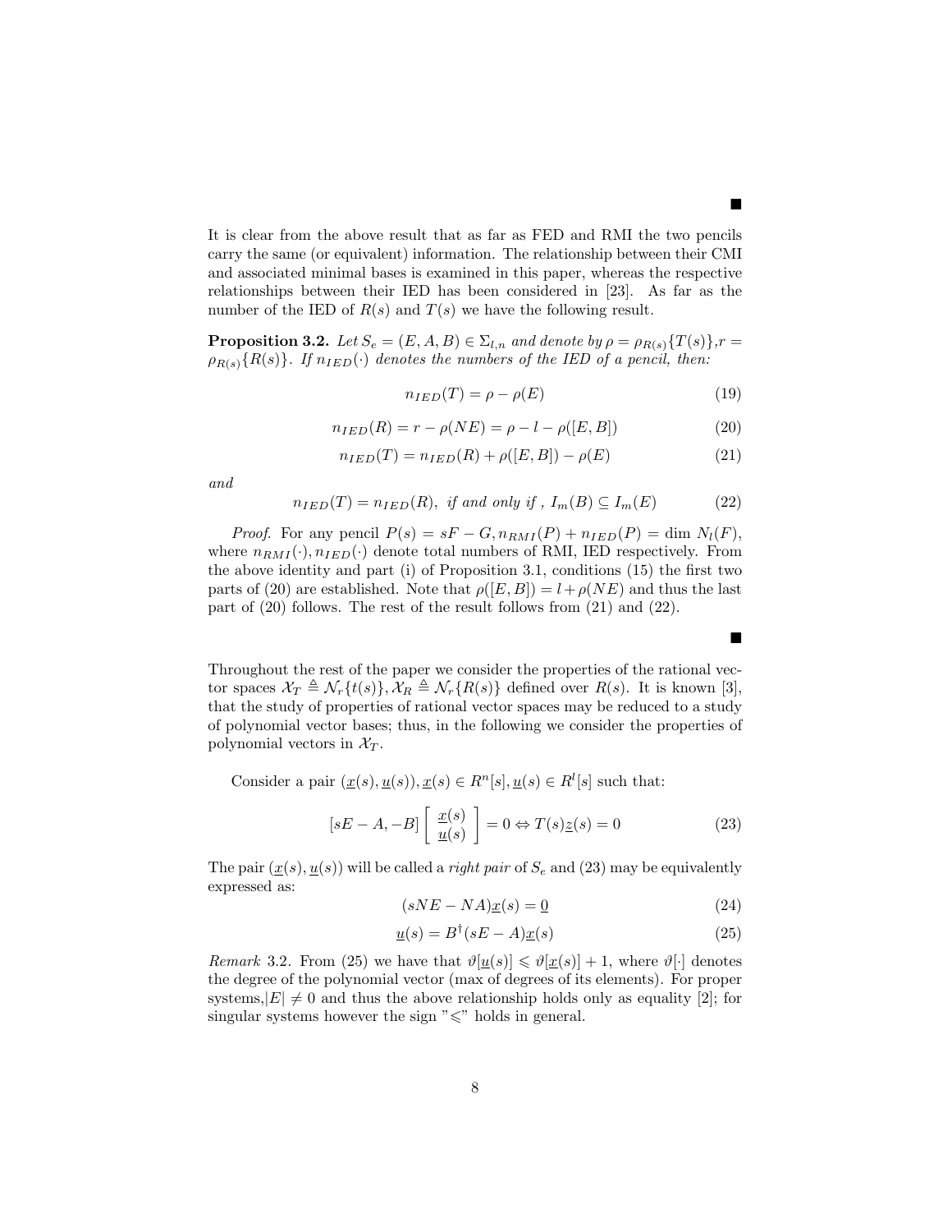■

It is clear from the above result that as far as FED and RMI the two pencils carry the same (or equivalent) information. The relationship between their CMI and associated minimal bases is examined in this paper, whereas the respective relationships between their IED has been considered in [23]. As far as the number of the IED of $R(s)$ and $T(s)$ we have the following result.

**Proposition 3.2.** *Let $S_e = (E, A, B) \in \Sigma_{l,n}$ and denote by $\rho = \rho_{R(s)}\{T(s)\}, r = \rho_{R(s)}\{R(s)\}$. If $n_{IED}(\cdot)$ denotes the numbers of the IED of a pencil, then:*

$$n_{IED}(T) = \rho - \rho(E) \tag{19}$$

$$n_{IED}(R) = r - \rho(NE) = \rho - l - \rho([E, B]) \tag{20}$$

$$n_{IED}(T) = n_{IED}(R) + \rho([E, B]) - \rho(E) \tag{21}$$

*and*

$$n_{IED}(T) = n_{IED}(R), \text{ if and only if }, I_m(B) \subseteq I_m(E) \tag{22}$$

*Proof.* For any pencil $P(s) = sF - G, n_{RMI}(P) + n_{IED}(P) = \dim N_l(F)$, where $n_{RMI}(\cdot), n_{IED}(\cdot)$ denote total numbers of RMI, IED respectively. From the above identity and part (i) of Proposition 3.1, conditions (15) the first two parts of (20) are established. Note that $\rho([E, B]) = l + \rho(NE)$ and thus the last part of (20) follows. The rest of the result follows from (21) and (22).

■

Throughout the rest of the paper we consider the properties of the rational vector spaces $\mathcal{X}_T \triangleq \mathcal{N}_r\{t(s)\}, \mathcal{X}_R \triangleq \mathcal{N}_r\{R(s)\}$ defined over $R(s)$. It is known [3], that the study of properties of rational vector spaces may be reduced to a study of polynomial vector bases; thus, in the following we consider the properties of polynomial vectors in $\mathcal{X}_T$.

Consider a pair $(\underline{x}(s), \underline{u}(s)), \underline{x}(s) \in R^n[s], \underline{u}(s) \in R^l[s]$ such that:

$$[sE - A, -B] \begin{bmatrix} \underline{x}(s) \\ \underline{u}(s) \end{bmatrix} = 0 \Leftrightarrow T(s)\underline{z}(s) = 0 \tag{23}$$

The pair $(\underline{x}(s), \underline{u}(s))$ will be called a *right pair* of $S_e$ and (23) may be equivalently expressed as:

$$(sNE - NA)\underline{x}(s) = \underline{0} \tag{24}$$

$$\underline{u}(s) = B^{\dagger}(sE - A)\underline{x}(s) \tag{25}$$

*Remark* 3.2. From (25) we have that $\vartheta[\underline{u}(s)] \leqslant \vartheta[\underline{x}(s)] + 1$, where $\vartheta[\cdot]$ denotes the degree of the polynomial vector (max of degrees of its elements). For proper systems, $|E| \neq 0$ and thus the above relationship holds only as equality [2]; for singular systems however the sign "$\leqslant$" holds in general.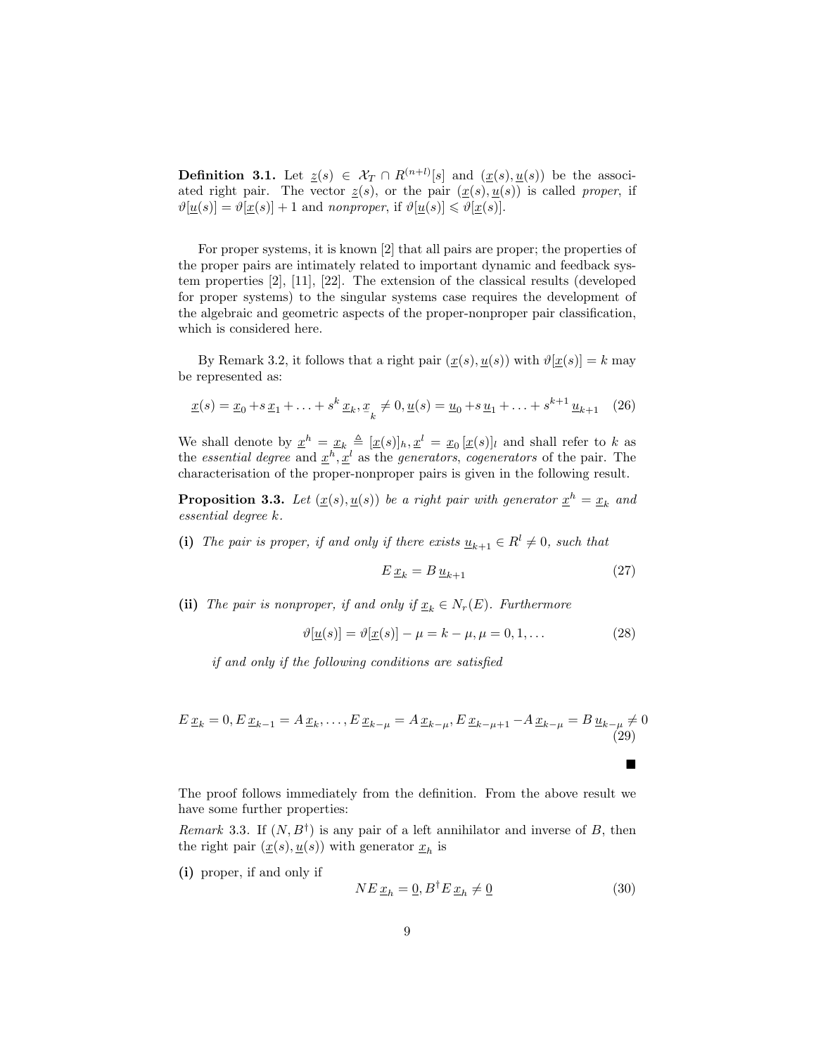**Definition 3.1.** Let $\underline{z}(s) \in \mathcal{X}_T \cap R^{(n+l)}[s]$ and $(\underline{x}(s), \underline{u}(s))$ be the associated right pair. The vector $\underline{z}(s)$, or the pair $(\underline{x}(s), \underline{u}(s))$ is called *proper*, if $\vartheta[\underline{u}(s)] = \vartheta[\underline{x}(s)] + 1$ and *nonproper*, if $\vartheta[\underline{u}(s)] \leqslant \vartheta[\underline{x}(s)]$.

For proper systems, it is known [2] that all pairs are proper; the properties of the proper pairs are intimately related to important dynamic and feedback system properties [2], [11], [22]. The extension of the classical results (developed for proper systems) to the singular systems case requires the development of the algebraic and geometric aspects of the proper-nonproper pair classification, which is considered here.

By Remark 3.2, it follows that a right pair $(\underline{x}(s), \underline{u}(s))$ with $\vartheta[\underline{x}(s)] = k$ may be represented as:

$$\underline{x}(s) = \underline{x}_0 + s\,\underline{x}_1 + \ldots + s^k\,\underline{x}_k, \underline{x}_k \neq 0, \underline{u}(s) = \underline{u}_0 + s\,\underline{u}_1 + \ldots + s^{k+1}\,\underline{u}_{k+1} \quad (26)$$

We shall denote by $\underline{x}^h = \underline{x}_k \triangleq [\underline{x}(s)]_h, \underline{x}^l = \underline{x}_0\,[\underline{x}(s)]_l$ and shall refer to $k$ as the *essential degree* and $\underline{x}^h, \underline{x}^l$ as the *generators*, *cogenerators* of the pair. The characterisation of the proper-nonproper pairs is given in the following result.

**Proposition 3.3.** *Let $(\underline{x}(s), \underline{u}(s))$ be a right pair with generator $\underline{x}^h = \underline{x}_k$ and essential degree $k$.*

**(i)** *The pair is proper, if and only if there exists $\underline{u}_{k+1} \in R^l \neq 0$, such that*

$$E\,\underline{x}_k = B\,\underline{u}_{k+1} \quad (27)$$

**(ii)** *The pair is nonproper, if and only if $\underline{x}_k \in N_r(E)$. Furthermore*

$$\vartheta[\underline{u}(s)] = \vartheta[\underline{x}(s)] - \mu = k - \mu, \mu = 0, 1, \ldots \quad (28)$$

*if and only if the following conditions are satisfied*

$$E\,\underline{x}_k = 0, E\,\underline{x}_{k-1} = A\,\underline{x}_k, \ldots, E\,\underline{x}_{k-\mu} = A\,\underline{x}_{k-\mu}, E\,\underline{x}_{k-\mu+1} - A\,\underline{x}_{k-\mu} = B\,\underline{u}_{k-\mu} \neq 0 \quad (29)$$

■

The proof follows immediately from the definition. From the above result we have some further properties:

*Remark* 3.3. If $(N, B^\dagger)$ is any pair of a left annihilator and inverse of $B$, then the right pair $(\underline{x}(s), \underline{u}(s))$ with generator $\underline{x}_h$ is

**(i)** proper, if and only if

$$N E\,\underline{x}_h = \underline{0}, B^\dagger E\,\underline{x}_h \neq \underline{0} \quad (30)$$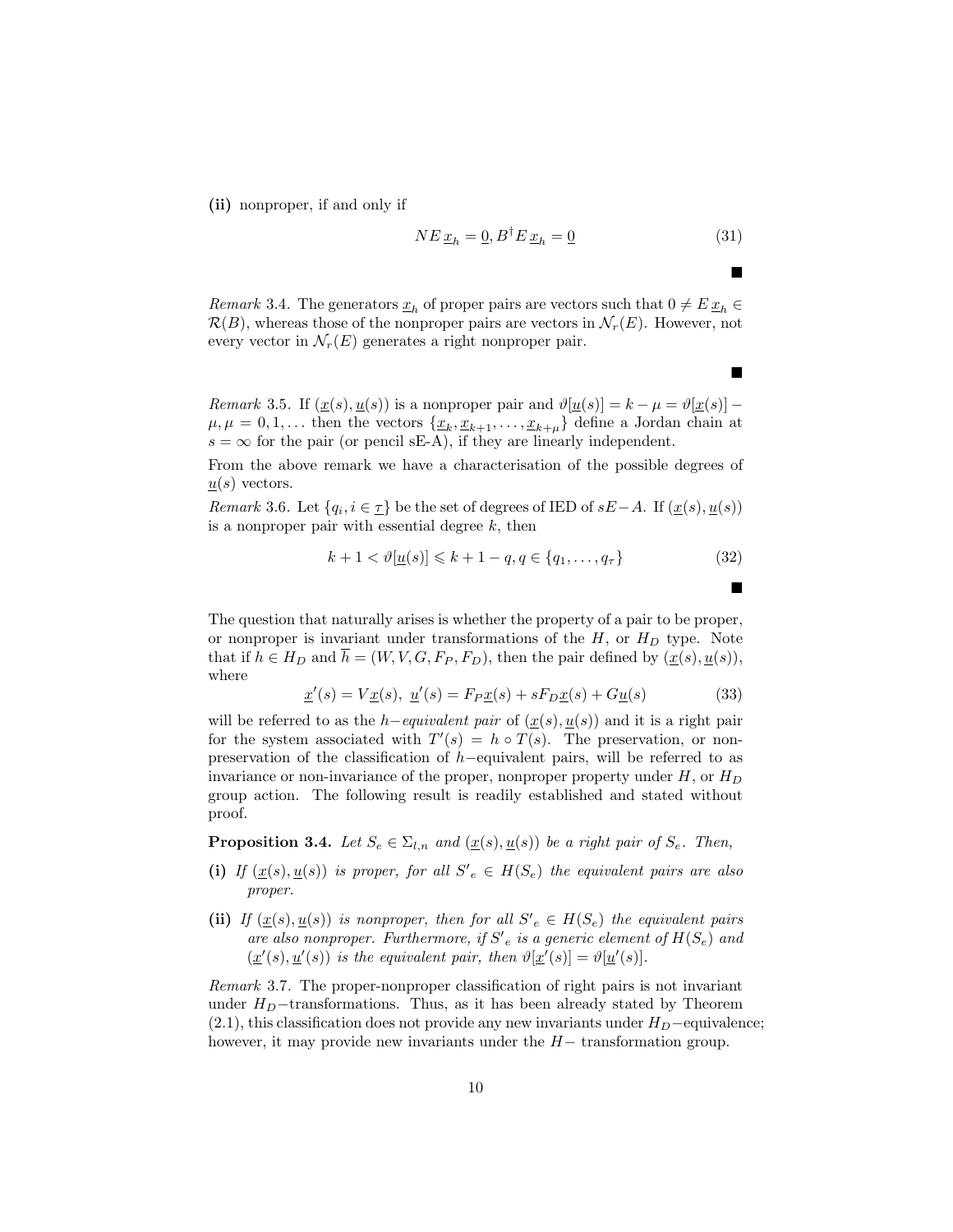**(ii)** nonproper, if and only if

$$NE\,\underline{x}_h = \underline{0}, B^{\dagger}E\,\underline{x}_h = \underline{0} \tag{31}$$

■

*Remark* 3.4. The generators $\underline{x}_h$ of proper pairs are vectors such that $0 \neq E\,\underline{x}_h \in \mathcal{R}(B)$, whereas those of the nonproper pairs are vectors in $\mathcal{N}_r(E)$. However, not every vector in $\mathcal{N}_r(E)$ generates a right nonproper pair.

■

*Remark* 3.5. If $(\underline{x}(s), \underline{u}(s))$ is a nonproper pair and $\vartheta[\underline{u}(s)] = k - \mu = \vartheta[\underline{x}(s)] - \mu, \mu = 0, 1, \ldots$ then the vectors $\{\underline{x}_k, \underline{x}_{k+1}, \ldots, \underline{x}_{k+\mu}\}$ define a Jordan chain at $s = \infty$ for the pair (or pencil sE-A), if they are linearly independent.

From the above remark we have a characterisation of the possible degrees of $\underline{u}(s)$ vectors.

*Remark* 3.6. Let $\{q_i, i \in \underline{\tau}\}$ be the set of degrees of IED of $sE - A$. If $(\underline{x}(s), \underline{u}(s))$ is a nonproper pair with essential degree $k$, then

$$k + 1 < \vartheta[\underline{u}(s)] \leqslant k + 1 - q, q \in \{q_1, \ldots, q_\tau\} \tag{32}$$

■

The question that naturally arises is whether the property of a pair to be proper, or nonproper is invariant under transformations of the $H$, or $H_D$ type. Note that if $h \in H_D$ and $\overline{h} = (W, V, G, F_P, F_D)$, then the pair defined by $(\underline{x}(s), \underline{u}(s))$, where

$$\underline{x}'(s) = V\underline{x}(s),\ \underline{u}'(s) = F_P\underline{x}(s) + sF_D\underline{x}(s) + G\underline{u}(s) \tag{33}$$

will be referred to as the $h-$*equivalent pair* of $(\underline{x}(s), \underline{u}(s))$ and it is a right pair for the system associated with $T'(s) = h \circ T(s)$. The preservation, or non-preservation of the classification of $h-$equivalent pairs, will be referred to as invariance or non-invariance of the proper, nonproper property under $H$, or $H_D$ group action. The following result is readily established and stated without proof.

**Proposition 3.4.** *Let $S_e \in \Sigma_{l,n}$ and $(\underline{x}(s), \underline{u}(s))$ be a right pair of $S_e$. Then,*

**(i)** *If $(\underline{x}(s), \underline{u}(s))$ is proper, for all ${S'}_e \in H(S_e)$ the equivalent pairs are also proper.*

**(ii)** *If $(\underline{x}(s), \underline{u}(s))$ is nonproper, then for all ${S'}_e \in H(S_e)$ the equivalent pairs are also nonproper. Furthermore, if ${S'}_e$ is a generic element of $H(S_e)$ and $(\underline{x}'(s), \underline{u}'(s))$ is the equivalent pair, then $\vartheta[\underline{x}'(s)] = \vartheta[\underline{u}'(s)]$.*

*Remark* 3.7. The proper-nonproper classification of right pairs is not invariant under $H_D-$transformations. Thus, as it has been already stated by Theorem (2.1), this classification does not provide any new invariants under $H_D-$equivalence; however, it may provide new invariants under the $H-$ transformation group.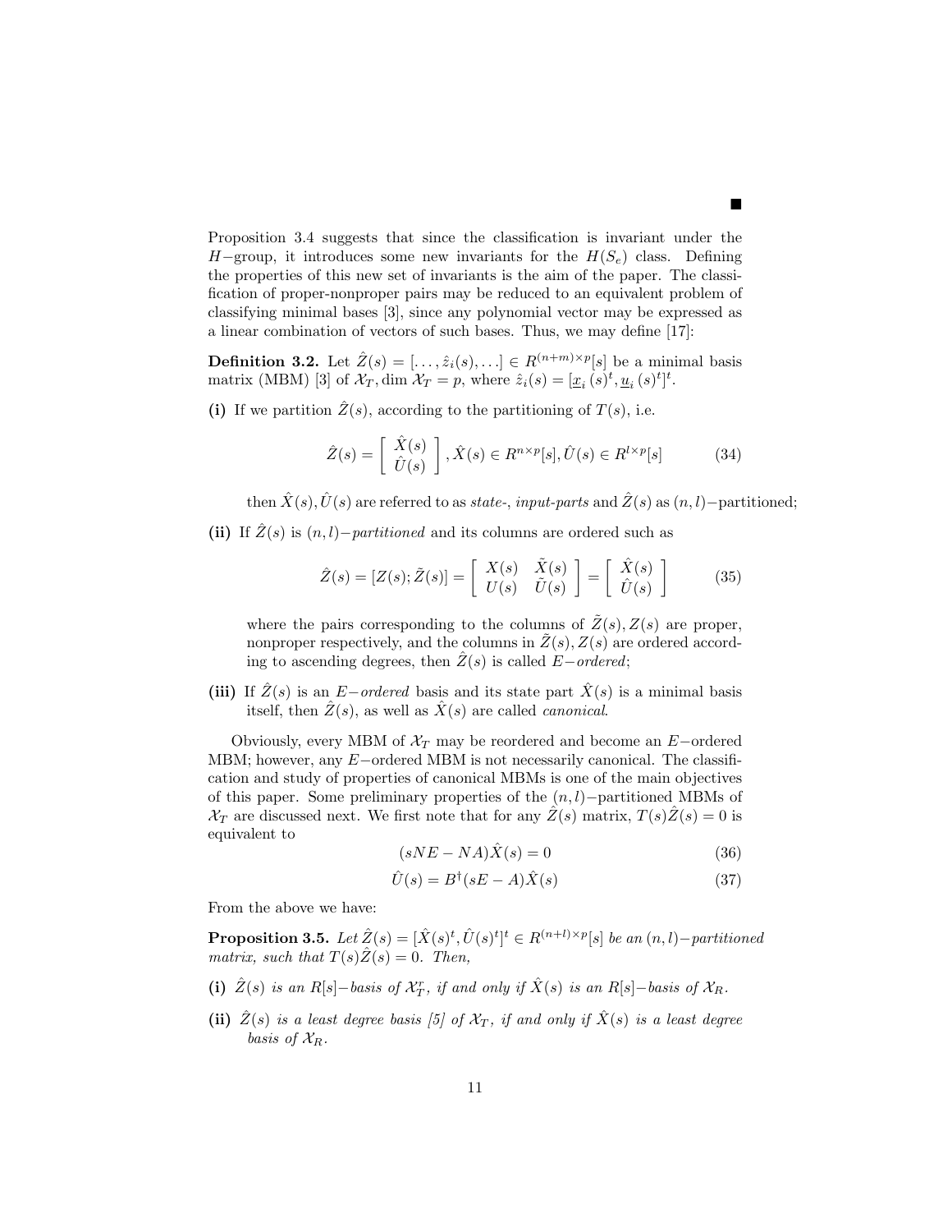■

Proposition 3.4 suggests that since the classification is invariant under the $H-$group, it introduces some new invariants for the $H(S_e)$ class. Defining the properties of this new set of invariants is the aim of the paper. The classification of proper-nonproper pairs may be reduced to an equivalent problem of classifying minimal bases [3], since any polynomial vector may be expressed as a linear combination of vectors of such bases. Thus, we may define [17]:

**Definition 3.2.** Let $\hat{Z}(s) = [\ldots, \hat{z}_i(s), \ldots] \in R^{(n+m)\times p}[s]$ be a minimal basis matrix (MBM) [3] of $\mathcal{X}_T, \dim \mathcal{X}_T = p$, where $\hat{z}_i(s) = [\underline{x}_i\,(s)^t, \underline{u}_i\,(s)^t]^t$.

**(i)** If we partition $\hat{Z}(s)$, according to the partitioning of $T(s)$, i.e.

$$\hat{Z}(s) = \begin{bmatrix} \hat{X}(s) \\ \hat{U}(s) \end{bmatrix}, \hat{X}(s) \in R^{n\times p}[s], \hat{U}(s) \in R^{l\times p}[s] \tag{34}$$

then $\hat{X}(s), \hat{U}(s)$ are referred to as *state-*, *input-parts* and $\hat{Z}(s)$ as $(n,l)-$partitioned;

**(ii)** If $\hat{Z}(s)$ is $(n,l)-$*partitioned* and its columns are ordered such as

$$\hat{Z}(s) = [Z(s); \tilde{Z}(s)] = \begin{bmatrix} X(s) & \tilde{X}(s) \\ U(s) & \tilde{U}(s) \end{bmatrix} = \begin{bmatrix} \hat{X}(s) \\ \hat{U}(s) \end{bmatrix} \tag{35}$$

where the pairs corresponding to the columns of $\tilde{Z}(s), Z(s)$ are proper, nonproper respectively, and the columns in $\tilde{Z}(s), Z(s)$ are ordered according to ascending degrees, then $\hat{Z}(s)$ is called $E-$*ordered*;

**(iii)** If $\hat{Z}(s)$ is an $E-$*ordered* basis and its state part $\hat{X}(s)$ is a minimal basis itself, then $\hat{Z}(s)$, as well as $\hat{X}(s)$ are called *canonical*.

Obviously, every MBM of $\mathcal{X}_T$ may be reordered and become an $E-$ordered MBM; however, any $E-$ordered MBM is not necessarily canonical. The classification and study of properties of canonical MBMs is one of the main objectives of this paper. Some preliminary properties of the $(n,l)-$partitioned MBMs of $\mathcal{X}_T$ are discussed next. We first note that for any $\hat{Z}(s)$ matrix, $T(s)\hat{Z}(s) = 0$ is equivalent to

$$(sNE - NA)\hat{X}(s) = 0 \tag{36}$$

$$\hat{U}(s) = B^{\dagger}(sE - A)\hat{X}(s) \tag{37}$$

From the above we have:

**Proposition 3.5.** *Let $\hat{Z}(s) = [\hat{X}(s)^t, \hat{U}(s)^t]^t \in R^{(n+l)\times p}[s]$ be an $(n,l)-$partitioned matrix, such that $T(s)\hat{Z}(s) = 0$. Then,*

**(i)** *$\hat{Z}(s)$ is an $R[s]-$basis of $\mathcal{X}_T^r$, if and only if $\hat{X}(s)$ is an $R[s]-$basis of $\mathcal{X}_R$.*

**(ii)** *$\hat{Z}(s)$ is a least degree basis [5] of $\mathcal{X}_T$, if and only if $\hat{X}(s)$ is a least degree basis of $\mathcal{X}_R$.*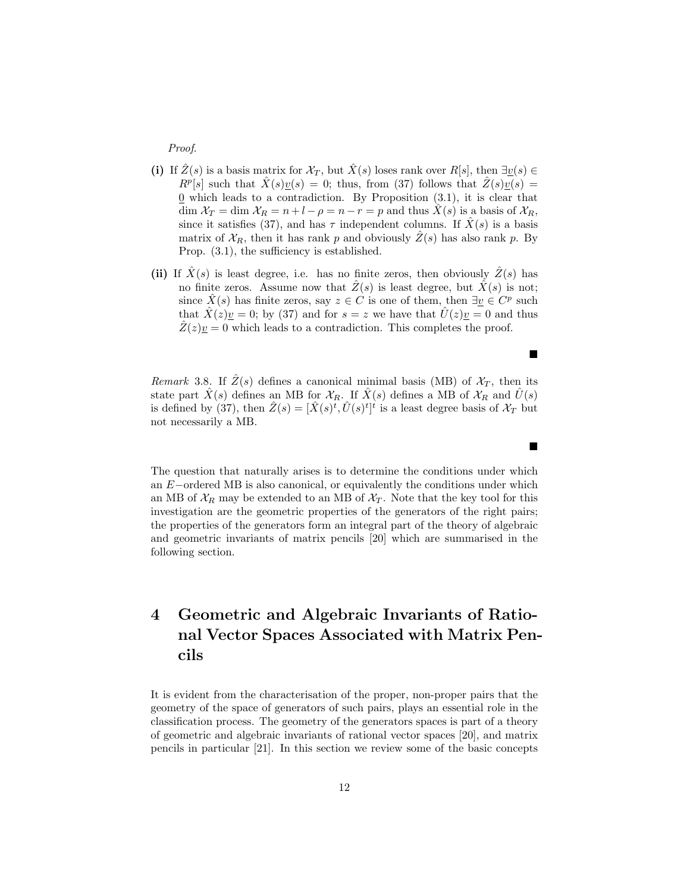*Proof.*

**(i)** If $\hat{Z}(s)$ is a basis matrix for $\mathcal{X}_T$, but $\hat{X}(s)$ loses rank over $R[s]$, then $\exists \underline{v}(s) \in R^p[s]$ such that $\hat{X}(s)\underline{v}(s) = 0$; thus, from (37) follows that $\hat{Z}(s)\underline{v}(s) = \underline{0}$ which leads to a contradiction. By Proposition (3.1), it is clear that $\dim \mathcal{X}_T = \dim \mathcal{X}_R = n + l - \rho = n - r = p$ and thus $\hat{X}(s)$ is a basis of $\mathcal{X}_R$, since it satisfies (37), and has $\tau$ independent columns. If $\hat{X}(s)$ is a basis matrix of $\mathcal{X}_R$, then it has rank $p$ and obviously $\hat{Z}(s)$ has also rank $p$. By Prop. (3.1), the sufficiency is established.

**(ii)** If $\hat{X}(s)$ is least degree, i.e. has no finite zeros, then obviously $\hat{Z}(s)$ has no finite zeros. Assume now that $\hat{Z}(s)$ is least degree, but $\hat{X}(s)$ is not; since $\hat{X}(s)$ has finite zeros, say $z \in C$ is one of them, then $\exists \underline{v} \in C^p$ such that $\hat{X}(z)\underline{v} = 0$; by (37) and for $s = z$ we have that $\hat{U}(z)\underline{v} = 0$ and thus $\hat{Z}(z)\underline{v} = 0$ which leads to a contradiction. This completes the proof.

■

*Remark* 3.8. If $\hat{Z}(s)$ defines a canonical minimal basis (MB) of $\mathcal{X}_T$, then its state part $\hat{X}(s)$ defines an MB for $\mathcal{X}_R$. If $\hat{X}(s)$ defines a MB of $\mathcal{X}_R$ and $\hat{U}(s)$ is defined by (37), then $\hat{Z}(s) = [\hat{X}(s)^t, \hat{U}(s)^t]^t$ is a least degree basis of $\mathcal{X}_T$ but not necessarily a MB.

■

The question that naturally arises is to determine the conditions under which an $E-$ordered MB is also canonical, or equivalently the conditions under which an MB of $\mathcal{X}_R$ may be extended to an MB of $\mathcal{X}_T$. Note that the key tool for this investigation are the geometric properties of the generators of the right pairs; the properties of the generators form an integral part of the theory of algebraic and geometric invariants of matrix pencils [20] which are summarised in the following section.

# 4 Geometric and Algebraic Invariants of Rational Vector Spaces Associated with Matrix Pencils

It is evident from the characterisation of the proper, non-proper pairs that the geometry of the space of generators of such pairs, plays an essential role in the classification process. The geometry of the generators spaces is part of a theory of geometric and algebraic invariants of rational vector spaces [20], and matrix pencils in particular [21]. In this section we review some of the basic concepts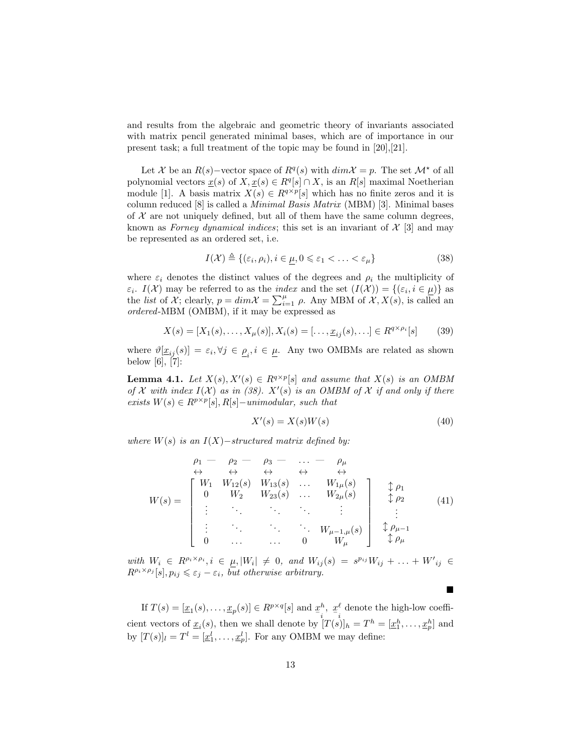and results from the algebraic and geometric theory of invariants associated with matrix pencil generated minimal bases, which are of importance in our present task; a full treatment of the topic may be found in [20],[21].

Let $\mathcal{X}$ be an $R(s)-$vector space of $R^q(s)$ with $dim\mathcal{X} = p$. The set $\mathcal{M}^\star$ of all polynomial vectors $\underline{x}(s)$ of $X$, $\underline{x}(s) \in R^q[s] \cap X$, is an $R[s]$ maximal Noetherian module [1]. A basis matrix $X(s) \in R^{q\times p}[s]$ which has no finite zeros and it is column reduced [8] is called a *Minimal Basis Matrix* (MBM) [3]. Minimal bases of $\mathcal{X}$ are not uniquely defined, but all of them have the same column degrees, known as *Forney dynamical indices*; this set is an invariant of $\mathcal{X}$ [3] and may be represented as an ordered set, i.e.

$$I(\mathcal{X}) \triangleq \{(\varepsilon_i, \rho_i), i \in \underline{\mu}, 0 \leqslant \varepsilon_1 < \ldots < \varepsilon_\mu\} \tag{38}$$

where $\varepsilon_i$ denotes the distinct values of the degrees and $\rho_i$ the multiplicity of $\varepsilon_i$. $I(\mathcal{X})$ may be referred to as the *index* and the set $(I(\mathcal{X})) = \{(\varepsilon_i, i \in \underline{\mu})\}$ as the *list* of $\mathcal{X}$; clearly, $p = dim\mathcal{X} = \sum_{i=1}^{\mu} \rho$. Any MBM of $\mathcal{X}, X(s)$, is called an *ordered*-MBM (OMBM), if it may be expressed as

$$X(s) = [X_1(s), \ldots, X_\mu(s)], X_i(s) = [\ldots, \underline{x}_{ij}(s), \ldots] \in R^{q\times\rho_i}[s] \tag{39}$$

where $\vartheta[\underline{x}_{ij}(s)] = \varepsilon_i, \forall j \in \underline{\rho}_i, i \in \underline{\mu}$. Any two OMBMs are related as shown below [6], [7]:

**Lemma 4.1.** *Let $X(s), X'(s) \in R^{q\times p}[s]$ and assume that $X(s)$ is an OMBM of $\mathcal{X}$ with index $I(\mathcal{X})$ as in (38). $X'(s)$ is an OMBM of $\mathcal{X}$ if and only if there exists $W(s) \in R^{p\times p}[s], R[s]-$unimodular, such that*

$$X'(s) = X(s)W(s) \tag{40}$$

*where $W(s)$ is an $I(X)-$structured matrix defined by:*

$$W(s) = \begin{array}{c} \begin{array}{ccccc} \rho_1 - & \rho_2 - & \rho_3 - & \ldots - & \rho_\mu \\ \leftrightarrow & \leftrightarrow & \leftrightarrow & \leftrightarrow & \leftrightarrow \end{array} \\ \left[\begin{array}{ccccc} W_1 & W_{12}(s) & W_{13}(s) & \ldots & W_{1\mu}(s) \\ 0 & W_2 & W_{23}(s) & \ldots & W_{2\mu}(s) \\ \vdots & \ddots & \ddots & \ddots & \vdots \\ \vdots & \ddots & \ddots & \ddots & W_{\mu-1,\mu}(s) \\ 0 & \ldots & \ldots & 0 & W_\mu \end{array}\right] \end{array} \begin{array}{c} \updownarrow \rho_1 \\ \updownarrow \rho_2 \\ \vdots \\ \updownarrow \rho_{\mu-1} \\ \updownarrow \rho_\mu \end{array} \tag{41}$$

*with $W_i \in R^{\rho_i\times\rho_i}, i \in \underline{\mu}, |W_i| \neq 0$, and $W_{ij}(s) = s^{p_{ij}}W_{ij} + \ldots + W'_{ij} \in R^{\rho_i\times\rho_j}[s], p_{ij} \leqslant \varepsilon_j - \varepsilon_i$, but otherwise arbitrary.*

■

If $T(s) = [\underline{x}_1(s), \ldots, \underline{x}_p(s)] \in R^{p\times q}[s]$ and $\underline{x}_i^h$, $\underline{x}_i^\ell$ denote the high-low coefficient vectors of $\underline{x}_i(s)$, then we shall denote by $[T(s)]_h = T^h = [\underline{x}_1^h, \ldots, \underline{x}_p^h]$ and by $[T(s)]_l = T^l = [\underline{x}_1^l, \ldots, \underline{x}_p^l]$. For any OMBM we may define: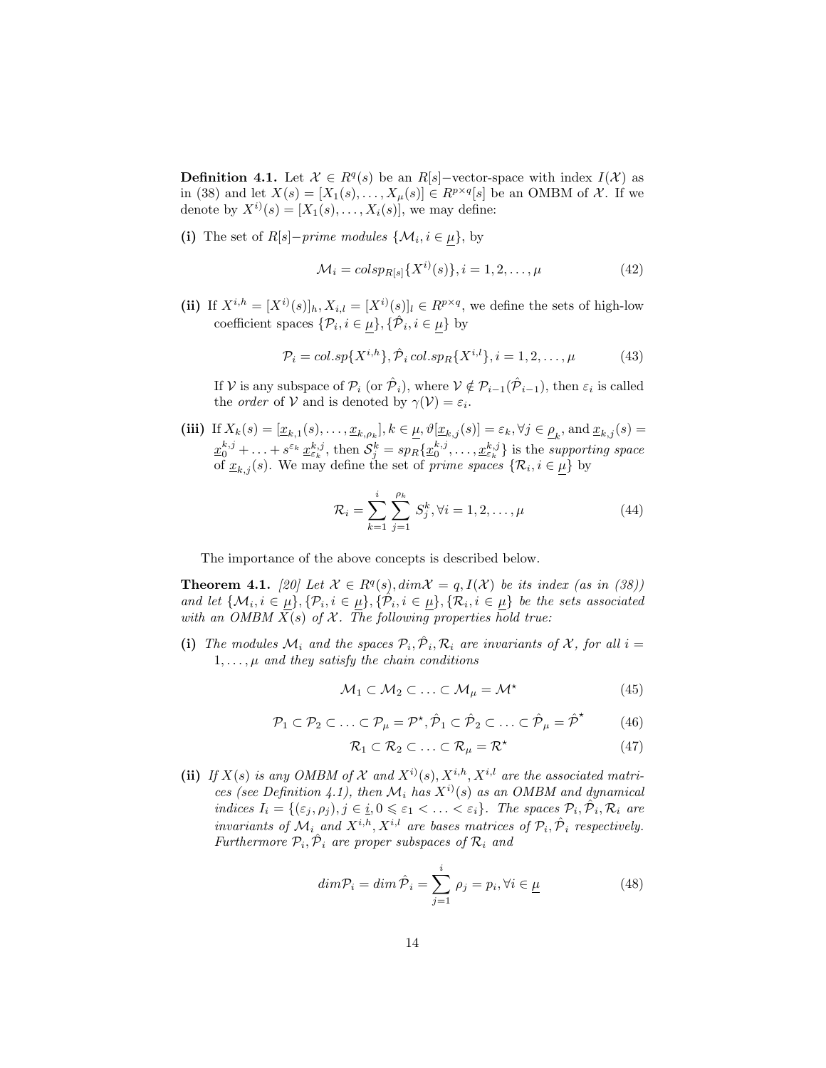**Definition 4.1.** Let $\mathcal{X} \in R^q(s)$ be an $R[s]-$vector-space with index $I(\mathcal{X})$ as in (38) and let $X(s) = [X_1(s), \ldots, X_\mu(s)] \in R^{p \times q}[s]$ be an OMBM of $\mathcal{X}$. If we denote by $X^{i)}(s) = [X_1(s), \ldots, X_i(s)]$, we may define:

**(i)** The set of $R[s]-$*prime modules* $\{\mathcal{M}_i, i \in \underline{\mu}\}$, by

$$\mathcal{M}_i = colsp_{R[s]}\{X^{i)}(s)\}, i = 1, 2, \ldots, \mu \tag{42}$$

**(ii)** If $X^{i,h} = [X^{i)}(s)]_h, X_{i,l} = [X^{i)}(s)]_l \in R^{p \times q}$, we define the sets of high-low coefficient spaces $\{\mathcal{P}_i, i \in \underline{\mu}\}, \{\hat{\mathcal{P}}_i, i \in \underline{\mu}\}$ by

$$\mathcal{P}_i = col.sp\{X^{i,h}\}, \hat{\mathcal{P}}_i \, col.sp_R\{X^{i,l}\}, i = 1, 2, \ldots, \mu \tag{43}$$

If $\mathcal{V}$ is any subspace of $\mathcal{P}_i$ (or $\hat{\mathcal{P}}_i$), where $\mathcal{V} \notin \mathcal{P}_{i-1}(\hat{\mathcal{P}}_{i-1})$, then $\varepsilon_i$ is called the *order* of $\mathcal{V}$ and is denoted by $\gamma(\mathcal{V}) = \varepsilon_i$.

**(iii)** If $X_k(s) = [\underline{x}_{k,1}(s), \ldots, \underline{x}_{k,\rho_k}], k \in \underline{\mu}, \vartheta[\underline{x}_{k,j}(s)] = \varepsilon_k, \forall j \in \underline{\rho}_k$, and $\underline{x}_{k,j}(s) = \underline{x}_0^{k,j} + \ldots + s^{\varepsilon_k} \underline{x}_{\varepsilon_k}^{k,j}$, then $\mathcal{S}_j^k = sp_R\{\underline{x}_0^{k,j}, \ldots, \underline{x}_{\varepsilon_k}^{k,j}\}$ is the *supporting space* of $\underline{x}_{k,j}(s)$. We may define the set of *prime spaces* $\{\mathcal{R}_i, i \in \underline{\mu}\}$ by

$$\mathcal{R}_i = \sum_{k=1}^{i} \sum_{j=1}^{\rho_k} S_j^k, \forall i = 1, 2, \ldots, \mu \tag{44}$$

The importance of the above concepts is described below.

**Theorem 4.1.** *[20] Let $\mathcal{X} \in R^q(s), dim\mathcal{X} = q, I(\mathcal{X})$ be its index (as in (38)) and let $\{\mathcal{M}_i, i \in \underline{\mu}\}, \{\mathcal{P}_i, i \in \underline{\mu}\}, \{\hat{\mathcal{P}}_i, i \in \underline{\mu}\}, \{\mathcal{R}_i, i \in \underline{\mu}\}$ be the sets associated with an OMBM $X(s)$ of $\mathcal{X}$. The following properties hold true:*

**(i)** *The modules $\mathcal{M}_i$ and the spaces $\mathcal{P}_i, \hat{\mathcal{P}}_i, \mathcal{R}_i$ are invariants of $\mathcal{X}$, for all $i = 1, \ldots, \mu$ and they satisfy the chain conditions*

$$\mathcal{M}_1 \subset \mathcal{M}_2 \subset \ldots \subset \mathcal{M}_\mu = \mathcal{M}^\star \tag{45}$$

$$\mathcal{P}_1 \subset \mathcal{P}_2 \subset \ldots \subset \mathcal{P}_\mu = \mathcal{P}^\star, \hat{\mathcal{P}}_1 \subset \hat{\mathcal{P}}_2 \subset \ldots \subset \hat{\mathcal{P}}_\mu = \hat{\mathcal{P}}^\star \tag{46}$$

$$\mathcal{R}_1 \subset \mathcal{R}_2 \subset \ldots \subset \mathcal{R}_\mu = \mathcal{R}^\star \tag{47}$$

**(ii)** *If $X(s)$ is any OMBM of $\mathcal{X}$ and $X^{i)}(s), X^{i,h}, X^{i,l}$ are the associated matrices (see Definition 4.1), then $\mathcal{M}_i$ has $X^{i)}(s)$ as an OMBM and dynamical indices $I_i = \{(\varepsilon_j, \rho_j), j \in \underline{i}, 0 \leqslant \varepsilon_1 < \ldots < \varepsilon_i\}$. The spaces $\mathcal{P}_i, \hat{\mathcal{P}}_i, \mathcal{R}_i$ are invariants of $\mathcal{M}_i$ and $X^{i,h}, X^{i,l}$ are bases matrices of $\mathcal{P}_i, \hat{\mathcal{P}}_i$ respectively. Furthermore $\mathcal{P}_i, \hat{\mathcal{P}}_i$ are proper subspaces of $\mathcal{R}_i$ and*

$$dim\mathcal{P}_i = dim\,\hat{\mathcal{P}}_i = \sum_{j=1}^{i} \rho_j = p_i, \forall i \in \underline{\mu} \tag{48}$$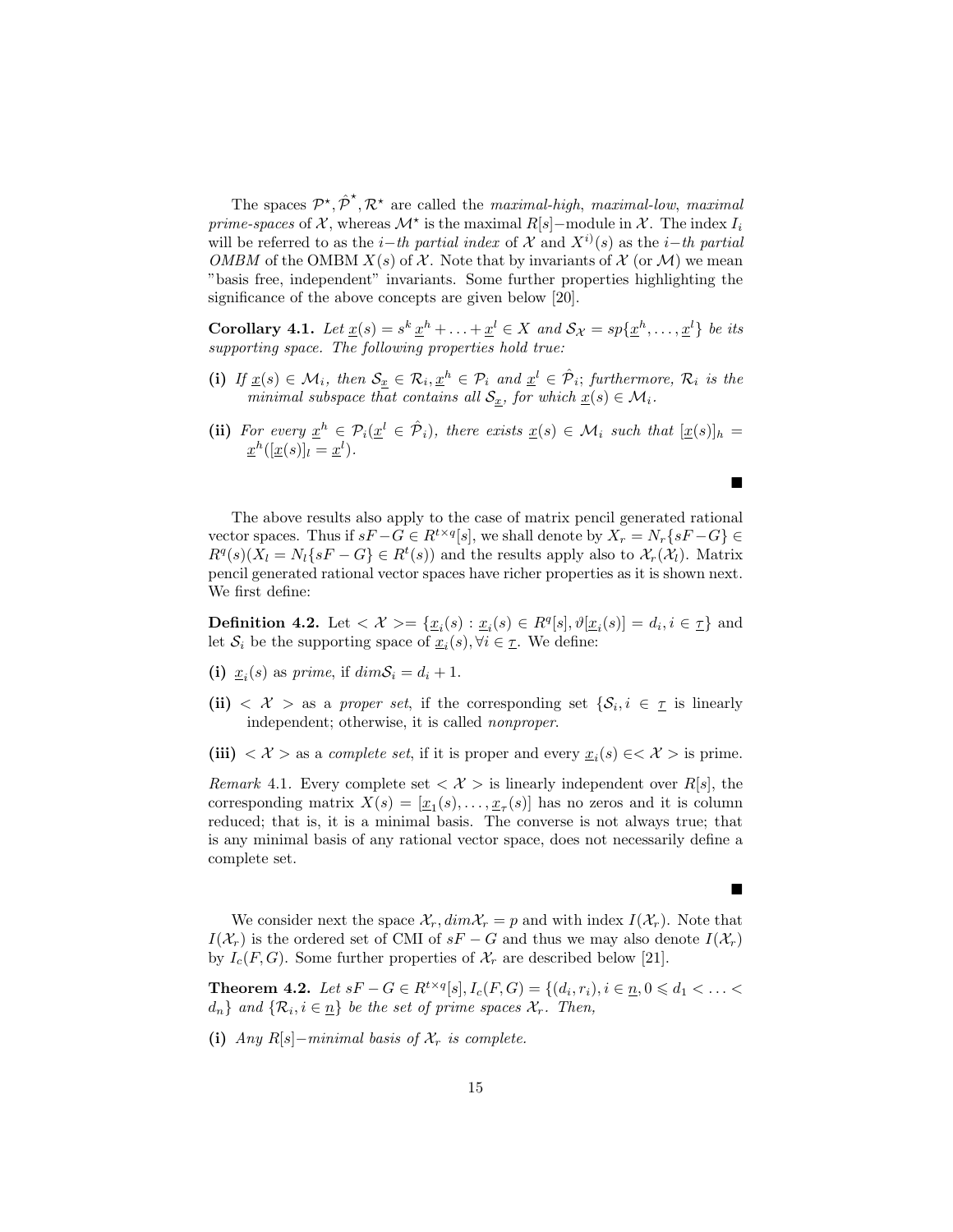The spaces $\mathcal{P}^\star, \hat{\mathcal{P}}^\star, \mathcal{R}^\star$ are called the *maximal-high*, *maximal-low*, *maximal prime-spaces* of $\mathcal{X}$, whereas $\mathcal{M}^\star$ is the maximal $R[s]-$module in $\mathcal{X}$. The index $I_i$ will be referred to as the $i-th$ *partial index* of $\mathcal{X}$ and $X^{i)}(s)$ as the $i-th$ *partial OMBM* of the OMBM $X(s)$ of $\mathcal{X}$. Note that by invariants of $\mathcal{X}$ (or $\mathcal{M}$) we mean "basis free, independent" invariants. Some further properties highlighting the significance of the above concepts are given below [20].

**Corollary 4.1.** *Let $\underline{x}(s) = s^k \underline{x}^h + \ldots + \underline{x}^l \in X$ and $\mathcal{S}_\mathcal{X} = sp\{\underline{x}^h, \ldots, \underline{x}^l\}$ be its supporting space. The following properties hold true:*

**(i)** *If $\underline{x}(s) \in \mathcal{M}_i$, then $\mathcal{S}_{\underline{x}} \in \mathcal{R}_i, \underline{x}^h \in \mathcal{P}_i$ and $\underline{x}^l \in \hat{\mathcal{P}}_i$; furthermore, $\mathcal{R}_i$ is the minimal subspace that contains all $\mathcal{S}_{\underline{x}}$, for which $\underline{x}(s) \in \mathcal{M}_i$.*

**(ii)** *For every $\underline{x}^h \in \mathcal{P}_i(\underline{x}^l \in \hat{\mathcal{P}}_i)$, there exists $\underline{x}(s) \in \mathcal{M}_i$ such that $[\underline{x}(s)]_h = \underline{x}^h([\underline{x}(s)]_l = \underline{x}^l)$.*

■

The above results also apply to the case of matrix pencil generated rational vector spaces. Thus if $sF-G \in R^{t\times q}[s]$, we shall denote by $X_r = N_r\{sF-G\} \in R^q(s)(X_l = N_l\{sF-G\} \in R^t(s))$ and the results apply also to $\mathcal{X}_r(\mathcal{X}_l)$. Matrix pencil generated rational vector spaces have richer properties as it is shown next. We first define:

**Definition 4.2.** Let $<\mathcal{X}>= \{\underline{x}_i(s) : \underline{x}_i(s) \in R^q[s], \vartheta[\underline{x}_i(s)] = d_i, i \in \underline{\tau}\}$ and let $\mathcal{S}_i$ be the supporting space of $\underline{x}_i(s), \forall i \in \underline{\tau}$. We define:

**(i)** $\underline{x}_i(s)$ as *prime*, if $dim\mathcal{S}_i = d_i + 1$.

**(ii)** $<\mathcal{X}>$ as a *proper set*, if the corresponding set $\{\mathcal{S}_i, i \in \underline{\tau}$ is linearly independent; otherwise, it is called *nonproper*.

**(iii)** $<\mathcal{X}>$ as a *complete set*, if it is proper and every $\underline{x}_i(s) \in <\mathcal{X}>$ is prime.

*Remark* 4.1. Every complete set $<\mathcal{X}>$ is linearly independent over $R[s]$, the corresponding matrix $X(s) = [\underline{x}_1(s), \ldots, \underline{x}_\tau(s)]$ has no zeros and it is column reduced; that is, it is a minimal basis. The converse is not always true; that is any minimal basis of any rational vector space, does not necessarily define a complete set.

■

We consider next the space $\mathcal{X}_r, dim\mathcal{X}_r = p$ and with index $I(\mathcal{X}_r)$. Note that $I(\mathcal{X}_r)$ is the ordered set of CMI of $sF-G$ and thus we may also denote $I(\mathcal{X}_r)$ by $I_c(F,G)$. Some further properties of $\mathcal{X}_r$ are described below [21].

**Theorem 4.2.** *Let $sF-G \in R^{t\times q}[s], I_c(F,G) = \{(d_i, r_i), i \in \underline{n}, 0 \leqslant d_1 < \ldots < d_n\}$ and $\{\mathcal{R}_i, i \in \underline{n}\}$ be the set of prime spaces $\mathcal{X}_r$. Then,*

**(i)** *Any $R[s]-$minimal basis of $\mathcal{X}_r$ is complete.*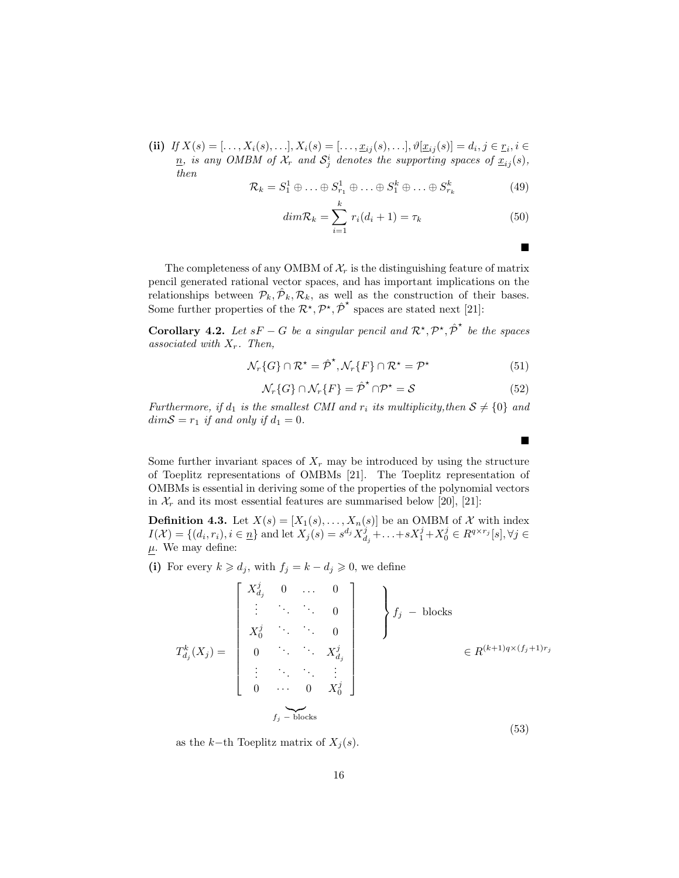**(ii)** *If $X(s) = [\ldots, X_i(s), \ldots], X_i(s) = [\ldots, \underline{x}_{ij}(s), \ldots], \vartheta[\underline{x}_{ij}(s)] = d_i, j \in \underline{r}_i, i \in \underline{n}$, is any OMBM of $\mathcal{X}_r$ and $\mathcal{S}^i_j$ denotes the supporting spaces of $\underline{x}_{ij}(s)$, then*

$$\mathcal{R}_k = S^1_1 \oplus \ldots \oplus S^1_{r_1} \oplus \ldots \oplus S^k_1 \oplus \ldots \oplus S^k_{r_k} \tag{49}$$

$$dim\mathcal{R}_k = \sum_{i=1}^{k} r_i(d_i + 1) = \tau_k \tag{50}$$

■

The completeness of any OMBM of $\mathcal{X}_r$ is the distinguishing feature of matrix pencil generated rational vector spaces, and has important implications on the relationships between $\mathcal{P}_k, \hat{\mathcal{P}}_k, \mathcal{R}_k$, as well as the construction of their bases. Some further properties of the $\mathcal{R}^\star, \mathcal{P}^\star, \hat{\mathcal{P}}^\star$ spaces are stated next [21]:

**Corollary 4.2.** *Let $sF - G$ be a singular pencil and $\mathcal{R}^\star, \mathcal{P}^\star, \hat{\mathcal{P}}^\star$ be the spaces associated with $X_r$. Then,*

$$\mathcal{N}_r\{G\} \cap \mathcal{R}^\star = \hat{\mathcal{P}}^\star, \mathcal{N}_r\{F\} \cap \mathcal{R}^\star = \mathcal{P}^\star \tag{51}$$

$$\mathcal{N}_r\{G\} \cap \mathcal{N}_r\{F\} = \hat{\mathcal{P}}^\star \cap \mathcal{P}^\star = \mathcal{S} \tag{52}$$

*Furthermore, if $d_1$ is the smallest CMI and $r_i$ its multiplicity,then $\mathcal{S} \neq \{0\}$ and $dim\mathcal{S} = r_1$ if and only if $d_1 = 0$.*

■

Some further invariant spaces of $X_r$ may be introduced by using the structure of Toeplitz representations of OMBMs [21]. The Toeplitz representation of OMBMs is essential in deriving some of the properties of the polynomial vectors in $\mathcal{X}_r$ and its most essential features are summarised below [20], [21]:

**Definition 4.3.** Let $X(s) = [X_1(s), \ldots, X_n(s)]$ be an OMBM of $\mathcal{X}$ with index $I(\mathcal{X}) = \{(d_i, r_i), i \in \underline{n}\}$ and let $X_j(s) = s^{d_j} X^j_{d_j} + \ldots + sX^j_1 + X^j_0 \in R^{q \times r_j}[s], \forall j \in \underline{\mu}$. We may define:

**(i)** For every $k \geqslant d_j$, with $f_j = k - d_j \geqslant 0$, we define

$$T^k_{d_j}(X_j) = \underbrace{\begin{bmatrix} X^j_{d_j} & 0 & \ldots & 0 \\ \vdots & \ddots & \ddots & 0 \\ X^j_0 & \ddots & \ddots & 0 \\ 0 & \ddots & \ddots & X^j_{d_j} \\ \vdots & \ddots & \ddots & \vdots \\ 0 & \cdots & 0 & X^j_0 \end{bmatrix}}_{f_j \text{ - blocks}} \left.\begin{matrix} \\ \\ \\ \end{matrix}\right\} f_j \text{ - blocks} \in R^{(k+1)q \times (f_j+1)r_j} \tag{53}$$

as the $k-$th Toeplitz matrix of $X_j(s)$.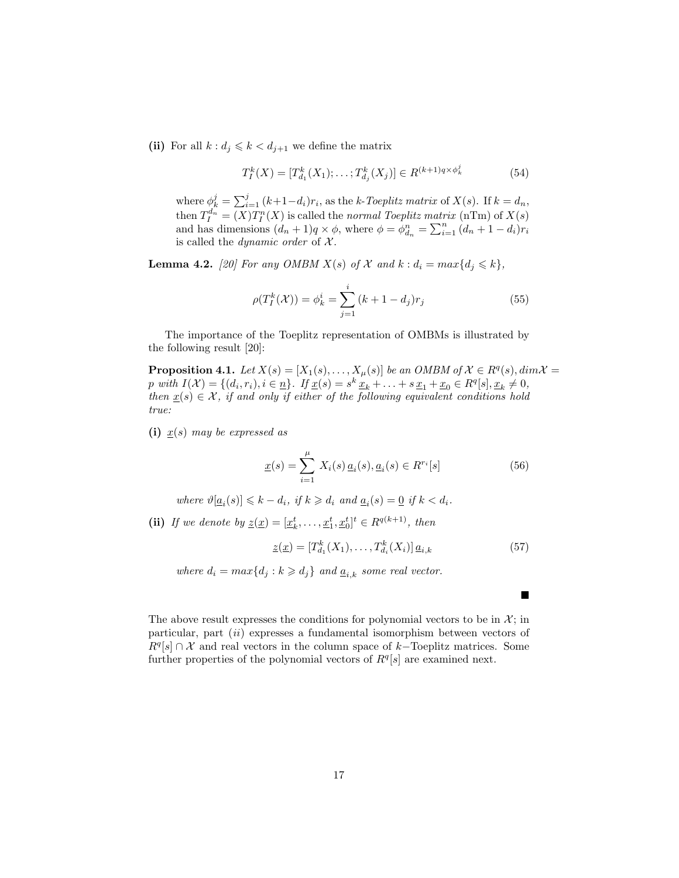**(ii)** For all $k : d_j \leqslant k < d_{j+1}$ we define the matrix

$$T_I^k(X) = [T_{d_1}^k(X_1); \ldots ; T_{d_j}^k(X_j)] \in R^{(k+1)q \times \phi_k^j} \tag{54}$$

where $\phi_k^j = \sum_{i=1}^{j} (k+1-d_i) r_i$, as the *k-Toeplitz matrix* of $X(s)$. If $k = d_n$, then $T_I^{d_n} = (X) T_I^n(X)$ is called the *normal Toeplitz matrix* (nTm) of $X(s)$ and has dimensions $(d_n+1)q \times \phi$, where $\phi = \phi_{d_n}^n = \sum_{i=1}^{n} (d_n + 1 - d_i) r_i$ is called the *dynamic order* of $\mathcal{X}$.

**Lemma 4.2.** *[20] For any OMBM $X(s)$ of $\mathcal{X}$ and $k : d_i = max\{d_j \leqslant k\}$,*

$$\rho(T_I^k(\mathcal{X})) = \phi_k^i = \sum_{j=1}^{i} (k+1-d_j) r_j \tag{55}$$

The importance of the Toeplitz representation of OMBMs is illustrated by the following result [20]:

**Proposition 4.1.** *Let $X(s) = [X_1(s), \ldots, X_\mu(s)]$ be an OMBM of $\mathcal{X} \in R^q(s), dim\mathcal{X} = p$ with $I(\mathcal{X}) = \{(d_i, r_i), i \in \underline{n}\}$. If $\underline{x}(s) = s^k\, \underline{x}_k + \ldots + s\, \underline{x}_1 + \underline{x}_0 \in R^q[s], \underline{x}_k \neq 0$, then $\underline{x}(s) \in \mathcal{X}$, if and only if either of the following equivalent conditions hold true:*

**(i)** *$\underline{x}(s)$ may be expressed as*

$$\underline{x}(s) = \sum_{i=1}^{\mu} X_i(s)\, \underline{a}_i(s), \underline{a}_i(s) \in R^{r_i}[s] \tag{56}$$

*where $\vartheta[\underline{a}_i(s)] \leqslant k - d_i$, if $k \geqslant d_i$ and $\underline{a}_i(s) = \underline{0}$ if $k < d_i$.*

**(ii)** *If we denote by $\underline{z}(\underline{x}) = [\underline{x}_k^t, \ldots, \underline{x}_1^t, \underline{x}_0^t]^t \in R^{q(k+1)}$, then*

$$\underline{z}(\underline{x}) = [T_{d_1}^k(X_1), \ldots, T_{d_i}^k(X_i)]\, \underline{a}_{i,k} \tag{57}$$

*where $d_i = max\{d_j : k \geqslant d_j\}$ and $\underline{a}_{i,k}$ some real vector.*

■

The above result expresses the conditions for polynomial vectors to be in $\mathcal{X}$; in particular, part $(ii)$ expresses a fundamental isomorphism between vectors of $R^q[s] \cap \mathcal{X}$ and real vectors in the column space of $k-$Toeplitz matrices. Some further properties of the polynomial vectors of $R^q[s]$ are examined next.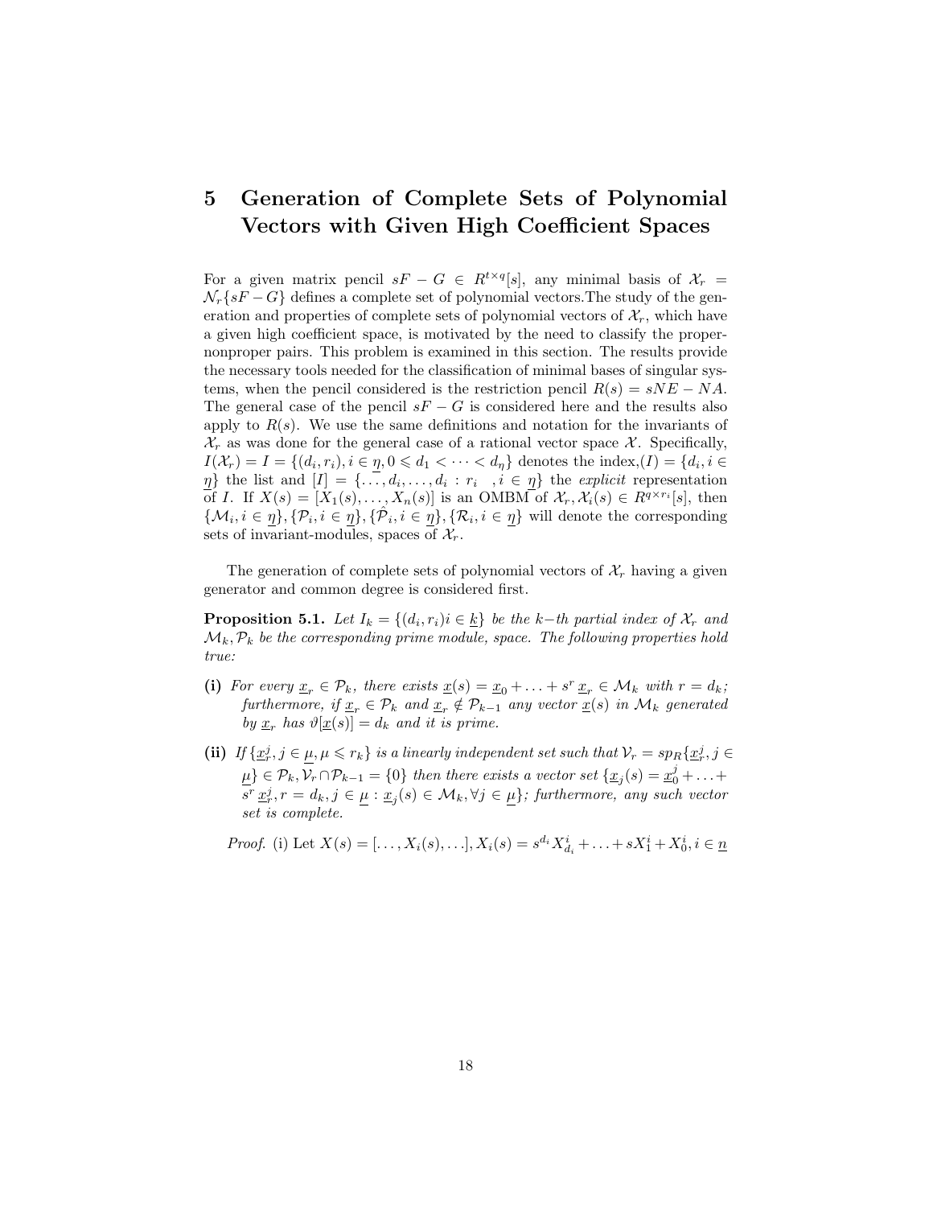## 5 Generation of Complete Sets of Polynomial Vectors with Given High Coefficient Spaces

For a given matrix pencil $sF - G \in R^{t \times q}[s]$, any minimal basis of $\mathcal{X}_r = \mathcal{N}_r\{sF - G\}$ defines a complete set of polynomial vectors.The study of the generation and properties of complete sets of polynomial vectors of $\mathcal{X}_r$, which have a given high coefficient space, is motivated by the need to classify the proper-nonproper pairs. This problem is examined in this section. The results provide the necessary tools needed for the classification of minimal bases of singular systems, when the pencil considered is the restriction pencil $R(s) = sNE - NA$. The general case of the pencil $sF - G$ is considered here and the results also apply to $R(s)$. We use the same definitions and notation for the invariants of $\mathcal{X}_r$ as was done for the general case of a rational vector space $\mathcal{X}$. Specifically, $I(\mathcal{X}_r) = I = \{(d_i, r_i), i \in \underline{\eta}, 0 \leqslant d_1 < \cdots < d_\eta\}$ denotes the index,$(I) = \{d_i, i \in \underline{\eta}\}$ the list and $[I] = \{\overline{\ldots, d_i, \ldots, d_i : r_i} \ \ , i \in \underline{\eta}\}$ the *explicit* representation of $I$. If $X(s) = [X_1(s), \ldots, X_n(s)]$ is an OMBM of $\mathcal{X}_r, \mathcal{X}_i(s) \in R^{q \times r_i}[s]$, then $\{\mathcal{M}_i, i \in \underline{\eta}\}, \{\mathcal{P}_i, i \in \underline{\eta}\}, \{\hat{\mathcal{P}}_i, i \in \underline{\eta}\}, \{\mathcal{R}_i, i \in \underline{\eta}\}$ will denote the corresponding sets of invariant-modules, spaces of $\mathcal{X}_r$.

The generation of complete sets of polynomial vectors of $\mathcal{X}_r$ having a given generator and common degree is considered first.

**Proposition 5.1.** *Let $I_k = \{(d_i, r_i) i \in \underline{k}\}$ be the $k-th$ partial index of $\mathcal{X}_r$ and $\mathcal{M}_k, \mathcal{P}_k$ be the corresponding prime module, space. The following properties hold true:*

**(i)** *For every $\underline{x}_r \in \mathcal{P}_k$, there exists $\underline{x}(s) = \underline{x}_0 + \ldots + s^r \, \underline{x}_r \in \mathcal{M}_k$ with $r = d_k$; furthermore, if $\underline{x}_r \in \mathcal{P}_k$ and $\underline{x}_r \notin \mathcal{P}_{k-1}$ any vector $\underline{x}(s)$ in $\mathcal{M}_k$ generated by $\underline{x}_r$ has $\vartheta[\underline{x}(s)] = d_k$ and it is prime.*

**(ii)** *If $\{\underline{x}_r^j, j \in \underline{\mu}, \mu \leqslant r_k\}$ is a linearly independent set such that $\mathcal{V}_r = sp_R\{\underline{x}_r^j, j \in \underline{\mu}\} \in \mathcal{P}_k, \mathcal{V}_r \cap \mathcal{P}_{k-1} = \{0\}$ then there exists a vector set $\{\underline{x}_j(s) = \underline{x}_0^j + \ldots + s^r \, \underline{x}_r^j, r = d_k, j \in \underline{\mu} : \underline{x}_j(s) \in \mathcal{M}_k, \forall j \in \underline{\mu}\}$; furthermore, any such vector set is complete.*

*Proof.* (i) Let $X(s) = [\ldots, X_i(s), \ldots], X_i(s) = s^{d_i} X_{d_i}^i + \ldots + s X_1^i + X_0^i, i \in \underline{n}$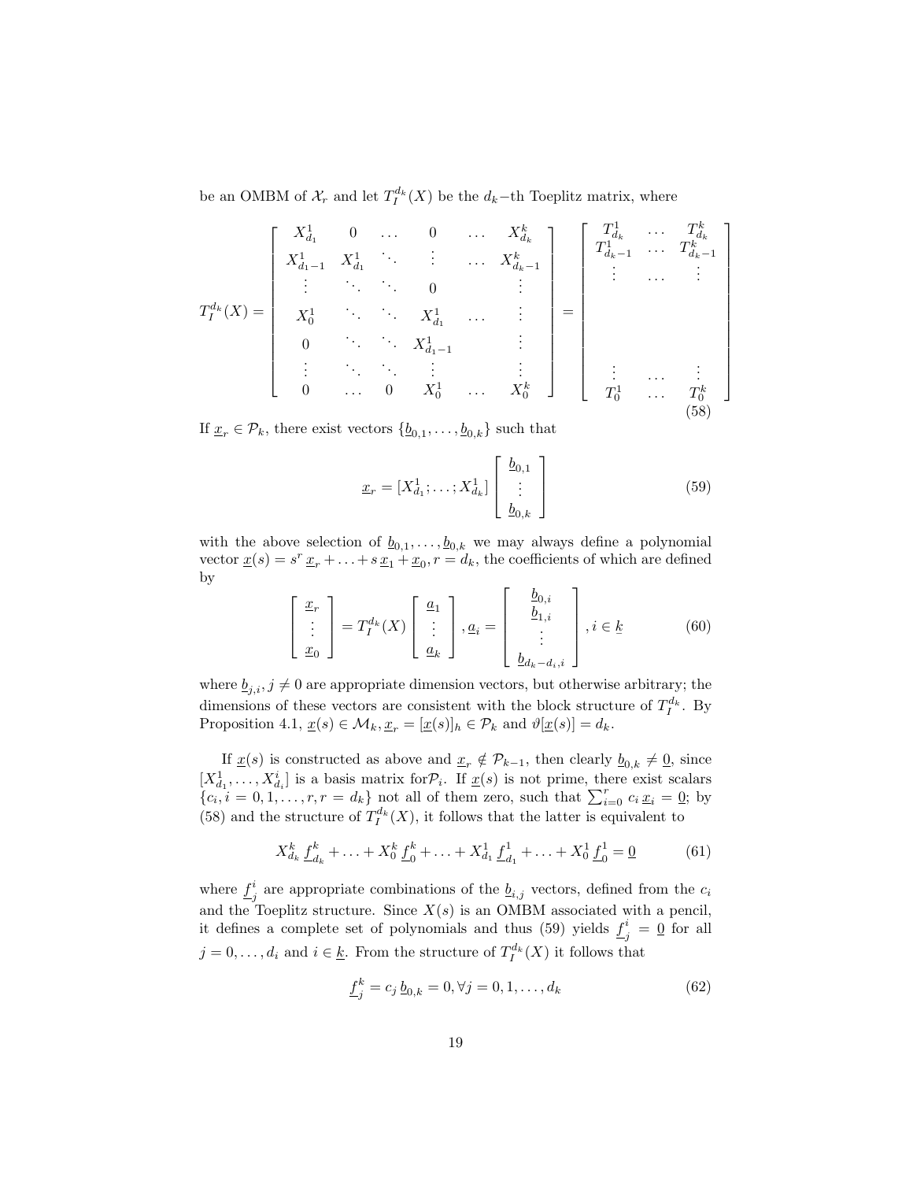be an OMBM of $\mathcal{X}_r$ and let $T_I^{d_k}(X)$ be the $d_k-$th Toeplitz matrix, where

$$
T_I^{d_k}(X) = \left[ \begin{array}{cccccc} X_{d_1}^1 & 0 & \dots & 0 & \dots & X_{d_k}^k \\ X_{d_1-1}^1 & X_{d_1}^1 & \ddots & \vdots & \dots & X_{d_k-1}^k \\ \vdots & \ddots & \ddots & 0 & & \vdots \\ X_0^1 & \ddots & \ddots & X_{d_1}^1 & \dots & \vdots \\ 0 & \ddots & \ddots & X_{d_1-1}^1 & & \vdots \\ \vdots & \ddots & \ddots & \vdots & & \vdots \\ 0 & \dots & 0 & X_0^1 & \dots & X_0^k \end{array} \right] = \left[ \begin{array}{ccc} T_{d_k}^1 & \dots & T_{d_k}^k \\ T_{d_k-1}^1 & \dots & T_{d_k-1}^k \\ \vdots & \dots & \vdots \\ & & \\ & & \\ \vdots & \dots & \vdots \\ T_0^1 & \dots & T_0^k \end{array} \right] \tag{58}
$$

If $\underline{x}_r \in \mathcal{P}_k$, there exist vectors $\{\underline{b}_{0,1}, \dots, \underline{b}_{0,k}\}$ such that

$$
\underline{x}_r = [X_{d_1}^1; \dots ; X_{d_k}^1] \left[ \begin{array}{c} \underline{b}_{0,1} \\ \vdots \\ \underline{b}_{0,k} \end{array} \right] \tag{59}
$$

with the above selection of $\underline{b}_{0,1}, \dots, \underline{b}_{0,k}$ we may always define a polynomial vector $\underline{x}(s) = s^r \, \underline{x}_r + \dots + s \, \underline{x}_1 + \underline{x}_0, r = d_k$, the coefficients of which are defined by

$$
\left[ \begin{array}{c} \underline{x}_r \\ \vdots \\ \underline{x}_0 \end{array} \right] = T_I^{d_k}(X) \left[ \begin{array}{c} \underline{a}_1 \\ \vdots \\ \underline{a}_k \end{array} \right], \underline{a}_i = \left[ \begin{array}{c} \underline{b}_{0,i} \\ \underline{b}_{1,i} \\ \vdots \\ \underline{b}_{d_k-d_i,i} \end{array} \right], i \in \underline{k} \tag{60}
$$

where $\underline{b}_{j,i}, j \neq 0$ are appropriate dimension vectors, but otherwise arbitrary; the dimensions of these vectors are consistent with the block structure of $T_I^{d_k}$. By Proposition 4.1, $\underline{x}(s) \in \mathcal{M}_k, \underline{x}_r = [\underline{x}(s)]_h \in \mathcal{P}_k$ and $\vartheta[\underline{x}(s)] = d_k$.

If $\underline{x}(s)$ is constructed as above and $\underline{x}_r \notin \mathcal{P}_{k-1}$, then clearly $\underline{b}_{0,k} \neq \underline{0}$, since $[X_{d_1}^1, \dots, X_{d_i}^i]$ is a basis matrix for$\mathcal{P}_i$. If $\underline{x}(s)$ is not prime, there exist scalars $\{c_i, i = 0, 1, \dots, r, r = d_k\}$ not all of them zero, such that $\sum_{i=0}^r c_i \, \underline{x}_i = \underline{0}$; by (58) and the structure of $T_I^{d_k}(X)$, it follows that the latter is equivalent to

$$
X_{d_k}^k \, \underline{f}_{d_k}^k + \dots + X_0^k \, \underline{f}_0^k + \dots + X_{d_1}^1 \, \underline{f}_{d_1}^1 + \dots + X_0^1 \, \underline{f}_0^1 = \underline{0} \tag{61}
$$

where $\underline{f}_j^i$ are appropriate combinations of the $\underline{b}_{i,j}$ vectors, defined from the $c_i$ and the Toeplitz structure. Since $X(s)$ is an OMBM associated with a pencil, it defines a complete set of polynomials and thus (59) yields $\underline{f}_j^i = \underline{0}$ for all $j = 0, \dots, d_i$ and $i \in \underline{k}$. From the structure of $T_I^{d_k}(X)$ it follows that

$$
\underline{f}_j^k = c_j \, \underline{b}_{0,k} = 0, \forall j = 0, 1, \dots, d_k \tag{62}
$$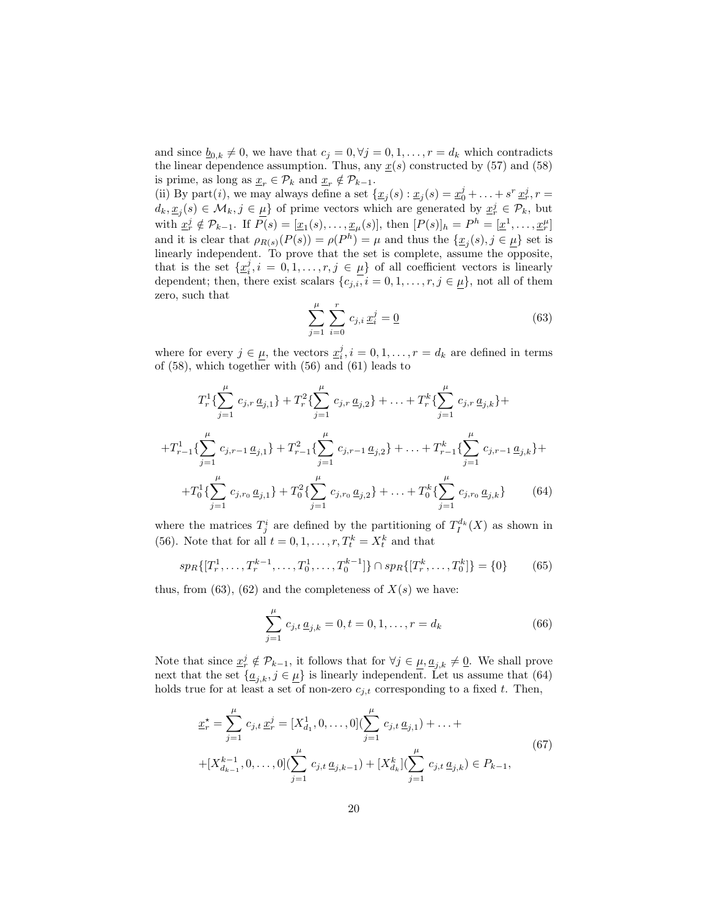and since $\underline{b}_{0,k} \neq 0$, we have that $c_j = 0, \forall j = 0, 1, \ldots, r = d_k$ which contradicts the linear dependence assumption. Thus, any $\underline{x}(s)$ constructed by (57) and (58) is prime, as long as $\underline{x}_r \in \mathcal{P}_k$ and $\underline{x}_r \notin \mathcal{P}_{k-1}$.

(ii) By part$(i)$, we may always define a set $\{\underline{x}_j(s) : \underline{x}_j(s) = \underline{x}_0^j + \ldots + s^r \, \underline{x}_r^j, r = d_k, \underline{x}_j(s) \in \mathcal{M}_k, j \in \underline{\mu}\}$ of prime vectors which are generated by $\underline{x}_r^j \in \mathcal{P}_k$, but with $\underline{x}_r^j \notin \mathcal{P}_{k-1}$. If $P(s) = [\underline{x}_1(s), \ldots, \underline{x}_\mu(s)]$, then $[P(s)]_h = P^h = [\underline{x}^1, \ldots, \underline{x}_r^\mu]$ and it is clear that $\rho_{R(s)}(P(s)) = \rho(P^h) = \mu$ and thus the $\{\underline{x}_j(s), j \in \underline{\mu}\}$ set is linearly independent. To prove that the set is complete, assume the opposite, that is the set $\{\underline{x}_i^j, i = 0, 1, \ldots, r, j \in \underline{\mu}\}$ of all coefficient vectors is linearly dependent; then, there exist scalars $\{c_{j,i}, i = 0, 1, \ldots, r, j \in \underline{\mu}\}$, not all of them zero, such that

$$\sum_{j=1}^{\mu} \sum_{i=0}^{r} c_{j,i} \, \underline{x}_i^j = \underline{0} \tag{63}$$

where for every $j \in \underline{\mu}$, the vectors $\underline{x}_i^j, i = 0, 1, \ldots, r = d_k$ are defined in terms of (58), which together with (56) and (61) leads to

$$T_r^1\{\sum_{j=1}^{\mu} c_{j,r} \, \underline{a}_{j,1}\} + T_r^2\{\sum_{j=1}^{\mu} c_{j,r} \, \underline{a}_{j,2}\} + \ldots + T_r^k\{\sum_{j=1}^{\mu} c_{j,r} \, \underline{a}_{j,k}\} +$$

$$+T_{r-1}^1\{\sum_{j=1}^{\mu} c_{j,r-1} \, \underline{a}_{j,1}\} + T_{r-1}^2\{\sum_{j=1}^{\mu} c_{j,r-1} \, \underline{a}_{j,2}\} + \ldots + T_{r-1}^k\{\sum_{j=1}^{\mu} c_{j,r-1} \, \underline{a}_{j,k}\} +$$

$$+T_0^1\{\sum_{j=1}^{\mu} c_{j,r_0} \, \underline{a}_{j,1}\} + T_0^2\{\sum_{j=1}^{\mu} c_{j,r_0} \, \underline{a}_{j,2}\} + \ldots + T_0^k\{\sum_{j=1}^{\mu} c_{j,r_0} \, \underline{a}_{j,k}\} \tag{64}$$

where the matrices $T_j^i$ are defined by the partitioning of $T_I^{d_k}(X)$ as shown in (56). Note that for all $t = 0, 1, \ldots, r, T_t^k = X_t^k$ and that

$$sp_R\{[T_r^1, \ldots, T_r^{k-1}, \ldots, T_0^1, \ldots, T_0^{k-1}]\} \cap sp_R\{[T_r^k, \ldots, T_0^k]\} = \{0\} \tag{65}$$

thus, from (63), (62) and the completeness of $X(s)$ we have:

$$\sum_{j=1}^{\mu} c_{j,t} \, \underline{a}_{j,k} = 0, t = 0, 1, \ldots, r = d_k \tag{66}$$

Note that since $\underline{x}_r^j \notin \mathcal{P}_{k-1}$, it follows that for $\forall j \in \underline{\mu}, \underline{a}_{j,k} \neq \underline{0}$. We shall prove next that the set $\{\underline{a}_{j,k}, j \in \underline{\mu}\}$ is linearly independent. Let us assume that (64) holds true for at least a set of non-zero $c_{j,t}$ corresponding to a fixed $t$. Then,

$$\begin{aligned}
\underline{x}_r^\star = \sum_{j=1}^{\mu} c_{j,t} \, \underline{x}_r^j = [X_{d_1}^1, 0, \ldots, 0](\sum_{j=1}^{\mu} c_{j,t} \, \underline{a}_{j,1}) + \ldots + \\
+[X_{d_{k-1}}^{k-1}, 0, \ldots, 0](\sum_{j=1}^{\mu} c_{j,t} \, \underline{a}_{j,k-1}) + [X_{d_k}^k](\sum_{j=1}^{\mu} c_{j,t} \, \underline{a}_{j,k}) \in P_{k-1},
\end{aligned} \tag{67}$$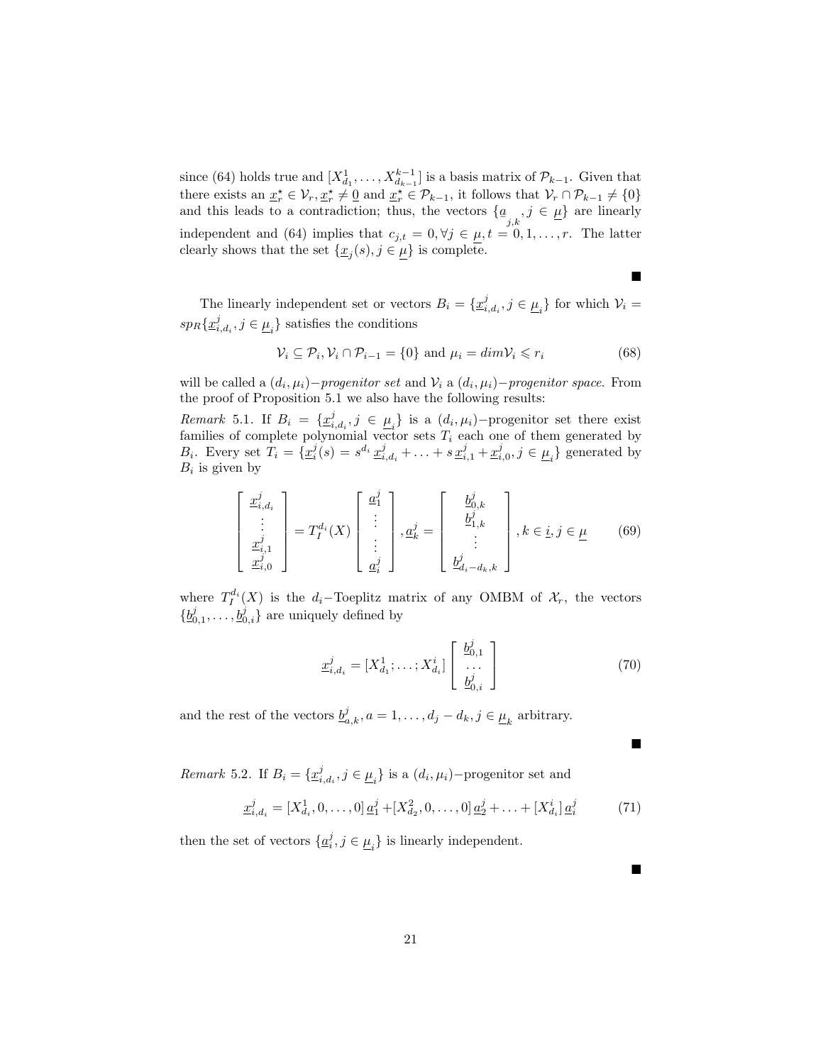since (64) holds true and $[X^1_{d_1}, \ldots, X^{k-1}_{d_{k-1}}]$ is a basis matrix of $\mathcal{P}_{k-1}$. Given that there exists an $\underline{x}^\star_r \in \mathcal{V}_r, \underline{x}^\star_r \neq \underline{0}$ and $\underline{x}^\star_r \in \mathcal{P}_{k-1}$, it follows that $\mathcal{V}_r \cap \mathcal{P}_{k-1} \neq \{0\}$ and this leads to a contradiction; thus, the vectors $\{\underline{a}_{j,k}, j \in \underline{\mu}\}$ are linearly independent and (64) implies that $c_{j,t} = 0, \forall j \in \underline{\mu}, t = 0, 1, \ldots, r$. The latter clearly shows that the set $\{\underline{x}_j(s), j \in \underline{\mu}\}$ is complete.

■

The linearly independent set or vectors $B_i = \{\underline{x}^j_{i,d_i}, j \in \underline{\mu}_i\}$ for which $\mathcal{V}_i = sp_R\{\underline{x}^j_{i,d_i}, j \in \underline{\mu}_i\}$ satisfies the conditions

$$\mathcal{V}_i \subseteq \mathcal{P}_i, \mathcal{V}_i \cap \mathcal{P}_{i-1} = \{0\} \text{ and } \mu_i = dim\mathcal{V}_i \leqslant r_i \tag{68}$$

will be called a $(d_i, \mu_i)-$*progenitor set* and $\mathcal{V}_i$ a $(d_i, \mu_i)-$*progenitor space*. From the proof of Proposition 5.1 we also have the following results:

*Remark* 5.1. If $B_i = \{\underline{x}^j_{i,d_i}, j \in \underline{\mu}_i\}$ is a $(d_i, \mu_i)-$progenitor set there exist families of complete polynomial vector sets $T_i$ each one of them generated by $B_i$. Every set $T_i = \{\underline{x}^j_i(s) = s^{d_i}\, \underline{x}^j_{i,d_i} + \ldots + s\, \underline{x}^j_{i,1} + \underline{x}^j_{i,0}, j \in \underline{\mu}_i\}$ generated by $B_i$ is given by

$$\begin{bmatrix} \underline{x}^j_{i,d_i} \\ \vdots \\ \underline{x}^j_{i,1} \\ \underline{x}^j_{i,0} \end{bmatrix} = T^{d_i}_I(X) \begin{bmatrix} \underline{a}^j_1 \\ \vdots \\ \vdots \\ \underline{a}^j_i \end{bmatrix}, \underline{a}^j_k = \begin{bmatrix} \underline{b}^j_{0,k} \\ \underline{b}^j_{1,k} \\ \vdots \\ \underline{b}^j_{d_i-d_k,k} \end{bmatrix}, k \in \underline{i}, j \in \underline{\mu} \tag{69}$$

where $T^{d_i}_I(X)$ is the $d_i-$Toeplitz matrix of any OMBM of $\mathcal{X}_r$, the vectors $\{\underline{b}^j_{0,1}, \ldots, \underline{b}^j_{0,i}\}$ are uniquely defined by

$$\underline{x}^j_{i,d_i} = [X^1_{d_1}; \ldots; X^i_{d_i}] \begin{bmatrix} \underline{b}^j_{0,1} \\ \ldots \\ \underline{b}^j_{0,i} \end{bmatrix} \tag{70}$$

and the rest of the vectors $\underline{b}^j_{a,k}, a = 1, \ldots, d_j - d_k, j \in \underline{\mu}_k$ arbitrary.

■

*Remark* 5.2. If $B_i = \{\underline{x}^j_{i,d_i}, j \in \underline{\mu}_i\}$ is a $(d_i, \mu_i)-$progenitor set and

$$\underline{x}^j_{i,d_i} = [X^1_{d_i}, 0, \ldots, 0]\, \underline{a}^j_1 + [X^2_{d_2}, 0, \ldots, 0]\, \underline{a}^j_2 + \ldots + [X^i_{d_i}]\, \underline{a}^j_i \tag{71}$$

then the set of vectors $\{\underline{a}^j_i, j \in \underline{\mu}_i\}$ is linearly independent.

■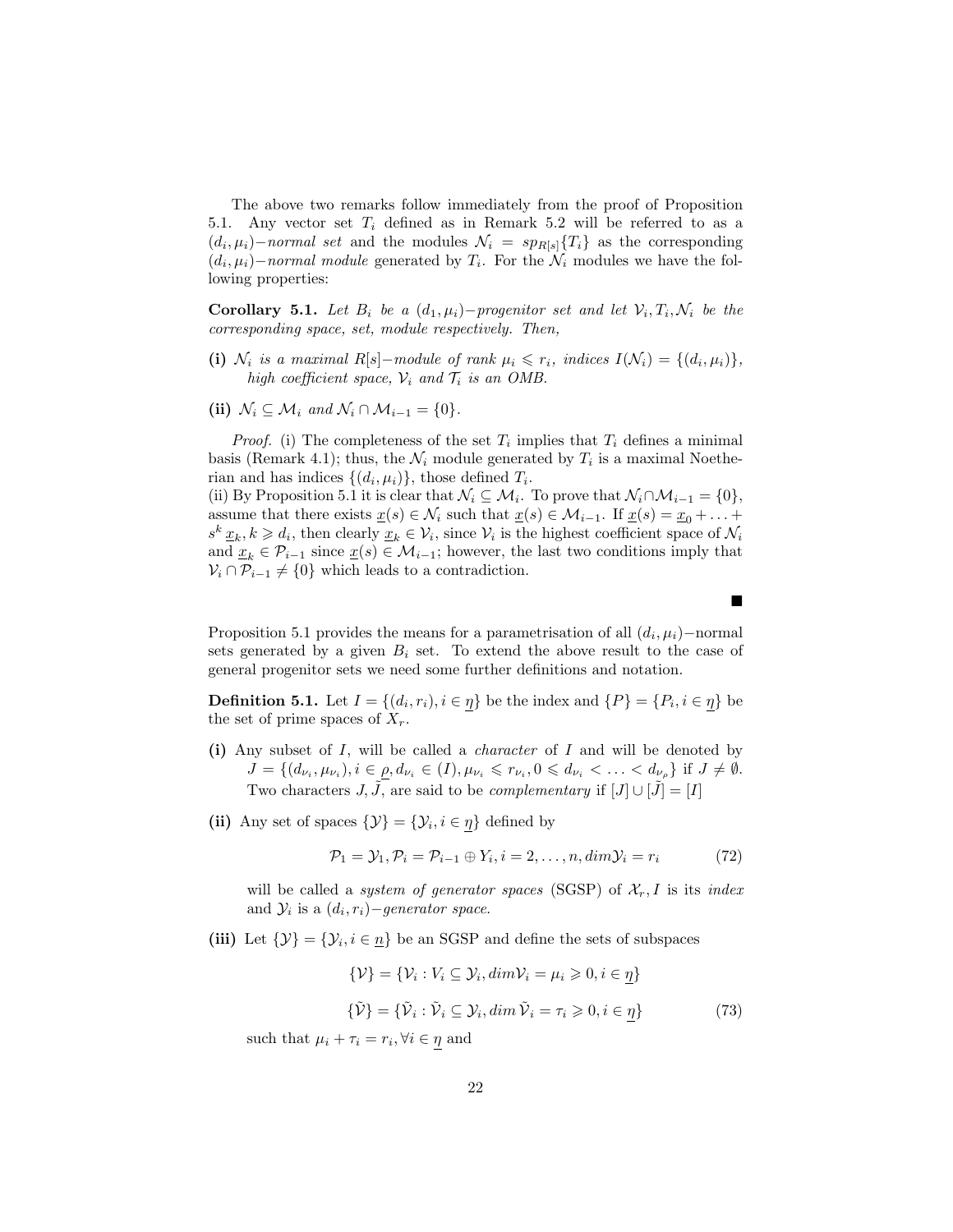The above two remarks follow immediately from the proof of Proposition 5.1. Any vector set $T_i$ defined as in Remark 5.2 will be referred to as a $(d_i, \mu_i)-$*normal set* and the modules $\mathcal{N}_i = sp_{R[s]}\{T_i\}$ as the corresponding $(d_i, \mu_i)-$*normal module* generated by $T_i$. For the $\mathcal{N}_i$ modules we have the following properties:

**Corollary 5.1.** *Let $B_i$ be a $(d_1, \mu_i)-$progenitor set and let $\mathcal{V}_i, T_i, \mathcal{N}_i$ be the corresponding space, set, module respectively. Then,*

**(i)** *$\mathcal{N}_i$ is a maximal $R[s]-$module of rank $\mu_i \leqslant r_i$, indices $I(\mathcal{N}_i) = \{(d_i, \mu_i)\}$, high coefficient space, $\mathcal{V}_i$ and $\mathcal{T}_i$ is an OMB.*

**(ii)** *$\mathcal{N}_i \subseteq \mathcal{M}_i$ and $\mathcal{N}_i \cap \mathcal{M}_{i-1} = \{0\}$.*

*Proof.* (i) The completeness of the set $T_i$ implies that $T_i$ defines a minimal basis (Remark 4.1); thus, the $\mathcal{N}_i$ module generated by $T_i$ is a maximal Noetherian and has indices $\{(d_i, \mu_i)\}$, those defined $T_i$.
(ii) By Proposition 5.1 it is clear that $\mathcal{N}_i \subseteq \mathcal{M}_i$. To prove that $\mathcal{N}_i \cap \mathcal{M}_{i-1} = \{0\}$, assume that there exists $\underline{x}(s) \in \mathcal{N}_i$ such that $\underline{x}(s) \in \mathcal{M}_{i-1}$. If $\underline{x}(s) = \underline{x}_0 + \ldots + s^k \underline{x}_k, k \geqslant d_i$, then clearly $\underline{x}_k \in \mathcal{V}_i$, since $\mathcal{V}_i$ is the highest coefficient space of $\mathcal{N}_i$ and $\underline{x}_k \in \mathcal{P}_{i-1}$ since $\underline{x}(s) \in \mathcal{M}_{i-1}$; however, the last two conditions imply that $\mathcal{V}_i \cap \mathcal{P}_{i-1} \neq \{0\}$ which leads to a contradiction.

■

Proposition 5.1 provides the means for a parametrisation of all $(d_i, \mu_i)-$normal sets generated by a given $B_i$ set. To extend the above result to the case of general progenitor sets we need some further definitions and notation.

**Definition 5.1.** Let $I = \{(d_i, r_i), i \in \underline{\eta}\}$ be the index and $\{P\} = \{P_i, i \in \underline{\eta}\}$ be the set of prime spaces of $X_r$.

**(i)** Any subset of $I$, will be called a *character* of $I$ and will be denoted by $J = \{(d_{\nu_i}, \mu_{\nu_i}), i \in \underline{\rho}, d_{\nu_i} \in (I), \mu_{\nu_i} \leqslant r_{\nu_i}, 0 \leqslant d_{\nu_i} < \ldots < d_{\nu_\rho}\}$ if $J \neq \emptyset$. Two characters $J, \tilde{J}$, are said to be *complementary* if $[J] \cup [\tilde{J}] = [I]$

**(ii)** Any set of spaces $\{\mathcal{Y}\} = \{\mathcal{Y}_i, i \in \underline{\eta}\}$ defined by

$$\mathcal{P}_1 = \mathcal{Y}_1, \mathcal{P}_i = \mathcal{P}_{i-1} \oplus Y_i, i = 2, \ldots, n, dim \mathcal{Y}_i = r_i \tag{72}$$

will be called a *system of generator spaces* (SGSP) of $\mathcal{X}_r, I$ is its *index* and $\mathcal{Y}_i$ is a $(d_i, r_i)-$*generator space.*

**(iii)** Let $\{\mathcal{Y}\} = \{\mathcal{Y}_i, i \in \underline{n}\}$ be an SGSP and define the sets of subspaces

$$\{\mathcal{V}\} = \{\mathcal{V}_i : V_i \subseteq \mathcal{Y}_i, dim \mathcal{V}_i = \mu_i \geqslant 0, i \in \underline{\eta}\}$$

$$\{\tilde{\mathcal{V}}\} = \{\tilde{\mathcal{V}}_i : \tilde{\mathcal{V}}_i \subseteq \mathcal{Y}_i, dim\, \tilde{\mathcal{V}}_i = \tau_i \geqslant 0, i \in \underline{\eta}\} \tag{73}$$

such that $\mu_i + \tau_i = r_i, \forall i \in \underline{\eta}$ and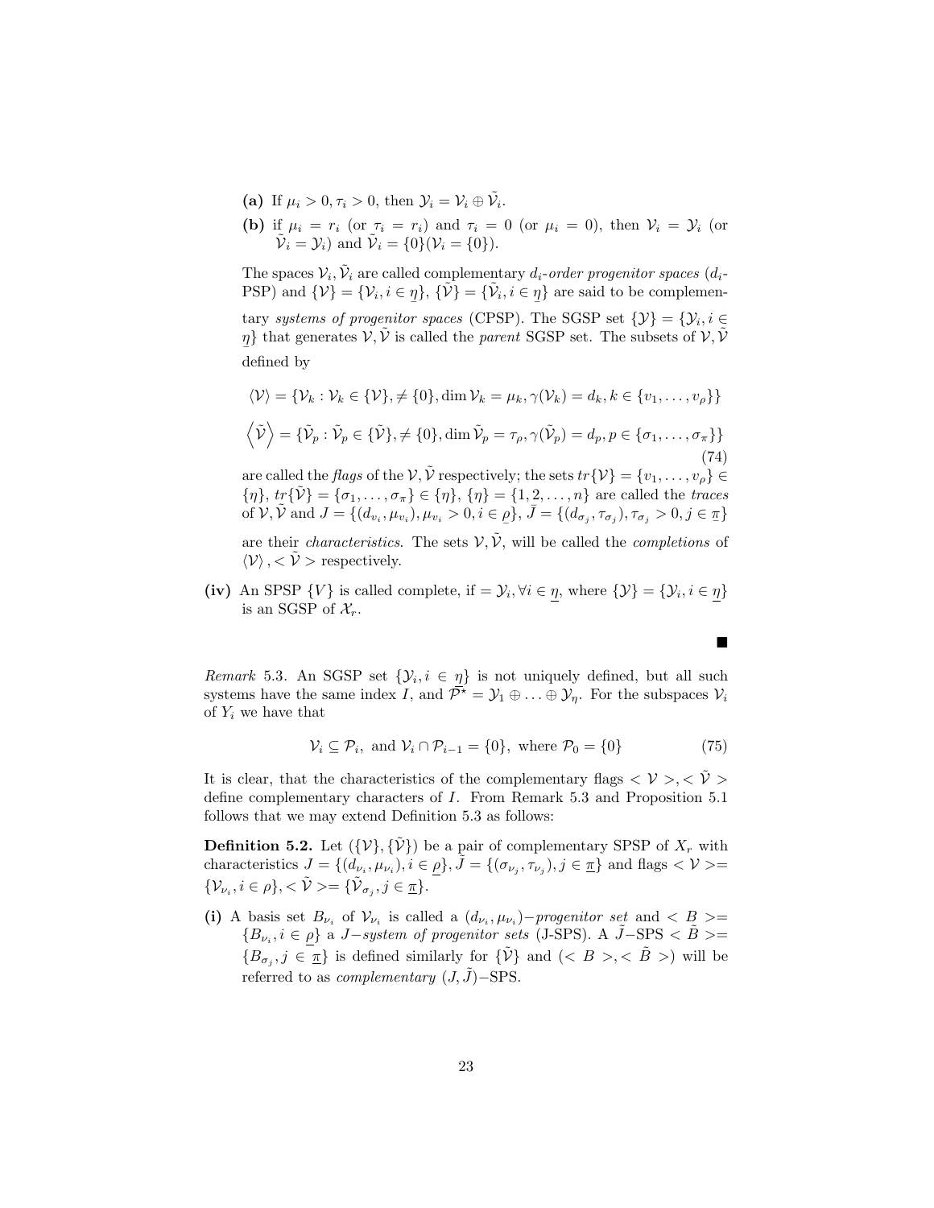**(a)** If $\mu_i > 0, \tau_i > 0$, then $\mathcal{Y}_i = \mathcal{V}_i \oplus \tilde{\mathcal{V}}_i$.

**(b)** if $\mu_i = r_i$ (or $\tau_i = r_i$) and $\tau_i = 0$ (or $\mu_i = 0$), then $\mathcal{V}_i = \mathcal{Y}_i$ (or $\tilde{\mathcal{V}}_i = \mathcal{Y}_i$) and $\tilde{\mathcal{V}}_i = \{0\}(\mathcal{V}_i = \{0\})$.

The spaces $\mathcal{V}_i, \tilde{\mathcal{V}}_i$ are called complementary $d_i$*-order progenitor spaces* ($d_i$-PSP) and $\{\mathcal{V}\} = \{\mathcal{V}_i, i \in \underline{\eta}\}$, $\{\tilde{\mathcal{V}}\} = \{\tilde{\mathcal{V}}_i, i \in \underline{\eta}\}$ are said to be complementary *systems of progenitor spaces* (CPSP). The SGSP set $\{\mathcal{Y}\} = \{\mathcal{Y}_i, i \in \underline{\eta}\}$ that generates $\mathcal{V}, \tilde{\mathcal{V}}$ is called the *parent* SGSP set. The subsets of $\mathcal{V}, \tilde{\mathcal{V}}$ defined by

$$\langle \mathcal{V} \rangle = \{\mathcal{V}_k : \mathcal{V}_k \in \{\mathcal{V}\}, \neq \{0\}, \dim \mathcal{V}_k = \mu_k, \gamma(\mathcal{V}_k) = d_k, k \in \{v_1, \ldots, v_\rho\}\}$$

$$\left\langle \tilde{\mathcal{V}} \right\rangle = \{\tilde{\mathcal{V}}_p : \tilde{\mathcal{V}}_p \in \{\tilde{\mathcal{V}}\}, \neq \{0\}, \dim \tilde{\mathcal{V}}_p = \tau_\rho, \gamma(\tilde{\mathcal{V}}_p) = d_p, p \in \{\sigma_1, \ldots, \sigma_\pi\}\} \tag{74}$$

are called the *flags* of the $\mathcal{V}, \tilde{\mathcal{V}}$ respectively; the sets $tr\{\mathcal{V}\} = \{v_1, \ldots, v_\rho\} \in \{\eta\}$, $tr\{\tilde{\mathcal{V}}\} = \{\sigma_1, \ldots, \sigma_\pi\} \in \{\eta\}$, $\{\eta\} = \{1, 2, \ldots, n\}$ are called the *traces* of $\mathcal{V}, \tilde{\mathcal{V}}$ and $J = \{(d_{v_i}, \mu_{v_i}), \mu_{v_i} > 0, i \in \underline{\rho}\}$, $\tilde{J} = \{(d_{\sigma_j}, \tau_{\sigma_j}), \tau_{\sigma_j} > 0, j \in \underline{\pi}\}$ are their *characteristics*. The sets $\mathcal{V}, \tilde{\mathcal{V}}$, will be called the *completions* of $\langle \mathcal{V} \rangle, < \tilde{\mathcal{V}} >$ respectively.

**(iv)** An SPSP $\{V\}$ is called complete, if $= \mathcal{Y}_i, \forall i \in \underline{\eta}$, where $\{\mathcal{Y}\} = \{\mathcal{Y}_i, i \in \underline{\eta}\}$ is an SGSP of $\mathcal{X}_r$.

■

*Remark* 5.3. An SGSP set $\{\mathcal{Y}_i, i \in \underline{\eta}\}$ is not uniquely defined, but all such systems have the same index $I$, and $\mathcal{P}^\star = \mathcal{Y}_1 \oplus \ldots \oplus \mathcal{Y}_\eta$. For the subspaces $\mathcal{V}_i$ of $Y_i$ we have that

$$\mathcal{V}_i \subseteq \mathcal{P}_i, \text{ and } \mathcal{V}_i \cap \mathcal{P}_{i-1} = \{0\}, \text{ where } \mathcal{P}_0 = \{0\} \tag{75}$$

It is clear, that the characteristics of the complementary flags $< \mathcal{V} >, < \tilde{\mathcal{V}} >$ define complementary characters of $I$. From Remark 5.3 and Proposition 5.1 follows that we may extend Definition 5.3 as follows:

**Definition 5.2.** Let $(\{\mathcal{V}\}, \{\tilde{\mathcal{V}}\})$ be a pair of complementary SPSP of $X_r$ with characteristics $J = \{(d_{\nu_i}, \mu_{\nu_i}), i \in \underline{\rho}\}$, $\tilde{J} = \{(\sigma_{\nu_j}, \tau_{\nu_j}), j \in \underline{\pi}\}$ and flags $< \mathcal{V} >= \{\mathcal{V}_{\nu_i}, i \in \rho\}$, $< \tilde{\mathcal{V}} >= \{\tilde{\mathcal{V}}_{\sigma_j}, j \in \underline{\pi}\}$.

**(i)** A basis set $B_{\nu_i}$ of $\mathcal{V}_{\nu_i}$ is called a $(d_{\nu_i}, \mu_{\nu_i})-$*progenitor set* and $< B >= \{B_{\nu_i}, i \in \underline{\rho}\}$ a $J-$*system of progenitor sets* (J-SPS). A $\tilde{J}-$SPS $< \tilde{B} >= \{B_{\sigma_j}, j \in \underline{\pi}\}$ is defined similarly for $\{\tilde{\mathcal{V}}\}$ and $(< B >, < \tilde{B} >)$ will be referred to as *complementary* $(J, \tilde{J})-$SPS.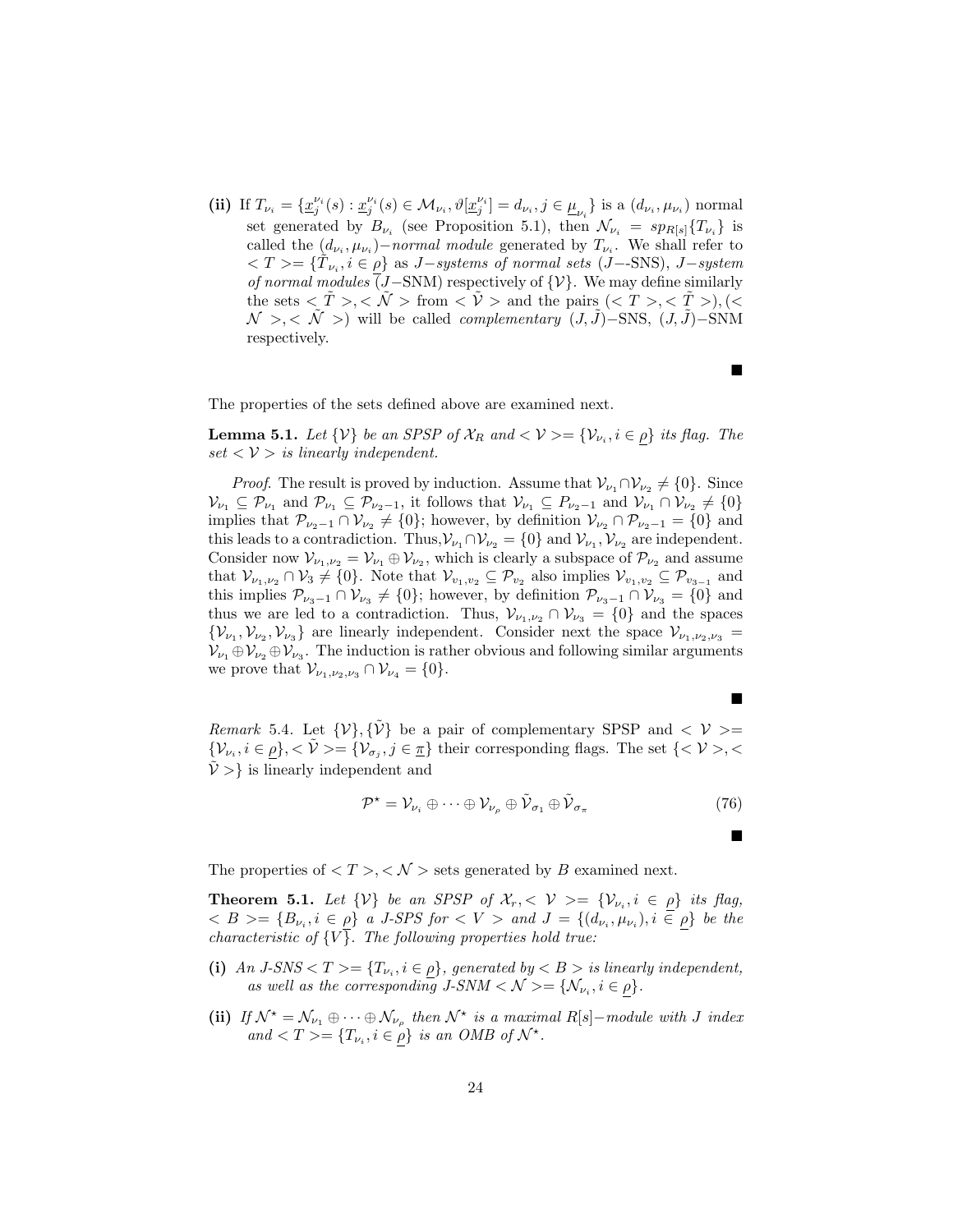**(ii)** If $T_{\nu_i} = \{\underline{x}_j^{\nu_i}(s) : \underline{x}_j^{\nu_i}(s) \in \mathcal{M}_{\nu_i}, \vartheta[\underline{x}_j^{\nu_i}] = d_{\nu_i}, j \in \underline{\mu}_{\nu_i}\}$ is a $(d_{\nu_i}, \mu_{\nu_i})$ normal set generated by $B_{\nu_i}$ (see Proposition 5.1), then $\mathcal{N}_{\nu_i} = sp_{R[s]}\{T_{\nu_i}\}$ is called the $(d_{\nu_i}, \mu_{\nu_i})-$*normal module* generated by $T_{\nu_i}$. We shall refer to $< T >= \{\tilde{T}_{\nu_i}, i \in \underline{\rho}\}$ as $J-$*systems of normal sets* ($J-$-SNS), $J-$*system of normal modules* ($J-$SNM) respectively of $\{\mathcal{V}\}$. We may define similarly the sets $< \tilde{T} >, < \tilde{\mathcal{N}} >$ from $< \tilde{\mathcal{V}} >$ and the pairs $(< T >, < \tilde{T} >), (< \mathcal{N} >, < \tilde{\mathcal{N}} >)$ will be called *complementary* $(J, \tilde{J})-$SNS, $(J, \tilde{J})-$SNM respectively.

■

The properties of the sets defined above are examined next.

**Lemma 5.1.** *Let $\{\mathcal{V}\}$ be an SPSP of $\mathcal{X}_R$ and $< \mathcal{V} >= \{\mathcal{V}_{\nu_i}, i \in \underline{\rho}\}$ its flag. The set $< \mathcal{V} >$ is linearly independent.*

*Proof.* The result is proved by induction. Assume that $\mathcal{V}_{\nu_1} \cap \mathcal{V}_{\nu_2} \neq \{0\}$. Since $\mathcal{V}_{\nu_1} \subseteq \mathcal{P}_{\nu_1}$ and $\mathcal{P}_{\nu_1} \subseteq \mathcal{P}_{\nu_2 - 1}$, it follows that $\mathcal{V}_{\nu_1} \subseteq P_{\nu_2 - 1}$ and $\mathcal{V}_{\nu_1} \cap \mathcal{V}_{\nu_2} \neq \{0\}$ implies that $\mathcal{P}_{\nu_2 - 1} \cap \mathcal{V}_{\nu_2} \neq \{0\}$; however, by definition $\mathcal{V}_{\nu_2} \cap \mathcal{P}_{\nu_2 - 1} = \{0\}$ and this leads to a contradiction. Thus,$\mathcal{V}_{\nu_1} \cap \mathcal{V}_{\nu_2} = \{0\}$ and $\mathcal{V}_{\nu_1}, \mathcal{V}_{\nu_2}$ are independent. Consider now $\mathcal{V}_{\nu_1,\nu_2} = \mathcal{V}_{\nu_1} \oplus \mathcal{V}_{\nu_2}$, which is clearly a subspace of $\mathcal{P}_{\nu_2}$ and assume that $\mathcal{V}_{\nu_1,\nu_2} \cap \mathcal{V}_3 \neq \{0\}$. Note that $\mathcal{V}_{v_1,v_2} \subseteq \mathcal{P}_{v_2}$ also implies $\mathcal{V}_{v_1,v_2} \subseteq \mathcal{P}_{v_{3-1}}$ and this implies $\mathcal{P}_{\nu_3 - 1} \cap \mathcal{V}_{\nu_3} \neq \{0\}$; however, by definition $\mathcal{P}_{\nu_3 - 1} \cap \mathcal{V}_{\nu_3} = \{0\}$ and thus we are led to a contradiction. Thus, $\mathcal{V}_{\nu_1,\nu_2} \cap \mathcal{V}_{\nu_3} = \{0\}$ and the spaces $\{\mathcal{V}_{\nu_1}, \mathcal{V}_{\nu_2}, \mathcal{V}_{\nu_3}\}$ are linearly independent. Consider next the space $\mathcal{V}_{\nu_1,\nu_2,\nu_3} = \mathcal{V}_{\nu_1} \oplus \mathcal{V}_{\nu_2} \oplus \mathcal{V}_{\nu_3}$. The induction is rather obvious and following similar arguments we prove that $\mathcal{V}_{\nu_1,\nu_2,\nu_3} \cap \mathcal{V}_{\nu_4} = \{0\}$.

■

*Remark* 5.4. Let $\{\mathcal{V}\}, \{\tilde{\mathcal{V}}\}$ be a pair of complementary SPSP and $< \mathcal{V} >= \{\mathcal{V}_{\nu_i}, i \in \underline{\rho}\}, < \tilde{\mathcal{V}} >= \{\mathcal{V}_{\sigma_j}, j \in \underline{\pi}\}$ their corresponding flags. The set $\{< \mathcal{V} >, < \tilde{\mathcal{V}} >\}$ is linearly independent and

$$\mathcal{P}^{\star} = \mathcal{V}_{\nu_i} \oplus \cdots \oplus \mathcal{V}_{\nu_\rho} \oplus \tilde{\mathcal{V}}_{\sigma_1} \oplus \tilde{\mathcal{V}}_{\sigma_\pi} \tag{76}$$

■

The properties of $< T >, < \mathcal{N} >$ sets generated by $B$ examined next.

**Theorem 5.1.** *Let $\{\mathcal{V}\}$ be an SPSP of $\mathcal{X}_r$, $< \mathcal{V} >= \{\mathcal{V}_{\nu_i}, i \in \underline{\rho}\}$ its flag, $< B >= \{B_{\nu_i}, i \in \underline{\rho}\}$ a J-SPS for $< V >$ and $J = \{(d_{\nu_i}, \mu_{\nu_i}), i \in \underline{\rho}\}$ be the characteristic of $\{\underline{V}\}$. The following properties hold true:*

**(i)** *An J-SNS $< T >= \{T_{\nu_i}, i \in \underline{\rho}\}$, generated by $< B >$ is linearly independent, as well as the corresponding J-SNM $< \mathcal{N} >= \{\mathcal{N}_{\nu_i}, i \in \underline{\rho}\}$.*

**(ii)** *If $\mathcal{N}^{\star} = \mathcal{N}_{\nu_1} \oplus \cdots \oplus \mathcal{N}_{\nu_\rho}$ then $\mathcal{N}^{\star}$ is a maximal $R[s]-$module with $J$ index and $< T >= \{T_{\nu_i}, i \in \underline{\rho}\}$ is an OMB of $\mathcal{N}^{\star}$.*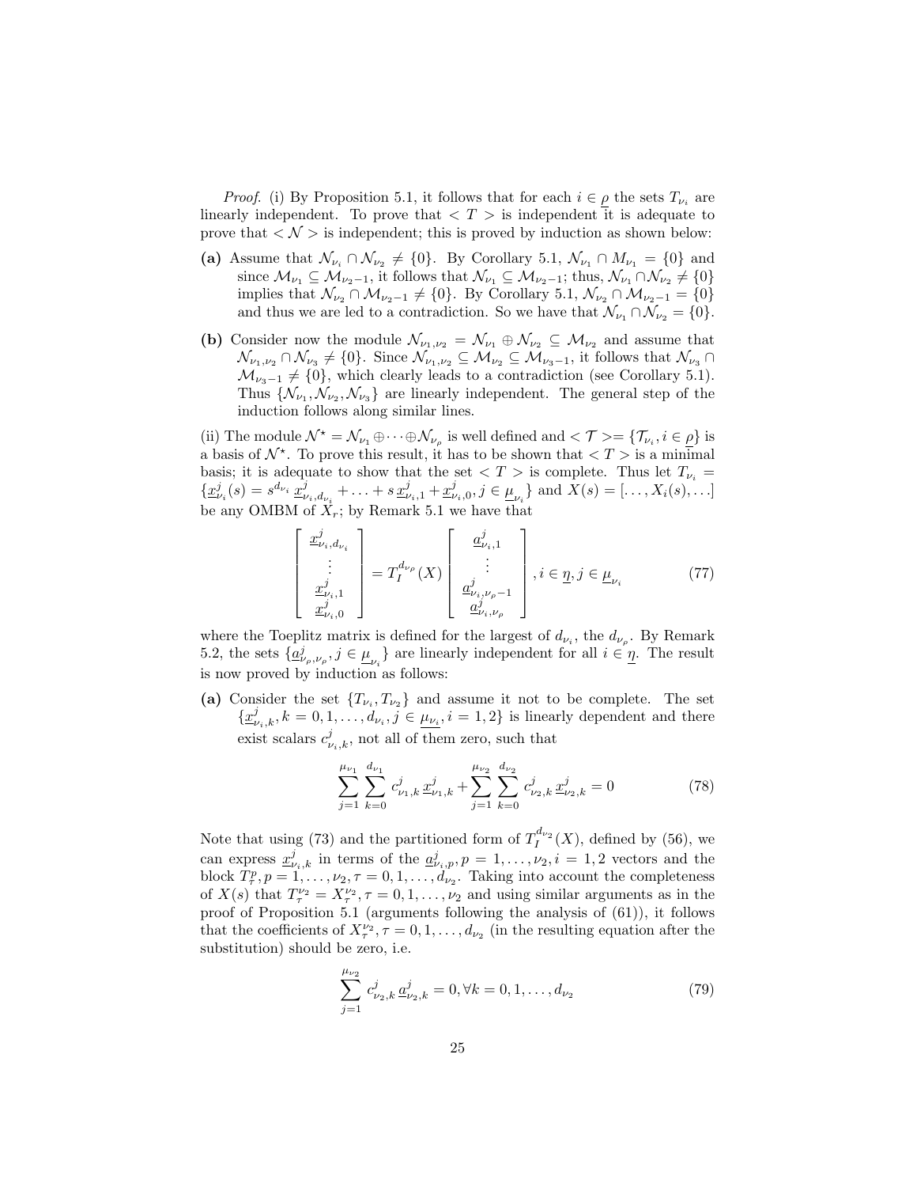*Proof.* (i) By Proposition 5.1, it follows that for each $i \in \underline{\rho}$ the sets $T_{\nu_i}$ are linearly independent. To prove that $< T >$ is independent it is adequate to prove that $< \mathcal{N} >$ is independent; this is proved by induction as shown below:

**(a)** Assume that $\mathcal{N}_{\nu_i} \cap \mathcal{N}_{\nu_2} \neq \{0\}$. By Corollary 5.1, $\mathcal{N}_{\nu_1} \cap M_{\nu_1} = \{0\}$ and since $\mathcal{M}_{\nu_1} \subseteq \mathcal{M}_{\nu_2 - 1}$, it follows that $\mathcal{N}_{\nu_1} \subseteq \mathcal{M}_{\nu_2-1}$; thus, $\mathcal{N}_{\nu_1} \cap \mathcal{N}_{\nu_2} \neq \{0\}$ implies that $\mathcal{N}_{\nu_2} \cap \mathcal{M}_{\nu_2-1} \neq \{0\}$. By Corollary 5.1, $\mathcal{N}_{\nu_2} \cap \mathcal{M}_{\nu_2-1} = \{0\}$ and thus we are led to a contradiction. So we have that $\mathcal{N}_{\nu_1} \cap \mathcal{N}_{\nu_2} = \{0\}$.

**(b)** Consider now the module $\mathcal{N}_{\nu_1,\nu_2} = \mathcal{N}_{\nu_1} \oplus \mathcal{N}_{\nu_2} \subseteq \mathcal{M}_{\nu_2}$ and assume that $\mathcal{N}_{\nu_1,\nu_2} \cap \mathcal{N}_{\nu_3} \neq \{0\}$. Since $\mathcal{N}_{\nu_1,\nu_2} \subseteq \mathcal{M}_{\nu_2} \subseteq \mathcal{M}_{\nu_3-1}$, it follows that $\mathcal{N}_{\nu_3} \cap \mathcal{M}_{\nu_3-1} \neq \{0\}$, which clearly leads to a contradiction (see Corollary 5.1). Thus $\{\mathcal{N}_{\nu_1}, \mathcal{N}_{\nu_2}, \mathcal{N}_{\nu_3}\}$ are linearly independent. The general step of the induction follows along similar lines.

(ii) The module $\mathcal{N}^\star = \mathcal{N}_{\nu_1} \oplus \cdots \oplus \mathcal{N}_{\nu_\rho}$ is well defined and $< \mathcal{T} >= \{\mathcal{T}_{\nu_i}, i \in \underline{\rho}\}$ is a basis of $\mathcal{N}^\star$. To prove this result, it has to be shown that $< T >$ is a minimal basis; it is adequate to show that the set $< T >$ is complete. Thus let $T_{\nu_i} = \{\underline{x}^j_{\nu_i}(s) = s^{d_{\nu_i}}\, \underline{x}^j_{\nu_i,d_{\nu_i}} + \ldots + s\, \underline{x}^j_{\nu_i,1} + \underline{x}^j_{\nu_i,0}, j \in \underline{\mu}_{\nu_i}\}$ and $X(s) = [\ldots, X_i(s), \ldots]$ be any OMBM of $X_r$; by Remark 5.1 we have that

$$\begin{bmatrix} \underline{x}^j_{\nu_i,d_{\nu_i}} \\ \vdots \\ \underline{x}^j_{\nu_i,1} \\ \underline{x}^j_{\nu_i,0} \end{bmatrix} = T_I^{d_{\nu_\rho}}(X) \begin{bmatrix} \underline{a}^j_{\nu_i,1} \\ \vdots \\ \underline{a}^j_{\nu_i,\nu_\rho-1} \\ \underline{a}^j_{\nu_i,\nu_\rho} \end{bmatrix}, i \in \underline{\eta}, j \in \underline{\mu}_{\nu_i} \tag{77}$$

where the Toeplitz matrix is defined for the largest of $d_{\nu_i}$, the $d_{\nu_\rho}$. By Remark 5.2, the sets $\{\underline{a}^j_{\nu_\rho,\nu_\rho}, j \in \underline{\mu}_{\nu_i}\}$ are linearly independent for all $i \in \underline{\eta}$. The result is now proved by induction as follows:

**(a)** Consider the set $\{T_{\nu_i}, T_{\nu_2}\}$ and assume it not to be complete. The set $\{\underline{x}^j_{\nu_i,k}, k = 0, 1, \ldots, d_{\nu_i}, j \in \underline{\mu_{\nu_i}}, i = 1, 2\}$ is linearly dependent and there exist scalars $c^j_{\nu_i,k}$, not all of them zero, such that

$$\sum_{j=1}^{\mu_{\nu_1}} \sum_{k=0}^{d_{\nu_1}} c^j_{\nu_1,k}\, \underline{x}^j_{\nu_1,k} + \sum_{j=1}^{\mu_{\nu_2}} \sum_{k=0}^{d_{\nu_2}} c^j_{\nu_2,k}\, \underline{x}^j_{\nu_2,k} = 0 \tag{78}$$

Note that using (73) and the partitioned form of $T_I^{d_{\nu_2}}(X)$, defined by (56), we can express $\underline{x}^j_{\nu_i,k}$ in terms of the $\underline{a}^j_{\nu_i,p}, p = 1, \ldots, \nu_2, i = 1, 2$ vectors and the block $T^p_\tau, p = 1, \ldots, \nu_2, \tau = 0, 1, \ldots, d_{\nu_2}$. Taking into account the completeness of $X(s)$ that $T^{\nu_2}_\tau = X^{\nu_2}_\tau, \tau = 0, 1, \ldots, \nu_2$ and using similar arguments as in the proof of Proposition 5.1 (arguments following the analysis of (61)), it follows that the coefficients of $X^{\nu_2}_\tau, \tau = 0, 1, \ldots, d_{\nu_2}$ (in the resulting equation after the substitution) should be zero, i.e.

$$\sum_{j=1}^{\mu_{\nu_2}} c^j_{\nu_2,k}\, \underline{a}^j_{\nu_2,k} = 0, \forall k = 0, 1, \ldots, d_{\nu_2} \tag{79}$$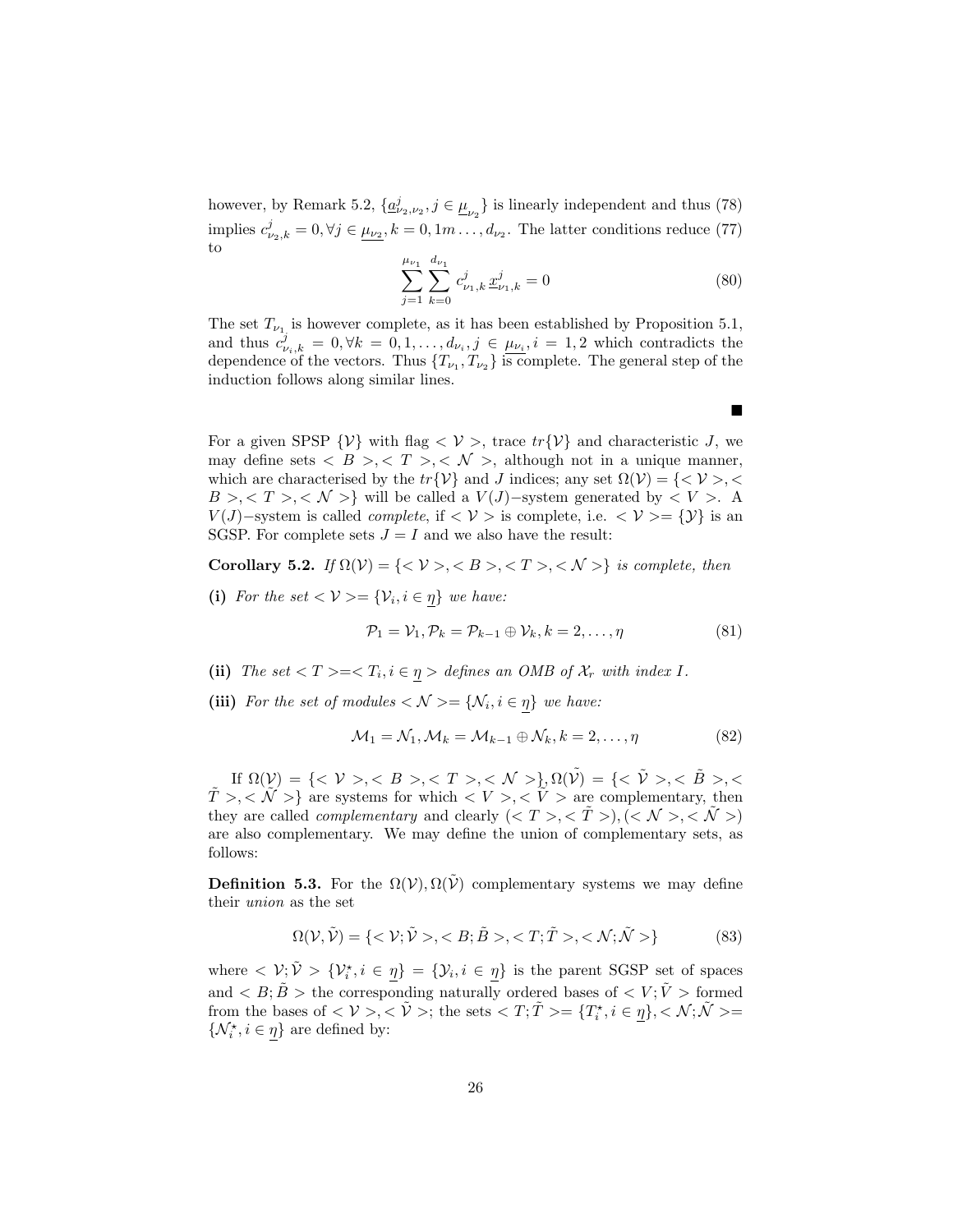however, by Remark 5.2, $\{\underline{a}^j_{\nu_2,\nu_2}, j \in \underline{\mu}_{\nu_2}\}$ is linearly independent and thus (78) implies $c^j_{\nu_2,k} = 0, \forall j \in \underline{\mu_{\nu_2}}, k = 0, 1m \ldots, d_{\nu_2}$. The latter conditions reduce (77) to

$$\sum_{j=1}^{\mu_{\nu_1}} \sum_{k=0}^{d_{\nu_1}} c^j_{\nu_1,k} \, \underline{x}^j_{\nu_1,k} = 0 \tag{80}$$

The set $T_{\nu_1}$ is however complete, as it has been established by Proposition 5.1, and thus $c^j_{\nu_i,k} = 0, \forall k = 0, 1, \ldots, d_{\nu_i}, j \in \underline{\mu_{\nu_i}}, i = 1, 2$ which contradicts the dependence of the vectors. Thus $\{T_{\nu_1}, T_{\nu_2}\}$ is complete. The general step of the induction follows along similar lines.

■

For a given SPSP $\{\mathcal{V}\}$ with flag $<\mathcal{V}>$, trace $tr\{\mathcal{V}\}$ and characteristic $J$, we may define sets $<B>, <T>, <\mathcal{N}>$, although not in a unique manner, which are characterised by the $tr\{\mathcal{V}\}$ and $J$ indices; any set $\Omega(\mathcal{V}) = \{<\mathcal{V}>, <B>, <T>, <\mathcal{N}>\}$ will be called a $V(J)-$system generated by $<V>$. A $V(J)-$system is called *complete*, if $<\mathcal{V}>$ is complete, i.e. $<\mathcal{V}> = \{\mathcal{Y}\}$ is an SGSP. For complete sets $J = I$ and we also have the result:

**Corollary 5.2.** *If $\Omega(\mathcal{V}) = \{<\mathcal{V}>, <B>, <T>, <\mathcal{N}>\}$ is complete, then*

**(i)** *For the set $<\mathcal{V}> = \{\mathcal{V}_i, i \in \underline{\eta}\}$ we have:*

$$\mathcal{P}_1 = \mathcal{V}_1, \mathcal{P}_k = \mathcal{P}_{k-1} \oplus \mathcal{V}_k, k = 2, \ldots, \eta \tag{81}$$

**(ii)** *The set $<T> = <T_i, i \in \underline{\eta}>$ defines an OMB of $\mathcal{X}_r$ with index $I$.*

**(iii)** *For the set of modules $<\mathcal{N}> = \{\mathcal{N}_i, i \in \underline{\eta}\}$ we have:*

$$\mathcal{M}_1 = \mathcal{N}_1, \mathcal{M}_k = \mathcal{M}_{k-1} \oplus \mathcal{N}_k, k = 2, \ldots, \eta \tag{82}$$

If $\Omega(\mathcal{V}) = \{<\mathcal{V}>, <B>, <T>, <\mathcal{N}>\}, \Omega(\tilde{\mathcal{V}}) = \{<\tilde{\mathcal{V}}>, <\tilde{B}>, <\tilde{T}>, <\tilde{\mathcal{N}}>\}$ are systems for which $<V>, <\tilde{V}>$ are complementary, then they are called *complementary* and clearly $(<T>, <\tilde{T}>), (<\mathcal{N}>, <\tilde{\mathcal{N}}>)$ are also complementary. We may define the union of complementary sets, as follows:

**Definition 5.3.** For the $\Omega(\mathcal{V}), \Omega(\tilde{\mathcal{V}})$ complementary systems we may define their *union* as the set

$$\Omega(\mathcal{V}, \tilde{\mathcal{V}}) = \{<\mathcal{V}; \tilde{\mathcal{V}}>, <B; \tilde{B}>, <T; \tilde{T}>, <\mathcal{N}; \tilde{\mathcal{N}}>\} \tag{83}$$

where $<\mathcal{V}; \tilde{\mathcal{V}}> \{\mathcal{V}^\star_i, i \in \underline{\eta}\} = \{\mathcal{Y}_i, i \in \underline{\eta}\}$ is the parent SGSP set of spaces and $<B; \tilde{B}>$ the corresponding naturally ordered bases of $<V; \tilde{V}>$ formed from the bases of $<\mathcal{V}>, <\tilde{\mathcal{V}}>$; the sets $<T; \tilde{T}> = \{T^\star_i, i \in \underline{\eta}\}, <\mathcal{N}; \tilde{\mathcal{N}}> = \{\mathcal{N}^\star_i, i \in \underline{\eta}\}$ are defined by: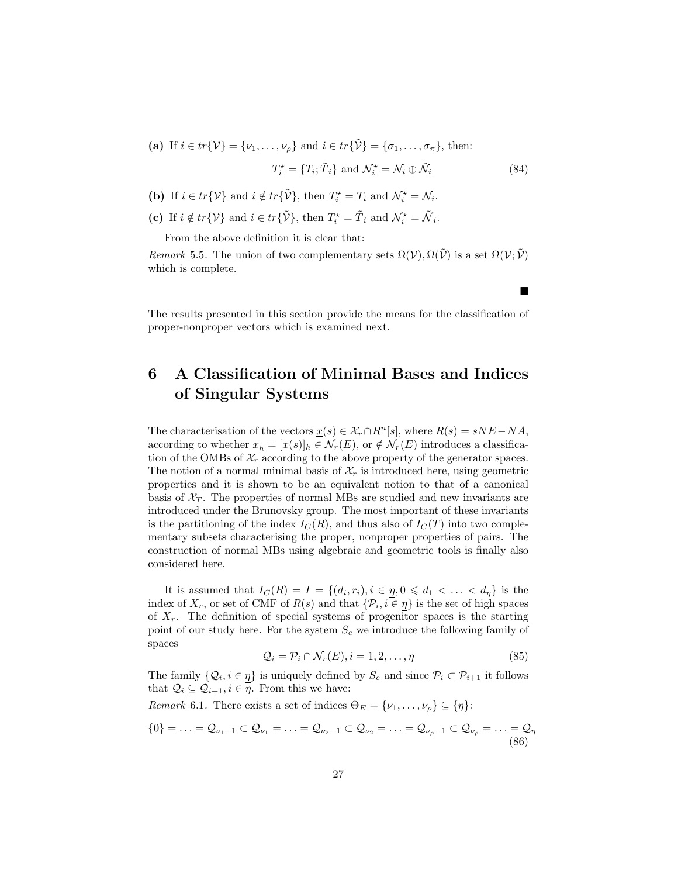**(a)** If $i \in tr\{\mathcal{V}\} = \{\nu_1, \ldots, \nu_\rho\}$ and $i \in tr\{\tilde{\mathcal{V}}\} = \{\sigma_1, \ldots, \sigma_\pi\}$, then:

$$T_i^\star = \{T_i; \tilde{T}_i\} \text{ and } \mathcal{N}_i^\star = \mathcal{N}_i \oplus \tilde{\mathcal{N}}_i \tag{84}$$

**(b)** If $i \in tr\{\mathcal{V}\}$ and $i \notin tr\{\tilde{\mathcal{V}}\}$, then $T_i^\star = T_i$ and $\mathcal{N}_i^\star = \mathcal{N}_i$.

**(c)** If $i \notin tr\{\mathcal{V}\}$ and $i \in tr\{\tilde{\mathcal{V}}\}$, then $T_i^\star = \tilde{T}_i$ and $\mathcal{N}_i^\star = \tilde{\mathcal{N}}_i$.

From the above definition it is clear that:

*Remark* 5.5. The union of two complementary sets $\Omega(\mathcal{V}), \Omega(\tilde{\mathcal{V}})$ is a set $\Omega(\mathcal{V}; \tilde{\mathcal{V}})$ which is complete.

■

The results presented in this section provide the means for the classification of proper-nonproper vectors which is examined next.

# 6 A Classification of Minimal Bases and Indices of Singular Systems

The characterisation of the vectors $\underline{x}(s) \in \mathcal{X}_r \cap R^n[s]$, where $R(s) = sNE - NA$, according to whether $\underline{x}_h = [\underline{x}(s)]_h \in \mathcal{N}_r(E)$, or $\notin \mathcal{N}_r(E)$ introduces a classification of the OMBs of $\mathcal{X}_r$ according to the above property of the generator spaces. The notion of a normal minimal basis of $\mathcal{X}_r$ is introduced here, using geometric properties and it is shown to be an equivalent notion to that of a canonical basis of $\mathcal{X}_T$. The properties of normal MBs are studied and new invariants are introduced under the Brunovsky group. The most important of these invariants is the partitioning of the index $I_C(R)$, and thus also of $I_C(T)$ into two complementary subsets characterising the proper, nonproper properties of pairs. The construction of normal MBs using algebraic and geometric tools is finally also considered here.

It is assumed that $I_C(R) = I = \{(d_i, r_i), i \in \underline{\eta}, 0 \leqslant d_1 < \ldots < d_\eta\}$ is the index of $X_r$, or set of CMF of $R(s)$ and that $\{\mathcal{P}_i, i \in \underline{\eta}\}$ is the set of high spaces of $X_r$. The definition of special systems of progenitor spaces is the starting point of our study here. For the system $S_e$ we introduce the following family of spaces

$$\mathcal{Q}_i = \mathcal{P}_i \cap \mathcal{N}_r(E), i = 1, 2, \ldots, \eta \tag{85}$$

The family $\{\mathcal{Q}_i, i \in \underline{\eta}\}$ is uniquely defined by $S_e$ and since $\mathcal{P}_i \subset \mathcal{P}_{i+1}$ it follows that $\mathcal{Q}_i \subseteq \mathcal{Q}_{i+1}, i \in \underline{\eta}$. From this we have:

*Remark* 6.1. There exists a set of indices $\Theta_E = \{\nu_1, \ldots, \nu_\rho\} \subseteq \{\eta\}$:

$$\{0\} = \ldots = \mathcal{Q}_{\nu_1 - 1} \subset \mathcal{Q}_{\nu_1} = \ldots = \mathcal{Q}_{\nu_2 - 1} \subset \mathcal{Q}_{\nu_2} = \ldots = \mathcal{Q}_{\nu_\rho - 1} \subset \mathcal{Q}_{\nu_\rho} = \ldots = \mathcal{Q}_\eta \tag{86}$$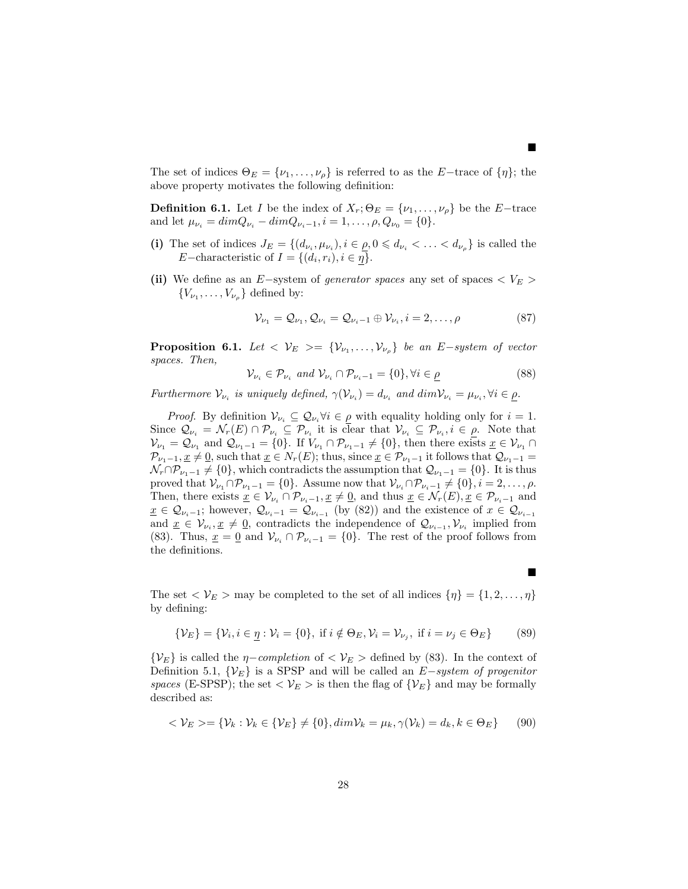∎

The set of indices $\Theta_E = \{\nu_1, \ldots, \nu_\rho\}$ is referred to as the $E-$trace of $\{\eta\}$; the above property motivates the following definition:

**Definition 6.1.** Let $I$ be the index of $X_r; \Theta_E = \{\nu_1, \ldots, \nu_\rho\}$ be the $E-$trace and let $\mu_{\nu_i} = dim Q_{\nu_i} - dim Q_{\nu_i - 1}, i = 1, \ldots, \rho, Q_{\nu_0} = \{0\}$.

**(i)** The set of indices $J_E = \{(d_{\nu_i}, \mu_{\nu_i}), i \in \underline{\rho}, 0 \leqslant d_{\nu_i} < \ldots < d_{\nu_\rho}\}$ is called the $E-$characteristic of $I = \{(d_i, r_i), i \in \underline{\eta}\}$.

**(ii)** We define as an $E-$system of *generator spaces* any set of spaces $< V_E >$ $\{V_{\nu_1}, \ldots, V_{\nu_\rho}\}$ defined by:

$$\mathcal{V}_{\nu_1} = \mathcal{Q}_{\nu_1}, \mathcal{Q}_{\nu_i} = \mathcal{Q}_{\nu_i - 1} \oplus \mathcal{V}_{\nu_i}, i = 2, \ldots, \rho \tag{87}$$

**Proposition 6.1.** *Let $< \mathcal{V}_E >= \{\mathcal{V}_{\nu_1}, \ldots, \mathcal{V}_{\nu_\rho}\}$ be an $E-$system of vector spaces. Then,*

$$\mathcal{V}_{\nu_i} \in \mathcal{P}_{\nu_i} \text{ and } \mathcal{V}_{\nu_i} \cap \mathcal{P}_{\nu_i - 1} = \{0\}, \forall i \in \underline{\rho} \tag{88}$$

*Furthermore $\mathcal{V}_{\nu_i}$ is uniquely defined, $\gamma(\mathcal{V}_{\nu_i}) = d_{\nu_i}$ and $dim \mathcal{V}_{\nu_i} = \mu_{\nu_i}, \forall i \in \underline{\rho}$.*

*Proof.* By definition $\mathcal{V}_{\nu_i} \subseteq \mathcal{Q}_{\nu_i} \forall i \in \underline{\rho}$ with equality holding only for $i = 1$. Since $\mathcal{Q}_{\nu_i} = \mathcal{N}_r(E) \cap \mathcal{P}_{\nu_i} \subseteq \mathcal{P}_{\nu_i}$ it is clear that $\mathcal{V}_{\nu_i} \subseteq \mathcal{P}_{\nu_i}, i \in \underline{\rho}$. Note that $\mathcal{V}_{\nu_1} = \mathcal{Q}_{\nu_1}$ and $\mathcal{Q}_{\nu_1 - 1} = \{0\}$. If $V_{\nu_1} \cap \mathcal{P}_{\nu_1 - 1} \neq \{0\}$, then there exists $\underline{x} \in \mathcal{V}_{\nu_1} \cap \mathcal{P}_{\nu_1 - 1}, \underline{x} \neq \underline{0}$, such that $\underline{x} \in N_r(E)$; thus, since $\underline{x} \in \mathcal{P}_{\nu_1 - 1}$ it follows that $\mathcal{Q}_{\nu_1 - 1} = \mathcal{N}_r \cap \mathcal{P}_{\nu_1 - 1} \neq \{0\}$, which contradicts the assumption that $\mathcal{Q}_{\nu_1 - 1} = \{0\}$. It is thus proved that $\mathcal{V}_{\nu_1} \cap \mathcal{P}_{\nu_1 - 1} = \{0\}$. Assume now that $\mathcal{V}_{\nu_i} \cap \mathcal{P}_{\nu_i - 1} \neq \{0\}, i = 2, \ldots, \rho$. Then, there exists $\underline{x} \in \mathcal{V}_{\nu_i} \cap \mathcal{P}_{\nu_i - 1}, \underline{x} \neq \underline{0}$, and thus $\underline{x} \in \mathcal{N}_r(E), \underline{x} \in \mathcal{P}_{\nu_i - 1}$ and $\underline{x} \in \mathcal{Q}_{\nu_i - 1}$; however, $\mathcal{Q}_{\nu_i - 1} = \mathcal{Q}_{\nu_{i-1}}$ (by (82)) and the existence of $x \in \mathcal{Q}_{\nu_{i-1}}$ and $\underline{x} \in \mathcal{V}_{\nu_i}, \underline{x} \neq \underline{0}$, contradicts the independence of $\mathcal{Q}_{\nu_{i-1}}, \mathcal{V}_{\nu_i}$ implied from (83). Thus, $\underline{x} = \underline{0}$ and $\mathcal{V}_{\nu_i} \cap \mathcal{P}_{\nu_i - 1} = \{0\}$. The rest of the proof follows from the definitions.

∎

The set $< \mathcal{V}_E >$ may be completed to the set of all indices $\{\eta\} = \{1, 2, \ldots, \eta\}$ by defining:

$$\{\mathcal{V}_E\} = \{\mathcal{V}_i, i \in \underline{\eta} : \mathcal{V}_i = \{0\}, \text{ if } i \notin \Theta_E, \mathcal{V}_i = \mathcal{V}_{\nu_j}, \text{ if } i = \nu_j \in \Theta_E\} \tag{89}$$

$\{\mathcal{V}_E\}$ is called the $\eta-$*completion* of $< \mathcal{V}_E >$ defined by (83). In the context of Definition 5.1, $\{\mathcal{V}_E\}$ is a SPSP and will be called an $E-$*system of progenitor spaces* (E-SPSP); the set $< \mathcal{V}_E >$ is then the flag of $\{\mathcal{V}_E\}$ and may be formally described as:

$$< \mathcal{V}_E >= \{\mathcal{V}_k : \mathcal{V}_k \in \{\mathcal{V}_E\} \neq \{0\}, dim \mathcal{V}_k = \mu_k, \gamma(\mathcal{V}_k) = d_k, k \in \Theta_E\} \tag{90}$$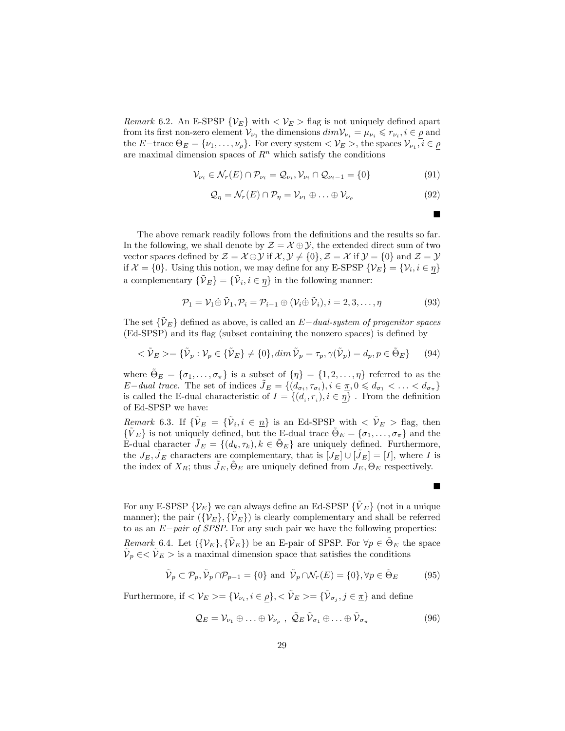*Remark* 6.2. An E-SPSP $\{\mathcal{V}_E\}$ with $<\mathcal{V}_E>$ flag is not uniquely defined apart from its first non-zero element $\mathcal{V}_{\nu_1}$ the dimensions $dim\mathcal{V}_{\nu_i} = \mu_{\nu_i} \leqslant r_{\nu_i}, i \in \underline{\rho}$ and the $E-$trace $\Theta_E = \{\nu_1, \ldots, \nu_\rho\}$. For every system $<\mathcal{V}_E>$, the spaces $\mathcal{V}_{\nu_1}, i \in \underline{\rho}$ are maximal dimension spaces of $R^n$ which satisfy the conditions

$$\mathcal{V}_{\nu_i} \in \mathcal{N}_r(E) \cap \mathcal{P}_{\nu_i} = \mathcal{Q}_{\nu_i}, \mathcal{V}_{\nu_i} \cap \mathcal{Q}_{\nu_i - 1} = \{0\} \tag{91}$$

$$\mathcal{Q}_\eta = \mathcal{N}_r(E) \cap \mathcal{P}_\eta = \mathcal{V}_{\nu_1} \oplus \ldots \oplus \mathcal{V}_{\nu_\rho} \tag{92}$$

■

The above remark readily follows from the definitions and the results so far. In the following, we shall denote by $\mathcal{Z} = \mathcal{X} \dot{\oplus} \mathcal{Y}$, the extended direct sum of two vector spaces defined by $\mathcal{Z} = \mathcal{X} \oplus \mathcal{Y}$ if $\mathcal{X}, \mathcal{Y} \neq \{0\}, \mathcal{Z} = \mathcal{X}$ if $\mathcal{Y} = \{0\}$ and $\mathcal{Z} = \mathcal{Y}$ if $\mathcal{X} = \{0\}$. Using this notion, we may define for any E-SPSP $\{\mathcal{V}_E\} = \{\mathcal{V}_i, i \in \underline{\eta}\}$ a complementary $\{\tilde{\mathcal{V}}_E\} = \{\tilde{\mathcal{V}}_i, i \in \underline{\eta}\}$ in the following manner:

$$\mathcal{P}_1 = \mathcal{V}_1 \dot{\oplus} \tilde{\mathcal{V}}_1, \mathcal{P}_i = \mathcal{P}_{i-1} \oplus (\mathcal{V}_i \dot{\oplus} \tilde{\mathcal{V}}_i), i = 2, 3, \ldots, \eta \tag{93}$$

The set $\{\tilde{\mathcal{V}}_E\}$ defined as above, is called an *$E-$dual-system of progenitor spaces* (Ed-SPSP) and its flag (subset containing the nonzero spaces) is defined by

$$<\tilde{\mathcal{V}}_E> = \{\tilde{\mathcal{V}}_p : \mathcal{V}_p \in \{\tilde{\mathcal{V}}_E\} \neq \{0\}, dim\,\tilde{\mathcal{V}}_p = \tau_p, \gamma(\tilde{\mathcal{V}}_p) = d_p, p \in \tilde{\Theta}_E\} \tag{94}$$

where $\tilde{\Theta}_E = \{\sigma_1, \ldots, \sigma_\pi\}$ is a subset of $\{\eta\} = \{1, 2, \ldots, \eta\}$ referred to as the *$E-$dual trace.* The set of indices $\tilde{J}_E = \{(d_{\sigma_i}, \tau_{\sigma_i}), i \in \underline{\pi}, 0 \leqslant d_{\sigma_1} < \ldots < d_{\sigma_\pi}\}$ is called the E-dual characteristic of $I = \{(d_i, r_i), i \in \underline{\eta}\}$ . From the definition of Ed-SPSP we have:

*Remark* 6.3. If $\{\tilde{\mathcal{V}}_E = \{\tilde{\mathcal{V}}_i, i \in \underline{n}\}$ is an Ed-SPSP with $<\tilde{\mathcal{V}}_E>$ flag, then $\{\tilde{V}_E\}$ is not uniquely defined, but the E-dual trace $\tilde{\Theta}_E = \{\sigma_1, \ldots, \sigma_\pi\}$ and the E-dual character $\tilde{J}_E = \{(d_k, \tau_k), k \in \tilde{\Theta}_E\}$ are uniquely defined. Furthermore, the $J_E, \tilde{J}_E$ characters are complementary, that is $[J_E] \cup [\tilde{J}_E] = [I]$, where $I$ is the index of $X_R$; thus $\tilde{J}_E, \tilde{\Theta}_E$ are uniquely defined from $J_E, \Theta_E$ respectively.

■

For any E-SPSP $\{\mathcal{V}_E\}$ we can always define an Ed-SPSP $\{\tilde{V}_E\}$ (not in a unique manner); the pair $(\{\mathcal{V}_E\}, \{\tilde{\mathcal{V}}_E\})$ is clearly complementary and shall be referred to as an *$E-$pair of SPSP.* For any such pair we have the following properties:

*Remark* 6.4. Let $(\{\mathcal{V}_E\}, \{\tilde{\mathcal{V}}_E\})$ be an E-pair of SPSP. For $\forall p \in \tilde{\Theta}_E$ the space $\tilde{\mathcal{V}}_p \in <\tilde{\mathcal{V}}_E>$ is a maximal dimension space that satisfies the conditions

$$\tilde{\mathcal{V}}_p \subset \mathcal{P}_p, \tilde{\mathcal{V}}_p \cap \mathcal{P}_{p-1} = \{0\} \text{ and } \tilde{\mathcal{V}}_p \cap \mathcal{N}_r(E) = \{0\}, \forall p \in \tilde{\Theta}_E \tag{95}$$

Furthermore, if $<\mathcal{V}_E> = \{\mathcal{V}_{\nu_i}, i \in \underline{\rho}\}, <\tilde{\mathcal{V}}_E> = \{\tilde{\mathcal{V}}_{\sigma_j}, j \in \underline{\pi}\}$ and define

$$\mathcal{Q}_E = \mathcal{V}_{\nu_1} \oplus \ldots \oplus \mathcal{V}_{\nu_\rho} \ , \ \tilde{\mathcal{Q}}_E \, \tilde{\mathcal{V}}_{\sigma_1} \oplus \ldots \oplus \tilde{\mathcal{V}}_{\sigma_\pi} \tag{96}$$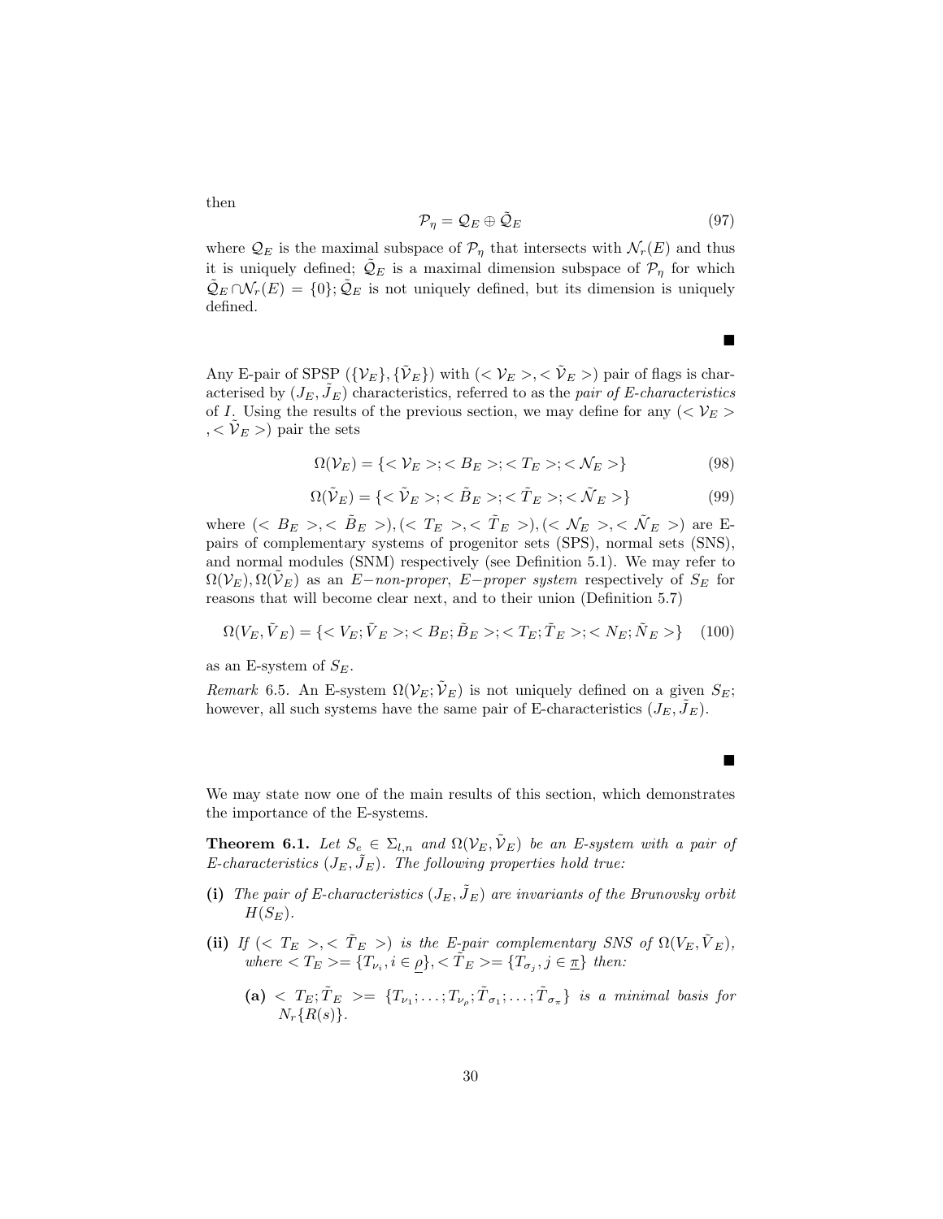then

$$\mathcal{P}_\eta = \mathcal{Q}_E \oplus \tilde{\mathcal{Q}}_E \tag{97}$$

where $\mathcal{Q}_E$ is the maximal subspace of $\mathcal{P}_\eta$ that intersects with $\mathcal{N}_r(E)$ and thus it is uniquely defined; $\tilde{\mathcal{Q}}_E$ is a maximal dimension subspace of $\mathcal{P}_\eta$ for which $\tilde{\mathcal{Q}}_E \cap \mathcal{N}_r(E) = \{0\}$; $\tilde{\mathcal{Q}}_E$ is not uniquely defined, but its dimension is uniquely defined.

■

Any E-pair of SPSP $(\{\mathcal{V}_E\}, \{\tilde{\mathcal{V}}_E\})$ with $(<\mathcal{V}_E>, <\tilde{\mathcal{V}}_E>)$ pair of flags is characterised by $(J_E, \tilde{J}_E)$ characteristics, referred to as the *pair of E-characteristics* of $I$. Using the results of the previous section, we may define for any $(<\mathcal{V}_E>, <\tilde{\mathcal{V}}_E>)$ pair the sets

$$\Omega(\mathcal{V}_E) = \{<\mathcal{V}_E>; <B_E>; <T_E>; <\mathcal{N}_E>\} \tag{98}$$

$$\Omega(\tilde{\mathcal{V}}_E) = \{<\tilde{\mathcal{V}}_E>; <\tilde{B}_E>; <\tilde{T}_E>; <\tilde{\mathcal{N}}_E>\} \tag{99}$$

where $(<B_E>, <\tilde{B}_E>), (<T_E>, <\tilde{T}_E>), (<\mathcal{N}_E>, <\tilde{\mathcal{N}}_E>)$ are E-pairs of complementary systems of progenitor sets (SPS), normal sets (SNS), and normal modules (SNM) respectively (see Definition 5.1). We may refer to $\Omega(\mathcal{V}_E), \Omega(\tilde{\mathcal{V}}_E)$ as an *E−non-proper*, *E−proper system* respectively of $S_E$ for reasons that will become clear next, and to their union (Definition 5.7)

$$\Omega(V_E, \tilde{V}_E) = \{<V_E; \tilde{V}_E>; <B_E; \tilde{B}_E>; <T_E; \tilde{T}_E>; <N_E; \tilde{N}_E>\} \tag{100}$$

as an E-system of $S_E$.

*Remark* 6.5. An E-system $\Omega(\mathcal{V}_E; \tilde{\mathcal{V}}_E)$ is not uniquely defined on a given $S_E$; however, all such systems have the same pair of E-characteristics $(J_E, \tilde{J}_E)$.

■

We may state now one of the main results of this section, which demonstrates the importance of the E-systems.

**Theorem 6.1.** *Let $S_e \in \Sigma_{l,n}$ and $\Omega(\mathcal{V}_E; \tilde{\mathcal{V}}_E)$ be an E-system with a pair of E-characteristics $(J_E, \tilde{J}_E)$. The following properties hold true:*

**(i)** *The pair of E-characteristics $(J_E, \tilde{J}_E)$ are invariants of the Brunovsky orbit $H(S_E)$.*

**(ii)** *If $(<T_E>, <\tilde{T}_E>)$ is the E-pair complementary SNS of $\Omega(V_E, \tilde{V}_E)$, where $<T_E> = \{T_{\nu_i}, i \in \underline{\rho}\}, <\tilde{T}_E> = \{T_{\sigma_j}, j \in \underline{\pi}\}$ then:*

**(a)** $<T_E; \tilde{T}_E> = \{T_{\nu_1}; \ldots; T_{\nu_\rho}; \tilde{T}_{\sigma_1}; \ldots; \tilde{T}_{\sigma_\pi}\}$ *is a minimal basis for $N_r\{R(s)\}$.*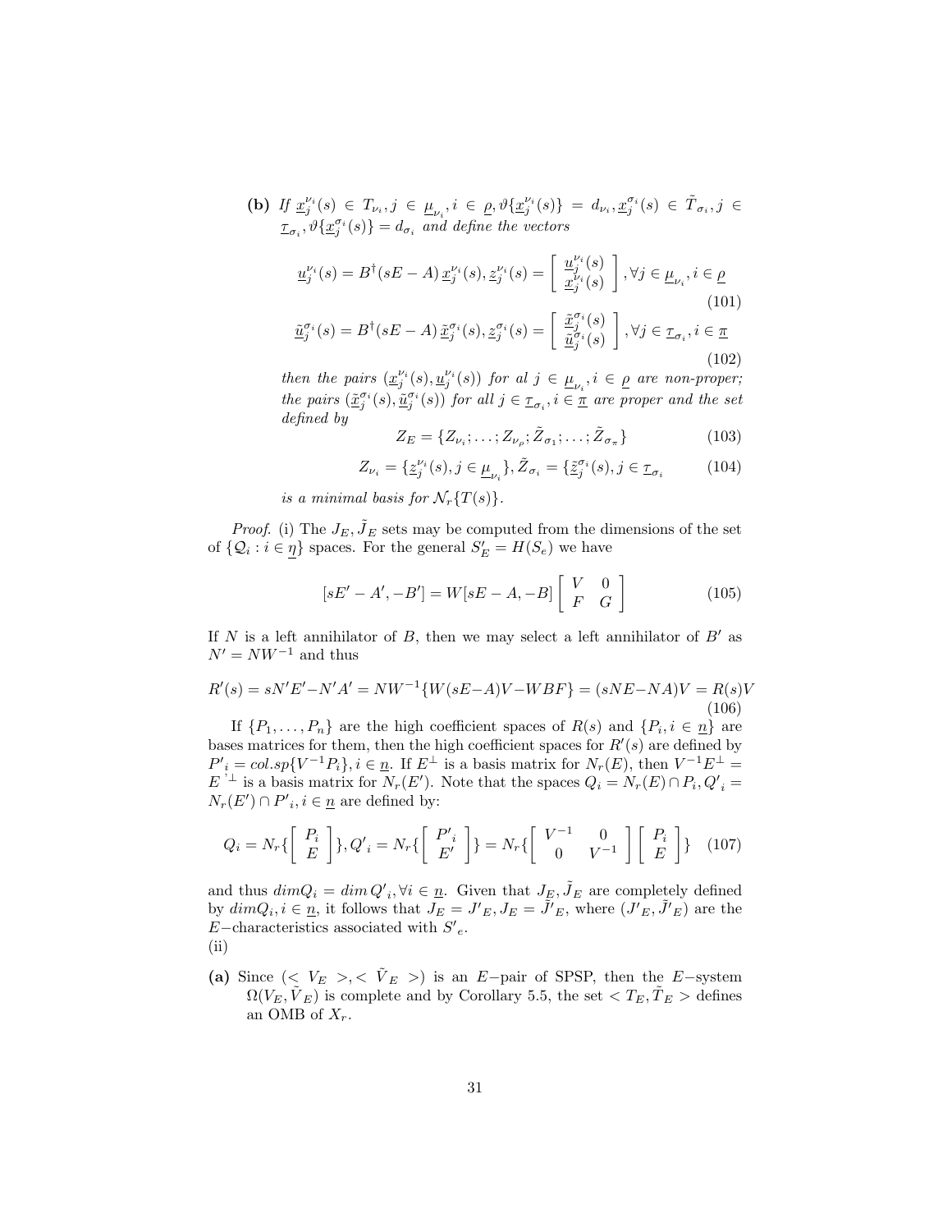**(b)** *If* $\underline{x}_j^{\nu_i}(s) \in T_{\nu_i}, j \in \underline{\mu}_{\nu_i}, i \in \underline{\rho}, \vartheta\{\underline{x}_j^{\nu_i}(s)\} = d_{\nu_i}, \underline{x}_j^{\sigma_i}(s) \in \tilde{T}_{\sigma_i}, j \in \underline{\tau}_{\sigma_i}, \vartheta\{\underline{x}_j^{\sigma_i}(s)\} = d_{\sigma_i}$ *and define the vectors*

$$\underline{u}_j^{\nu_i}(s) = B^{\dagger}(sE - A)\,\underline{x}_j^{\nu_i}(s), \underline{z}_j^{\nu_i}(s) = \begin{bmatrix} \underline{u}_j^{\nu_i}(s) \\ \underline{x}_j^{\nu_i}(s) \end{bmatrix}, \forall j \in \underline{\mu}_{\nu_i}, i \in \underline{\rho} \tag{101}$$

$$\underline{\tilde{u}}_j^{\sigma_i}(s) = B^{\dagger}(sE - A)\,\underline{\tilde{x}}_j^{\sigma_i}(s), \underline{z}_j^{\sigma_i}(s) = \begin{bmatrix} \underline{\tilde{x}}_j^{\sigma_i}(s) \\ \underline{\tilde{u}}_j^{\sigma_i}(s) \end{bmatrix}, \forall j \in \underline{\tau}_{\sigma_i}, i \in \underline{\pi} \tag{102}$$

*then the pairs* $(\underline{x}_j^{\nu_i}(s), \underline{u}_j^{\nu_i}(s))$ *for al* $j \in \underline{\mu}_{\nu_i}, i \in \underline{\rho}$ *are non-proper; the pairs* $(\underline{\tilde{x}}_j^{\sigma_i}(s), \underline{\tilde{u}}_j^{\sigma_i}(s))$ *for all* $j \in \underline{\tau}_{\sigma_i}, i \in \underline{\pi}$ *are proper and the set defined by*

$$Z_E = \{Z_{\nu_i}; \ldots; Z_{\nu_\rho}; \tilde{Z}_{\sigma_1}; \ldots; \tilde{Z}_{\sigma_\pi}\} \tag{103}$$

$$Z_{\nu_i} = \{\underline{z}_j^{\nu_i}(s), j \in \underline{\mu}_{\nu_i}\}, \tilde{Z}_{\sigma_i} = \{\underline{\tilde{z}}_j^{\sigma_i}(s), j \in \underline{\tau}_{\sigma_i} \tag{104}$$

*is a minimal basis for* $\mathcal{N}_r\{T(s)\}$.

*Proof.* (i) The $J_E, \tilde{J}_E$ sets may be computed from the dimensions of the set of $\{\mathcal{Q}_i : i \in \underline{\eta}\}$ spaces. For the general $S'_E = H(S_e)$ we have

$$[sE' - A', -B'] = W[sE - A, -B] \begin{bmatrix} V & 0 \\ F & G \end{bmatrix} \tag{105}$$

If $N$ is a left annihilator of $B$, then we may select a left annihilator of $B'$ as $N' = NW^{-1}$ and thus

$$R'(s) = sN'E' - N'A' = NW^{-1}\{W(sE - A)V - WBF\} = (sNE - NA)V = R(s)V \tag{106}$$

If $\{P_1, \ldots, P_n\}$ are the high coefficient spaces of $R(s)$ and $\{P_i, i \in \underline{n}\}$ are bases matrices for them, then the high coefficient spaces for $R'(s)$ are defined by $P'_i = col.sp\{V^{-1}P_i\}, i \in \underline{n}$. If $E^{\perp}$ is a basis matrix for $N_r(E)$, then $V^{-1}E^{\perp} = E^{'\perp}$ is a basis matrix for $N_r(E')$. Note that the spaces $Q_i = N_r(E) \cap P_i, Q'_i = N_r(E') \cap P'_i, i \in \underline{n}$ are defined by:

$$Q_i = N_r\{\begin{bmatrix} P_i \\ E \end{bmatrix}\}, Q'_i = N_r\{\begin{bmatrix} P'_i \\ E' \end{bmatrix}\} = N_r\{\begin{bmatrix} V^{-1} & 0 \\ 0 & V^{-1} \end{bmatrix} \begin{bmatrix} P_i \\ E \end{bmatrix}\} \tag{107}$$

and thus $dim Q_i = dim\, Q'_i, \forall i \in \underline{n}$. Given that $J_E, \tilde{J}_E$ are completely defined by $dim Q_i, i \in \underline{n}$, it follows that $J_E = J'_E, J_E = \tilde{J}'_E$, where $(J'_E, \tilde{J}'_E)$ are the $E-$characteristics associated with $S'_e$.

(ii)

**(a)** Since $(< V_E >, < \tilde{V}_E >)$ is an $E-$pair of SPSP, then the $E-$system $\Omega(V_E, \tilde{V}_E)$ is complete and by Corollary 5.5, the set $< T_E, \tilde{T}_E >$ defines an OMB of $X_r$.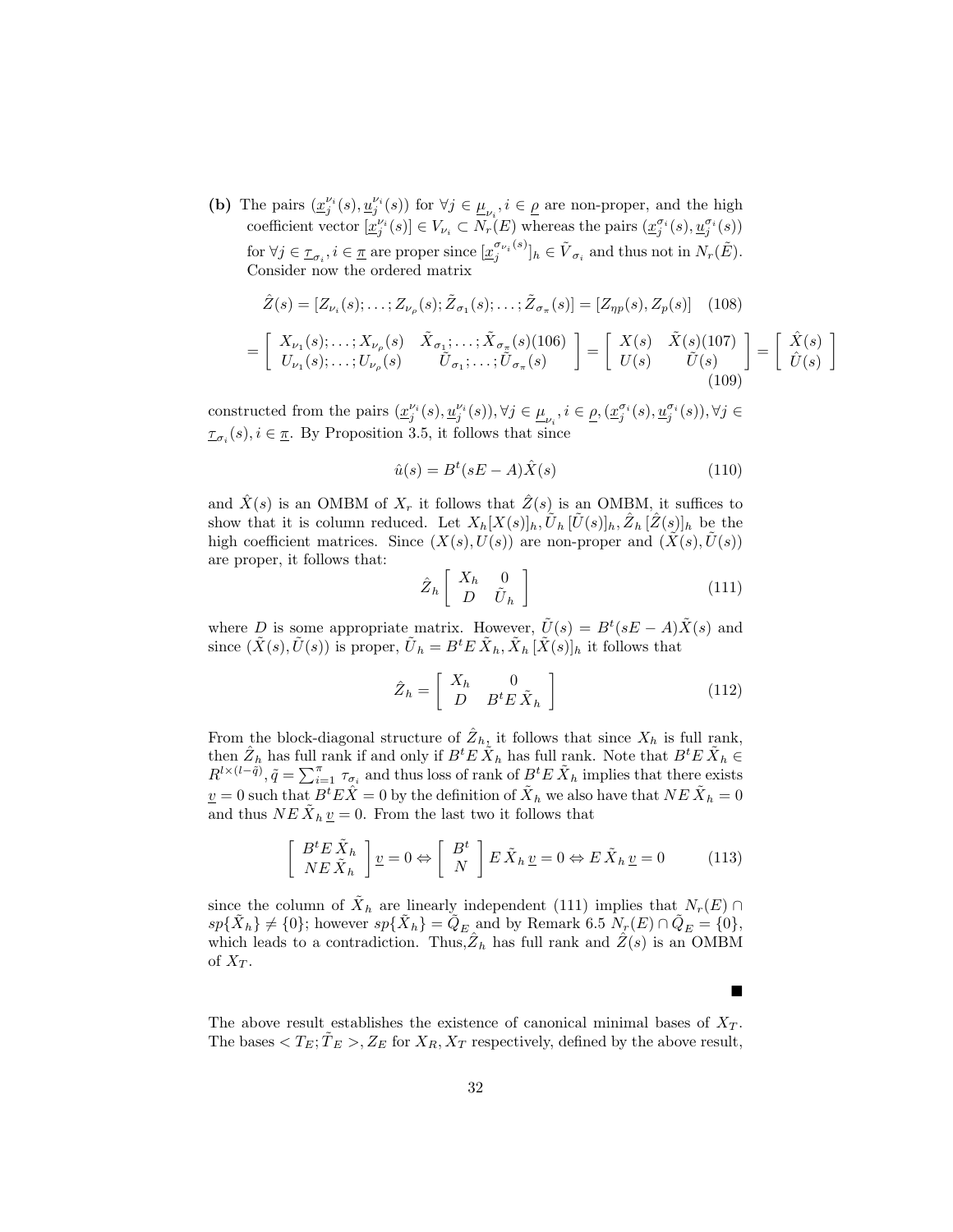**(b)** The pairs $(\underline{x}_j^{\nu_i}(s), \underline{u}_j^{\nu_i}(s))$ for $\forall j \in \underline{\mu}_{\nu_i}, i \in \underline{\rho}$ are non-proper, and the high coefficient vector $[\underline{x}_j^{\nu_i}(s)] \in V_{\nu_i} \subset N_r(E)$ whereas the pairs $(\underline{x}_j^{\sigma_i}(s), \underline{u}_j^{\sigma_i}(s))$ for $\forall j \in \underline{\tau}_{\sigma_i}, i \in \underline{\pi}$ are proper since $[\underline{x}_j^{\sigma_{\nu_i}(s)}]_h \in \tilde{V}_{\sigma_i}$ and thus not in $N_r(\tilde{E})$. Consider now the ordered matrix

$$\hat{Z}(s) = [Z_{\nu_i}(s); \ldots ; Z_{\nu_\rho}(s); \tilde{Z}_{\sigma_1}(s); \ldots ; \tilde{Z}_{\sigma_\pi}(s)] = [Z_{\eta p}(s), Z_p(s)] \quad (108)$$

$$= \left[ \begin{array}{cc} X_{\nu_1}(s); \ldots ; X_{\nu_\rho}(s) & \tilde{X}_{\sigma_1}; \ldots ; \tilde{X}_{\sigma_{\overline{\pi}}}(s)(106) \\ U_{\nu_1}(s); \ldots ; U_{\nu_\rho}(s) & \tilde{U}_{\sigma_1}; \ldots ; \tilde{U}_{\sigma_\pi}(s) \end{array} \right] = \left[ \begin{array}{cc} X(s) & \tilde{X}(s)(107) \\ U(s) & \tilde{U}(s) \end{array} \right] = \left[ \begin{array}{c} \hat{X}(s) \\ \hat{U}(s) \end{array} \right] \quad (109)$$

constructed from the pairs $(\underline{x}_j^{\nu_i}(s), \underline{u}_j^{\nu_i}(s)), \forall j \in \underline{\mu}_{\nu_i}, i \in \underline{\rho}, (\underline{x}_j^{\sigma_i}(s), \underline{u}_j^{\sigma_i}(s)), \forall j \in \underline{\tau}_{\sigma_i}(s), i \in \underline{\pi}$. By Proposition 3.5, it follows that since

$$\hat{u}(s) = B^t(sE - A)\hat{X}(s) \quad (110)$$

and $\hat{X}(s)$ is an OMBM of $X_r$ it follows that $\hat{Z}(s)$ is an OMBM, it suffices to show that it is column reduced. Let $X_h[X(s)]_h, \tilde{U}_h\,[\tilde{U}(s)]_h, \hat{Z}_h\,[\hat{Z}(s)]_h$ be the high coefficient matrices. Since $(X(s), U(s))$ are non-proper and $(\tilde{X}(s), \tilde{U}(s))$ are proper, it follows that:

$$\hat{Z}_h \left[ \begin{array}{cc} X_h & 0 \\ D & \tilde{U}_h \end{array} \right] \quad (111)$$

where $D$ is some appropriate matrix. However, $\tilde{U}(s) = B^t(sE - A)\tilde{X}(s)$ and since $(\tilde{X}(s), \tilde{U}(s))$ is proper, $\tilde{U}_h = B^t E\,\tilde{X}_h, \tilde{X}_h\,[\tilde{X}(s)]_h$ it follows that

$$\hat{Z}_h = \left[ \begin{array}{cc} X_h & 0 \\ D & B^t E\,\tilde{X}_h \end{array} \right] \quad (112)$$

From the block-diagonal structure of $\hat{Z}_h$, it follows that since $X_h$ is full rank, then $\hat{Z}_h$ has full rank if and only if $B^t E\,\tilde{X}_h$ has full rank. Note that $B^t E\,\tilde{X}_h \in R^{l \times (l - \tilde{q})}, \tilde{q} = \sum_{i=1}^{\pi} \tau_{\sigma_i}$ and thus loss of rank of $B^t E\,\tilde{X}_h$ implies that there exists $\underline{v} = 0$ such that $B^t E \hat{X} = 0$ by the definition of $\tilde{X}_h$ we also have that $NE\,\tilde{X}_h = 0$ and thus $NE\,\tilde{X}_h\,\underline{v} = 0$. From the last two it follows that

$$\left[ \begin{array}{c} B^t E\,\tilde{X}_h \\ NE\,\tilde{X}_h \end{array} \right] \underline{v} = 0 \Leftrightarrow \left[ \begin{array}{c} B^t \\ N \end{array} \right] E\,\tilde{X}_h\,\underline{v} = 0 \Leftrightarrow E\,\tilde{X}_h\,\underline{v} = 0 \quad (113)$$

since the column of $\tilde{X}_h$ are linearly independent (111) implies that $N_r(E) \cap sp\{\tilde{X}_h\} \neq \{0\}$; however $sp\{\tilde{X}_h\} = \tilde{Q}_E$ and by Remark 6.5 $N_r(E) \cap \tilde{Q}_E = \{0\}$, which leads to a contradiction. Thus, $\hat{Z}_h$ has full rank and $\hat{Z}(s)$ is an OMBM of $X_T$.

∎

The above result establishes the existence of canonical minimal bases of $X_T$. The bases $< T_E; \tilde{T}_E >, Z_E$ for $X_R, X_T$ respectively, defined by the above result,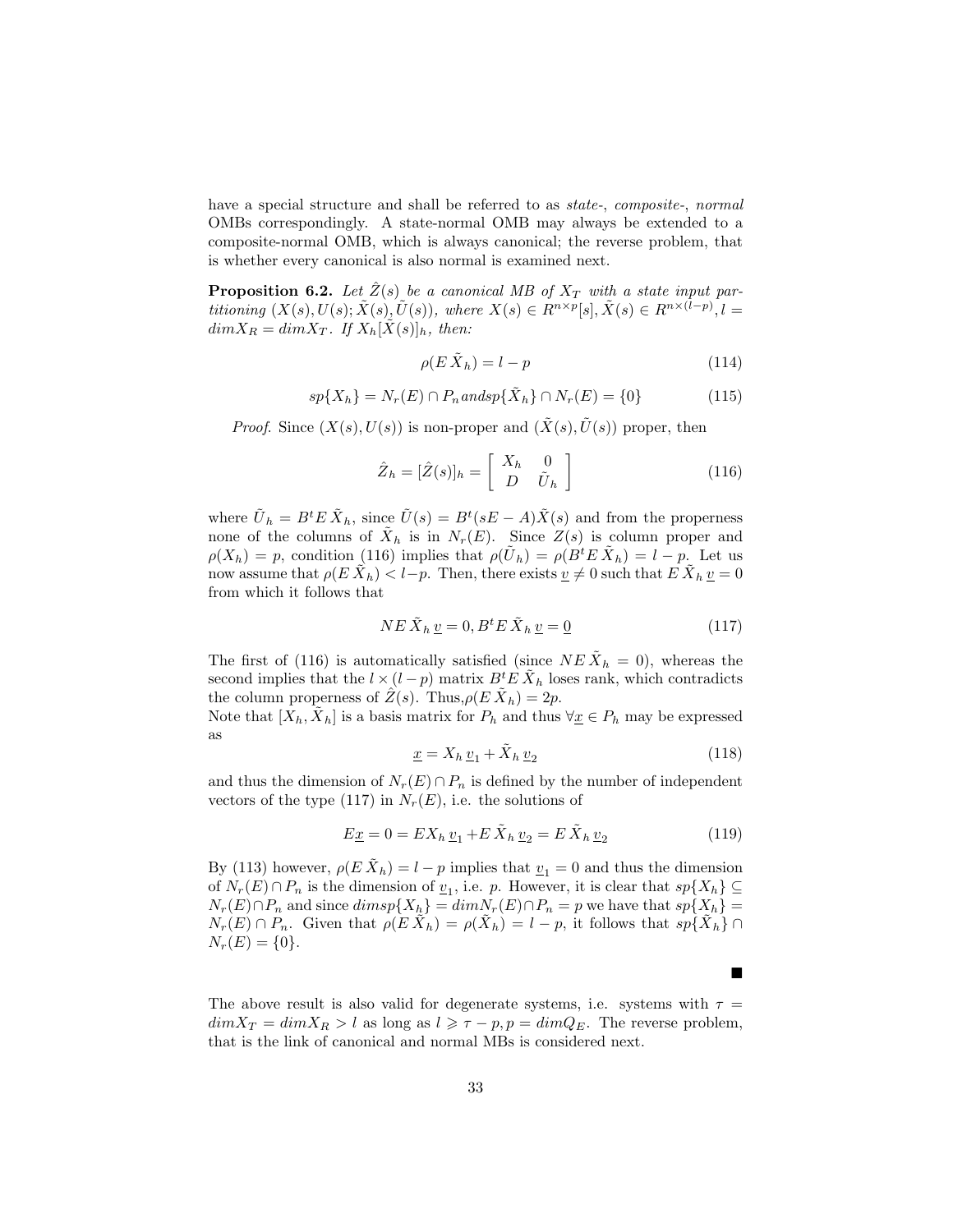have a special structure and shall be referred to as *state-*, *composite-*, *normal* OMBs correspondingly. A state-normal OMB may always be extended to a composite-normal OMB, which is always canonical; the reverse problem, that is whether every canonical is also normal is examined next.

**Proposition 6.2.** *Let $\hat{Z}(s)$ be a canonical MB of $X_T$ with a state input partitioning $(X(s), U(s); \tilde{X}(s), \tilde{U}(s))$, where $X(s) \in R^{n \times p}[s], \tilde{X}(s) \in R^{n \times (l-p)}, l = dim X_R = dim X_T$. If $X_h [\tilde{X}(s)]_h$, then:*

$$\rho(E\,\tilde{X}_h) = l - p \tag{114}$$

$$sp\{X_h\} = N_r(E) \cap P_n andsp\{\tilde{X}_h\} \cap N_r(E) = \{0\} \tag{115}$$

*Proof.* Since $(X(s), U(s))$ is non-proper and $(\tilde{X}(s), \tilde{U}(s))$ proper, then

$$\hat{Z}_h = [\hat{Z}(s)]_h = \begin{bmatrix} X_h & 0 \\ D & \tilde{U}_h \end{bmatrix} \tag{116}$$

where $\tilde{U}_h = B^t E\,\tilde{X}_h$, since $\tilde{U}(s) = B^t(sE - A)\tilde{X}(s)$ and from the properness none of the columns of $\tilde{X}_h$ is in $N_r(E)$. Since $Z(s)$ is column proper and $\rho(X_h) = p$, condition (116) implies that $\rho(\tilde{U}_h) = \rho(B^t E\,\tilde{X}_h) = l - p$. Let us now assume that $\rho(E\,\tilde{X}_h) < l - p$. Then, there exists $\underline{v} \neq 0$ such that $E\,\tilde{X}_h\,\underline{v} = 0$ from which it follows that

$$NE\,\tilde{X}_h\,\underline{v} = 0, B^t E\,\tilde{X}_h\,\underline{v} = \underline{0} \tag{117}$$

The first of (116) is automatically satisfied (since $NE\,\tilde{X}_h = 0$), whereas the second implies that the $l \times (l-p)$ matrix $B^t E\,\tilde{X}_h$ loses rank, which contradicts the column properness of $\hat{Z}(s)$. Thus,$\rho(E\,\tilde{X}_h) = 2p$.
Note that $[X_h, \tilde{X}_h]$ is a basis matrix for $P_h$ and thus $\forall \underline{x} \in P_h$ may be expressed as

$$\underline{x} = X_h\,\underline{v}_1 + \tilde{X}_h\,\underline{v}_2 \tag{118}$$

and thus the dimension of $N_r(E) \cap P_n$ is defined by the number of independent vectors of the type (117) in $N_r(E)$, i.e. the solutions of

$$E\underline{x} = 0 = EX_h\,\underline{v}_1 + E\,\tilde{X}_h\,\underline{v}_2 = E\,\tilde{X}_h\,\underline{v}_2 \tag{119}$$

By (113) however, $\rho(E\,\tilde{X}_h) = l - p$ implies that $\underline{v}_1 = 0$ and thus the dimension of $N_r(E) \cap P_n$ is the dimension of $\underline{v}_1$, i.e. $p$. However, it is clear that $sp\{X_h\} \subseteq N_r(E) \cap P_n$ and since $dimsp\{X_h\} = dimN_r(E) \cap P_n = p$ we have that $sp\{X_h\} = N_r(E) \cap P_n$. Given that $\rho(E\,\tilde{X}_h) = \rho(\tilde{X}_h) = l - p$, it follows that $sp\{\tilde{X}_h\} \cap N_r(E) = \{0\}$.

■

The above result is also valid for degenerate systems, i.e. systems with $\tau = dimX_T = dimX_R > l$ as long as $l \geqslant \tau - p, p = dimQ_E$. The reverse problem, that is the link of canonical and normal MBs is considered next.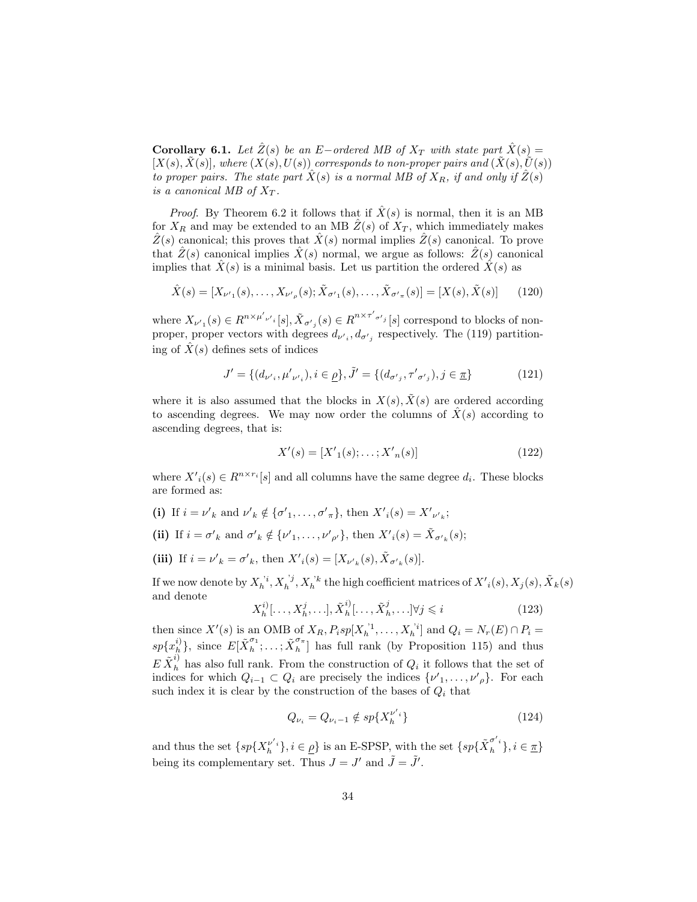**Corollary 6.1.** *Let $\hat{Z}(s)$ be an $E-$ordered MB of $X_T$ with state part $\hat{X}(s) = [X(s), \tilde{X}(s)]$, where $(X(s), U(s))$ corresponds to non-proper pairs and $(\tilde{X}(s), \tilde{U}(s))$ to proper pairs. The state part $\hat{X}(s)$ is a normal MB of $X_R$, if and only if $\hat{Z}(s)$ is a canonical MB of $X_T$.*

*Proof.* By Theorem 6.2 it follows that if $\hat{X}(s)$ is normal, then it is an MB for $X_R$ and may be extended to an MB $\hat{Z}(s)$ of $X_T$, which immediately makes $\hat{Z}(s)$ canonical; this proves that $\hat{X}(s)$ normal implies $\hat{Z}(s)$ canonical. To prove that $\hat{Z}(s)$ canonical implies $\hat{X}(s)$ normal, we argue as follows: $\hat{Z}(s)$ canonical implies that $\hat{X}(s)$ is a minimal basis. Let us partition the ordered $\hat{X}(s)$ as

$$\hat{X}(s) = [X_{\nu'_1}(s), \ldots, X_{\nu'_\rho}(s); \tilde{X}_{\sigma'_1}(s), \ldots, \tilde{X}_{\sigma'_\pi}(s)] = [X(s), \tilde{X}(s)] \tag{120}$$

where $X_{\nu'_1}(s) \in R^{n \times \mu'_{\nu'_i}}[s], \tilde{X}_{\sigma'_j}(s) \in R^{n \times \tau'_{\sigma'_j}}[s]$ correspond to blocks of non-proper, proper vectors with degrees $d_{\nu'_i}, d_{\sigma'_j}$ respectively. The (119) partitioning of $\hat{X}(s)$ defines sets of indices

$$J' = \{(d_{\nu'_i}, \mu'_{\nu'_i}), i \in \underline{\rho}\}, \tilde{J}' = \{(d_{\sigma'_j}, \tau'_{\sigma'_j}), j \in \underline{\pi}\} \tag{121}$$

where it is also assumed that the blocks in $X(s), \tilde{X}(s)$ are ordered according to ascending degrees. We may now order the columns of $\hat{X}(s)$ according to ascending degrees, that is:

$$X'(s) = [X'_1(s); \ldots; X'_n(s)] \tag{122}$$

where $X'_i(s) \in R^{n \times r_i}[s]$ and all columns have the same degree $d_i$. These blocks are formed as:

**(i)** If $i = \nu'_k$ and $\nu'_k \notin \{\sigma'_1, \ldots, \sigma'_\pi\}$, then $X'_i(s) = X'_{\nu'_k}$;

**(ii)** If $i = \sigma'_k$ and $\sigma'_k \notin \{\nu'_1, \ldots, \nu'_{\rho'}\}$, then $X'_i(s) = \tilde{X}_{\sigma'_k}(s)$;

**(iii)** If $i = \nu'_k = \sigma'_k$, then $X'_i(s) = [X_{\nu'_k}(s), \tilde{X}_{\sigma'_k}(s)]$.

If we now denote by $X_h^{'i}, X_h^{'j}, X_h^{'k}$ the high coefficient matrices of $X'_i(s), X_j(s), \tilde{X}_k(s)$ and denote

$$X_h^{i)}[\ldots, X_h^j, \ldots], \tilde{X}_h^{i)}[\ldots, \tilde{X}_h^j, \ldots] \forall j \leqslant i \tag{123}$$

then since $X'(s)$ is an OMB of $X_R, P_i sp[X_h^{'1}, \ldots, X_h^{'i}]$ and $Q_i = N_r(E) \cap P_i = sp\{x_h^{i)}\}$, since $E[\tilde{X}_h^{\sigma_1}; \ldots; \tilde{X}_h^{\sigma_\pi}]$ has full rank (by Proposition 115) and thus $E\tilde{X}_h^{i)}$ has also full rank. From the construction of $Q_i$ it follows that the set of indices for which $Q_{i-1} \subset Q_i$ are precisely the indices $\{\nu'_1, \ldots, \nu'_\rho\}$. For each such index it is clear by the construction of the bases of $Q_i$ that

$$Q_{\nu_i} = Q_{\nu_i - 1} \notin sp\{X_h^{\nu'_i}\} \tag{124}$$

and thus the set $\{sp\{X_h^{\nu'_i}\}, i \in \underline{\rho}\}$ is an E-SPSP, with the set $\{sp\{\tilde{X}_h^{\sigma'_i}\}, i \in \underline{\pi}\}$ being its complementary set. Thus $J = J'$ and $\tilde{J} = \tilde{J}'$.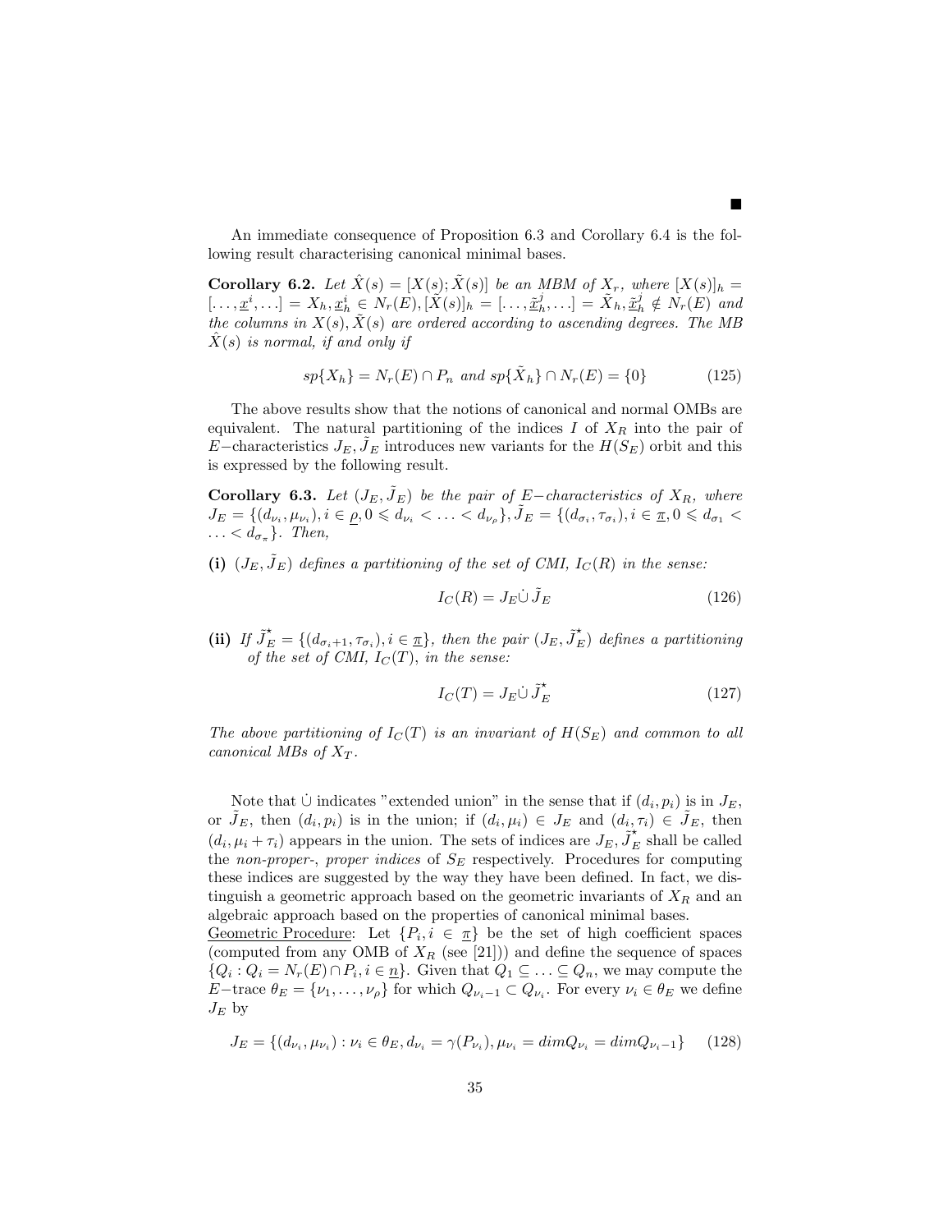■

An immediate consequence of Proposition 6.3 and Corollary 6.4 is the following result characterising canonical minimal bases.

**Corollary 6.2.** *Let $\hat{X}(s) = [X(s); \tilde{X}(s)]$ be an MBM of $X_r$, where $[X(s)]_h = [\ldots, \underline{x}^i, \ldots] = X_h, \underline{x}_h^i \in N_r(E), [\tilde{X}(s)]_h = [\ldots, \underline{\tilde{x}}_h^j, \ldots] = \tilde{X}_h, \underline{\tilde{x}}_h^j \notin N_r(E)$ and the columns in $X(s), \tilde{X}(s)$ are ordered according to ascending degrees. The MB $\hat{X}(s)$ is normal, if and only if*

$$sp\{X_h\} = N_r(E) \cap P_n \text{ and } sp\{\tilde{X}_h\} \cap N_r(E) = \{0\} \tag{125}$$

The above results show that the notions of canonical and normal OMBs are equivalent. The natural partitioning of the indices $I$ of $X_R$ into the pair of $E-$characteristics $J_E, \tilde{J}_E$ introduces new variants for the $H(S_E)$ orbit and this is expressed by the following result.

**Corollary 6.3.** *Let $(J_E, \tilde{J}_E)$ be the pair of $E-$characteristics of $X_R$, where $J_E = \{(d_{\nu_i}, \mu_{\nu_i}), i \in \underline{\rho}, 0 \leqslant d_{\nu_i} < \ldots < d_{\nu_\rho}\}, \tilde{J}_E = \{(d_{\sigma_i}, \tau_{\sigma_i}), i \in \underline{\pi}, 0 \leqslant d_{\sigma_1} < \ldots < d_{\sigma_\pi}\}$. Then,*

**(i)** *$(J_E, \tilde{J}_E)$ defines a partitioning of the set of CMI, $I_C(R)$ in the sense:*

$$I_C(R) = J_E \dot{\cup} \tilde{J}_E \tag{126}$$

**(ii)** *If $\tilde{J}_E^\star = \{(d_{\sigma_i+1}, \tau_{\sigma_i}), i \in \underline{\pi}\}$, then the pair $(J_E, \tilde{J}_E^\star)$ defines a partitioning of the set of CMI, $I_C(T)$, in the sense:*

$$I_C(T) = J_E \dot{\cup} \tilde{J}_E^\star \tag{127}$$

*The above partitioning of $I_C(T)$ is an invariant of $H(S_E)$ and common to all canonical MBs of $X_T$.*

Note that $\dot{\cup}$ indicates "extended union" in the sense that if $(d_i, p_i)$ is in $J_E$, or $\tilde{J}_E$, then $(d_i, p_i)$ is in the union; if $(d_i, \mu_i) \in J_E$ and $(d_i, \tau_i) \in \tilde{J}_E$, then $(d_i, \mu_i + \tau_i)$ appears in the union. The sets of indices are $J_E, \tilde{J}_E^\star$ shall be called the *non-proper-*, *proper indices* of $S_E$ respectively. Procedures for computing these indices are suggested by the way they have been defined. In fact, we distinguish a geometric approach based on the geometric invariants of $X_R$ and an algebraic approach based on the properties of canonical minimal bases.
Geometric Procedure: Let $\{P_i, i \in \underline{\pi}\}$ be the set of high coefficient spaces (computed from any OMB of $X_R$ (see [21])) and define the sequence of spaces $\{Q_i : Q_i = N_r(E) \cap P_i, i \in \underline{n}\}$. Given that $Q_1 \subseteq \ldots \subseteq Q_n$, we may compute the $E-$trace $\theta_E = \{\nu_1, \ldots, \nu_\rho\}$ for which $Q_{\nu_i - 1} \subset Q_{\nu_i}$. For every $\nu_i \in \theta_E$ we define $J_E$ by

$$J_E = \{(d_{\nu_i}, \mu_{\nu_i}) : \nu_i \in \theta_E, d_{\nu_i} = \gamma(P_{\nu_i}), \mu_{\nu_i} = dim Q_{\nu_i} = dim Q_{\nu_i - 1}\} \tag{128}$$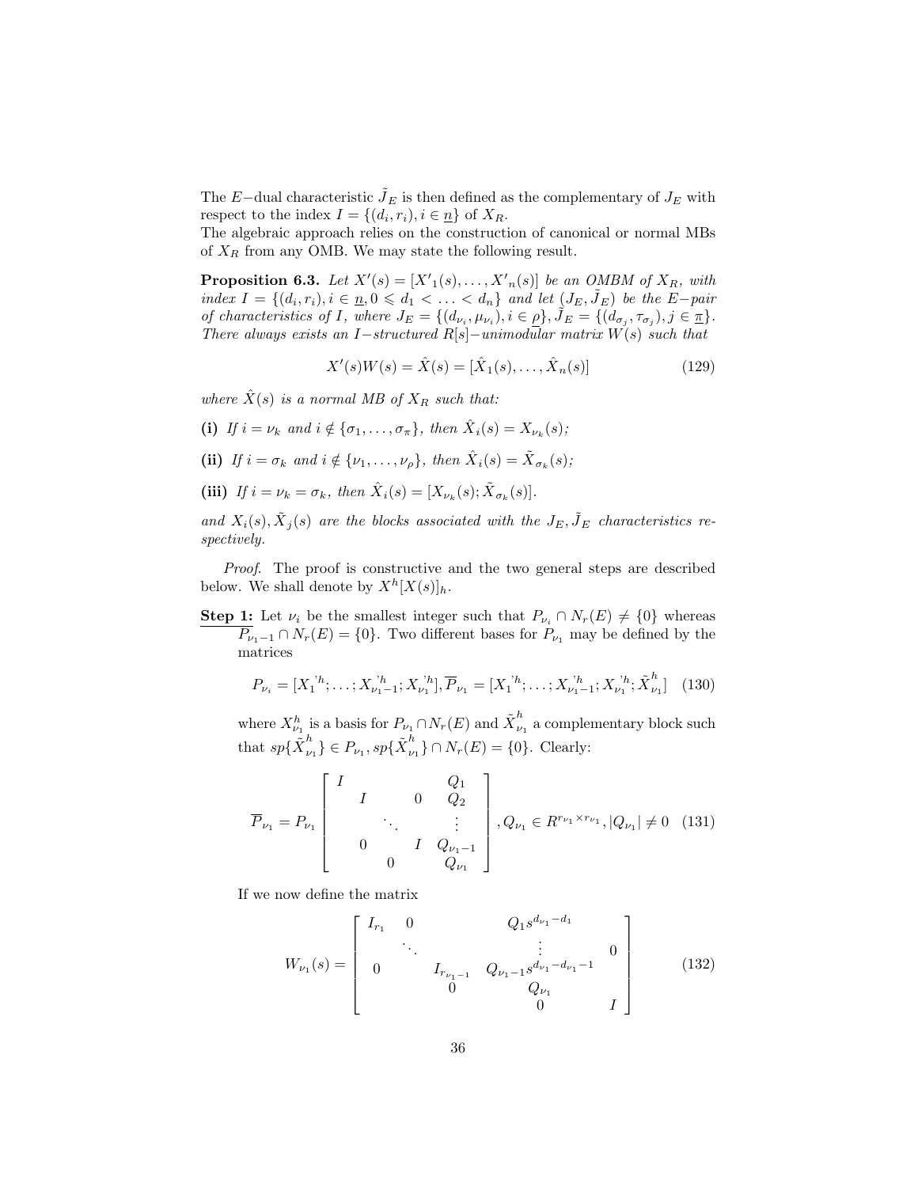The $E-$dual characteristic $\tilde{J}_E$ is then defined as the complementary of $J_E$ with respect to the index $I = \{(d_i, r_i), i \in \underline{n}\}$ of $X_R$.
The algebraic approach relies on the construction of canonical or normal MBs of $X_R$ from any OMB. We may state the following result.

**Proposition 6.3.** *Let $X'(s) = [X'_1(s), \ldots, X'_n(s)]$ be an OMBM of $X_R$, with index $I = \{(d_i, r_i), i \in \underline{n}, 0 \leqslant d_1 < \ldots < d_n\}$ and let $(J_E, \tilde{J}_E)$ be the $E-$pair of characteristics of $I$, where $J_E = \{(d_{\nu_i}, \mu_{\nu_i}), i \in \underline{\rho}\}, \tilde{J}_E = \{(d_{\sigma_j}, \tau_{\sigma_j}), j \in \underline{\pi}\}$. There always exists an $I-$structured $R[s]-$unimodular matrix $W(s)$ such that*

$$X'(s)W(s) = \hat{X}(s) = [\hat{X}_1(s), \ldots, \hat{X}_n(s)] \tag{129}$$

*where $\hat{X}(s)$ is a normal MB of $X_R$ such that:*

**(i)** *If $i = \nu_k$ and $i \notin \{\sigma_1, \ldots, \sigma_\pi\}$, then $\hat{X}_i(s) = X_{\nu_k}(s)$;*

**(ii)** *If $i = \sigma_k$ and $i \notin \{\nu_1, \ldots, \nu_\rho\}$, then $\hat{X}_i(s) = \tilde{X}_{\sigma_k}(s)$;*

**(iii)** *If $i = \nu_k = \sigma_k$, then $\hat{X}_i(s) = [X_{\nu_k}(s); \tilde{X}_{\sigma_k}(s)]$.*

*and $X_i(s), \tilde{X}_j(s)$ are the blocks associated with the $J_E, \tilde{J}_E$ characteristics respectively.*

*Proof.* The proof is constructive and the two general steps are described below. We shall denote by $X^h[X(s)]_h$.

**Step 1:** Let $\nu_i$ be the smallest integer such that $P_{\nu_i} \cap N_r(E) \neq \{0\}$ whereas $P_{\nu_1 - 1} \cap N_r(E) = \{0\}$. Two different bases for $P_{\nu_1}$ may be defined by the matrices

$$P_{\nu_i} = [X_1'^h; \ldots; X_{\nu_1-1}'^h; X_{\nu_1}'^h], \overline{P}_{\nu_1} = [X_1'^h; \ldots; X_{\nu_1-1}'^h; X_{\nu_1}'^h; \tilde{X}_{\nu_1}^h] \tag{130}$$

where $X_{\nu_1}^h$ is a basis for $P_{\nu_1} \cap N_r(E)$ and $\tilde{X}_{\nu_1}^h$ a complementary block such that $sp\{\tilde{X}_{\nu_1}^h\} \in P_{\nu_1}, sp\{\tilde{X}_{\nu_1}^h\} \cap N_r(E) = \{0\}$. Clearly:

$$\overline{P}_{\nu_1} = P_{\nu_1} \begin{bmatrix} I & & & & Q_1 \\ & I & & 0 & Q_2 \\ & & \ddots & & \vdots \\ & 0 & & I & Q_{\nu_1 - 1} \\ & & 0 & & Q_{\nu_1} \end{bmatrix}, Q_{\nu_1} \in R^{r_{\nu_1} \times r_{\nu_1}}, |Q_{\nu_1}| \neq 0 \tag{131}$$

If we now define the matrix

$$W_{\nu_1}(s) = \begin{bmatrix} I_{r_1} & 0 & & Q_1 s^{d_{\nu_1} - d_1} & \\ & \ddots & & \vdots & 0 \\ 0 & & I_{r_{\nu_1 - 1}} & Q_{\nu_1 - 1} s^{d_{\nu_1} - d_{\nu_1} - 1} & \\ & & 0 & Q_{\nu_1} & \\ & & & 0 & I \end{bmatrix} \tag{132}$$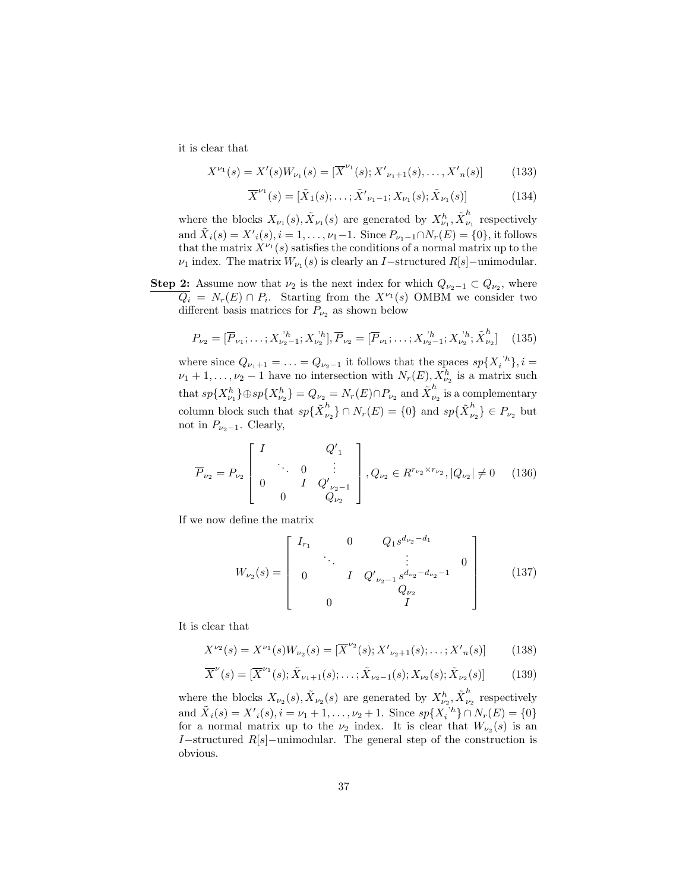it is clear that

$$X^{\nu_1}(s) = X'(s)W_{\nu_1}(s) = [\overline{X}^{\nu_1}(s); X'_{\nu_1+1}(s), \ldots, X'_n(s)] \tag{133}$$

$$\overline{X}^{\nu_1}(s) = [\tilde{X}_1(s); \ldots; \tilde{X}'_{\nu_1-1}; X_{\nu_1}(s); \tilde{X}_{\nu_1}(s)] \tag{134}$$

where the blocks $X_{\nu_1}(s), \tilde{X}_{\nu_1}(s)$ are generated by $X^h_{\nu_1}, \tilde{X}^h_{\nu_1}$ respectively and $\tilde{X}_i(s) = X'_i(s), i = 1, \ldots, \nu_1-1$. Since $P_{\nu_1-1} \cap N_r(E) = \{0\}$, it follows that the matrix $X^{\nu_1}(s)$ satisfies the conditions of a normal matrix up to the $\nu_1$ index. The matrix $W_{\nu_1}(s)$ is clearly an $I-$structured $R[s]-$unimodular.

**Step 2:** Assume now that $\nu_2$ is the next index for which $Q_{\nu_2-1} \subset Q_{\nu_2}$, where $Q_i = N_r(E) \cap P_i$. Starting from the $X^{\nu_1}(s)$ OMBM we consider two different basis matrices for $P_{\nu_2}$ as shown below

$$P_{\nu_2} = [\overline{P}_{\nu_1}; \ldots; X^{'h}_{\nu_2-1}; X^{'h}_{\nu_2}], \overline{P}_{\nu_2} = [\overline{P}_{\nu_1}; \ldots; X^{'h}_{\nu_2-1}; X^{'h}_{\nu_2}; \tilde{X}^h_{\nu_2}] \tag{135}$$

where since $Q_{\nu_1+1} = \ldots = Q_{\nu_2-1}$ it follows that the spaces $sp\{X^{'h}_i\}, i = \nu_1+1, \ldots, \nu_2-1$ have no intersection with $N_r(E), X^h_{\nu_2}$ is a matrix such that $sp\{X^h_{\nu_1}\} \oplus sp\{X^h_{\nu_2}\} = Q_{\nu_2} = N_r(E) \cap P_{\nu_2}$ and $\tilde{X}^h_{\nu_2}$ is a complementary column block such that $sp\{\tilde{X}^h_{\nu_2}\} \cap N_r(E) = \{0\}$ and $sp\{\tilde{X}^h_{\nu_2}\} \in P_{\nu_2}$ but not in $P_{\nu_2-1}$. Clearly,

$$\overline{P}_{\nu_2} = P_{\nu_2} \begin{bmatrix} I & & & Q'_1 \\ & \ddots & 0 & \vdots \\ 0 & & I & Q'_{\nu_2-1} \\ & 0 & & Q_{\nu_2} \end{bmatrix}, Q_{\nu_2} \in R^{r_{\nu_2} \times r_{\nu_2}}, |Q_{\nu_2}| \neq 0 \tag{136}$$

If we now define the matrix

$$W_{\nu_2}(s) = \begin{bmatrix} I_{r_1} & & 0 & Q_1 s^{d_{\nu_2}-d_1} & \\ & \ddots & & \vdots & 0 \\ 0 & & I & Q'_{\nu_2-1} s^{d_{\nu_2}-d_{\nu_2}-1} & \\ & & & Q_{\nu_2} & \\ & 0 & & I & \end{bmatrix} \tag{137}$$

It is clear that

$$X^{\nu_2}(s) = X^{\nu_1}(s)W_{\nu_2}(s) = [\overline{X}^{\nu_2}(s); X'_{\nu_2+1}(s); \ldots; X'_n(s)] \tag{138}$$

$$\overline{X}^{\nu}(s) = [\overline{X}^{\nu_1}(s); \tilde{X}_{\nu_1+1}(s); \ldots; \tilde{X}_{\nu_2-1}(s); X_{\nu_2}(s); \tilde{X}_{\nu_2}(s)] \tag{139}$$

where the blocks $X_{\nu_2}(s), \tilde{X}_{\nu_2}(s)$ are generated by $X^h_{\nu_2}, \tilde{X}^h_{\nu_2}$ respectively and $\tilde{X}_i(s) = X'_i(s), i = \nu_1+1, \ldots, \nu_2+1$. Since $sp\{X^{'h}_i\} \cap N_r(E) = \{0\}$ for a normal matrix up to the $\nu_2$ index. It is clear that $W_{\nu_2}(s)$ is an $I-$structured $R[s]-$unimodular. The general step of the construction is obvious.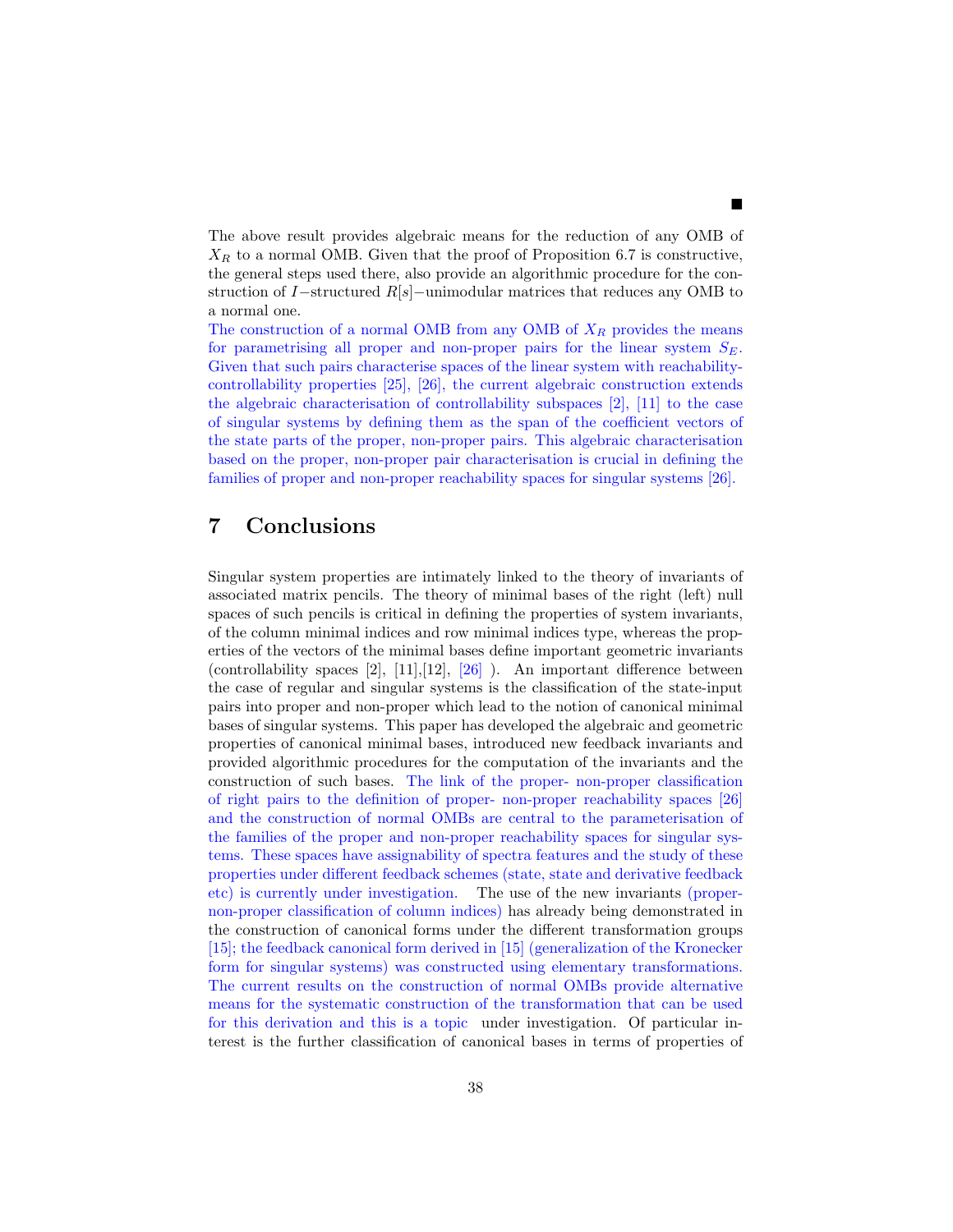■

The above result provides algebraic means for the reduction of any OMB of $X_R$ to a normal OMB. Given that the proof of Proposition 6.7 is constructive, the general steps used there, also provide an algorithmic procedure for the construction of $I-$structured $R[s]-$unimodular matrices that reduces any OMB to a normal one.

The construction of a normal OMB from any OMB of $X_R$ provides the means for parametrising all proper and non-proper pairs for the linear system $S_E$. Given that such pairs characterise spaces of the linear system with reachability-controllability properties [25], [26], the current algebraic construction extends the algebraic characterisation of controllability subspaces [2], [11] to the case of singular systems by defining them as the span of the coefficient vectors of the state parts of the proper, non-proper pairs. This algebraic characterisation based on the proper, non-proper pair characterisation is crucial in defining the families of proper and non-proper reachability spaces for singular systems [26].

# 7 Conclusions

Singular system properties are intimately linked to the theory of invariants of associated matrix pencils. The theory of minimal bases of the right (left) null spaces of such pencils is critical in defining the properties of system invariants, of the column minimal indices and row minimal indices type, whereas the properties of the vectors of the minimal bases define important geometric invariants (controllability spaces [2], [11],[12], [26] ). An important difference between the case of regular and singular systems is the classification of the state-input pairs into proper and non-proper which lead to the notion of canonical minimal bases of singular systems. This paper has developed the algebraic and geometric properties of canonical minimal bases, introduced new feedback invariants and provided algorithmic procedures for the computation of the invariants and the construction of such bases. The link of the proper- non-proper classification of right pairs to the definition of proper- non-proper reachability spaces [26] and the construction of normal OMBs are central to the parameterisation of the families of the proper and non-proper reachability spaces for singular systems. These spaces have assignability of spectra features and the study of these properties under different feedback schemes (state, state and derivative feedback etc) is currently under investigation. The use of the new invariants (proper-non-proper classification of column indices) has already being demonstrated in the construction of canonical forms under the different transformation groups [15]; the feedback canonical form derived in [15] (generalization of the Kronecker form for singular systems) was constructed using elementary transformations. The current results on the construction of normal OMBs provide alternative means for the systematic construction of the transformation that can be used for this derivation and this is a topic under investigation. Of particular interest is the further classification of canonical bases in terms of properties of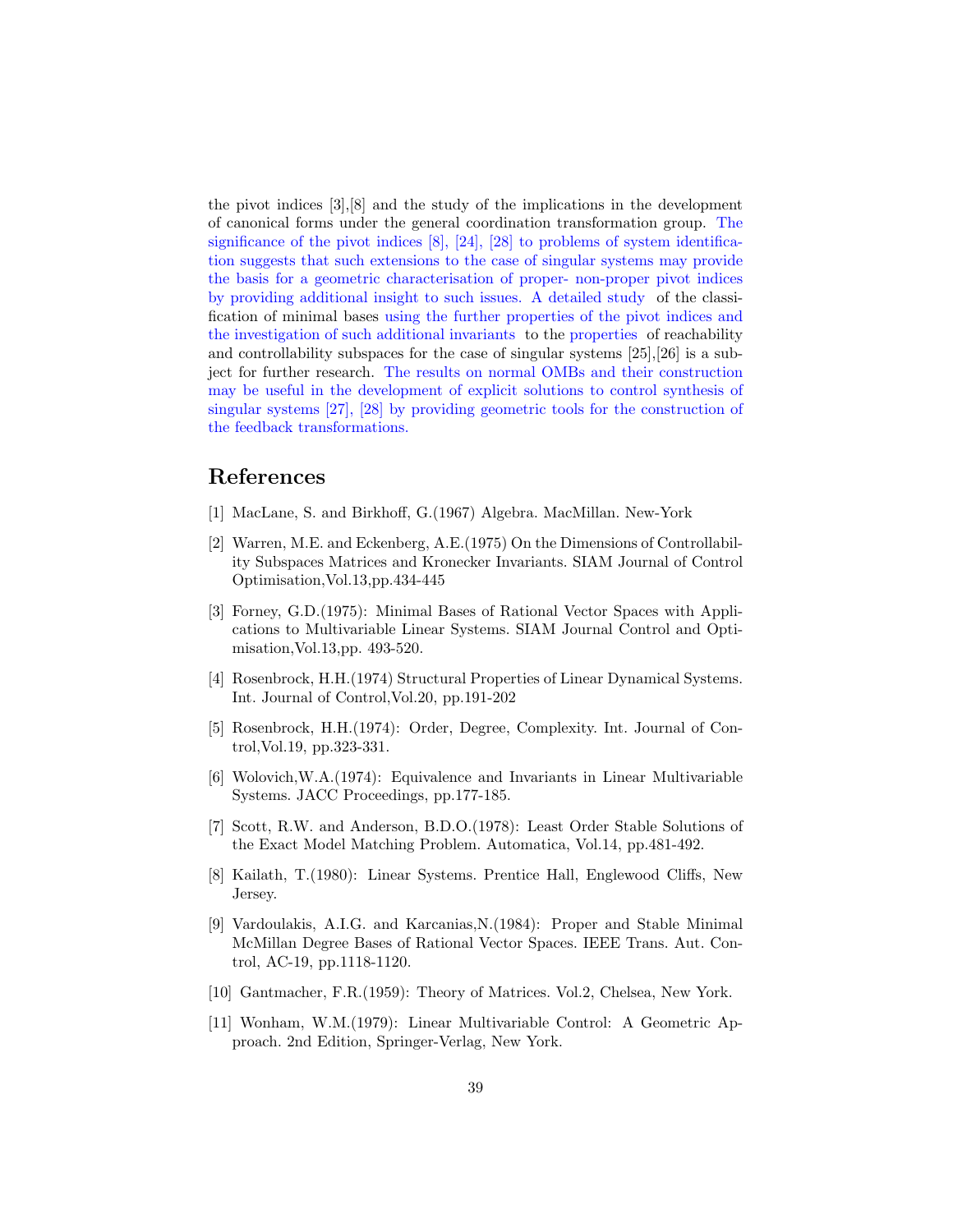the pivot indices [3],[8] and the study of the implications in the development of canonical forms under the general coordination transformation group. The significance of the pivot indices [8], [24], [28] to problems of system identification suggests that such extensions to the case of singular systems may provide the basis for a geometric characterisation of proper- non-proper pivot indices by providing additional insight to such issues. A detailed study of the classification of minimal bases using the further properties of the pivot indices and the investigation of such additional invariants to the properties of reachability and controllability subspaces for the case of singular systems [25],[26] is a subject for further research. The results on normal OMBs and their construction may be useful in the development of explicit solutions to control synthesis of singular systems [27], [28] by providing geometric tools for the construction of the feedback transformations.

## References

[1] MacLane, S. and Birkhoff, G.(1967) Algebra. MacMillan. New-York

[2] Warren, M.E. and Eckenberg, A.E.(1975) On the Dimensions of Controllability Subspaces Matrices and Kronecker Invariants. SIAM Journal of Control Optimisation,Vol.13,pp.434-445

[3] Forney, G.D.(1975): Minimal Bases of Rational Vector Spaces with Applications to Multivariable Linear Systems. SIAM Journal Control and Optimisation,Vol.13,pp. 493-520.

[4] Rosenbrock, H.H.(1974) Structural Properties of Linear Dynamical Systems. Int. Journal of Control,Vol.20, pp.191-202

[5] Rosenbrock, H.H.(1974): Order, Degree, Complexity. Int. Journal of Control,Vol.19, pp.323-331.

[6] Wolovich,W.A.(1974): Equivalence and Invariants in Linear Multivariable Systems. JACC Proceedings, pp.177-185.

[7] Scott, R.W. and Anderson, B.D.O.(1978): Least Order Stable Solutions of the Exact Model Matching Problem. Automatica, Vol.14, pp.481-492.

[8] Kailath, T.(1980): Linear Systems. Prentice Hall, Englewood Cliffs, New Jersey.

[9] Vardoulakis, A.I.G. and Karcanias,N.(1984): Proper and Stable Minimal McMillan Degree Bases of Rational Vector Spaces. IEEE Trans. Aut. Control, AC-19, pp.1118-1120.

[10] Gantmacher, F.R.(1959): Theory of Matrices. Vol.2, Chelsea, New York.

[11] Wonham, W.M.(1979): Linear Multivariable Control: A Geometric Approach. 2nd Edition, Springer-Verlag, New York.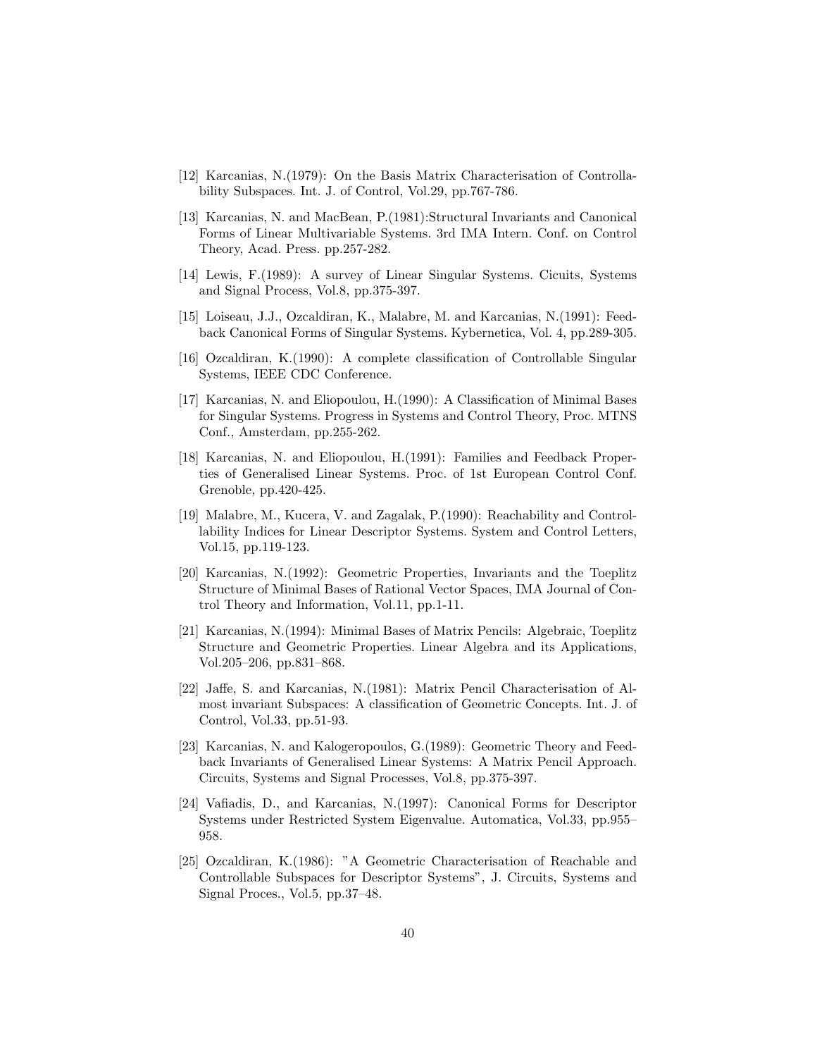[12] Karcanias, N.(1979): On the Basis Matrix Characterisation of Controllability Subspaces. Int. J. of Control, Vol.29, pp.767-786.

[13] Karcanias, N. and MacBean, P.(1981):Structural Invariants and Canonical Forms of Linear Multivariable Systems. 3rd IMA Intern. Conf. on Control Theory, Acad. Press. pp.257-282.

[14] Lewis, F.(1989): A survey of Linear Singular Systems. Cicuits, Systems and Signal Process, Vol.8, pp.375-397.

[15] Loiseau, J.J., Ozcaldiran, K., Malabre, M. and Karcanias, N.(1991): Feedback Canonical Forms of Singular Systems. Kybernetica, Vol. 4, pp.289-305.

[16] Ozcaldiran, K.(1990): A complete classification of Controllable Singular Systems, IEEE CDC Conference.

[17] Karcanias, N. and Eliopoulou, H.(1990): A Classification of Minimal Bases for Singular Systems. Progress in Systems and Control Theory, Proc. MTNS Conf., Amsterdam, pp.255-262.

[18] Karcanias, N. and Eliopoulou, H.(1991): Families and Feedback Properties of Generalised Linear Systems. Proc. of 1st European Control Conf. Grenoble, pp.420-425.

[19] Malabre, M., Kucera, V. and Zagalak, P.(1990): Reachability and Controllability Indices for Linear Descriptor Systems. System and Control Letters, Vol.15, pp.119-123.

[20] Karcanias, N.(1992): Geometric Properties, Invariants and the Toeplitz Structure of Minimal Bases of Rational Vector Spaces, IMA Journal of Control Theory and Information, Vol.11, pp.1-11.

[21] Karcanias, N.(1994): Minimal Bases of Matrix Pencils: Algebraic, Toeplitz Structure and Geometric Properties. Linear Algebra and its Applications, Vol.205–206, pp.831–868.

[22] Jaffe, S. and Karcanias, N.(1981): Matrix Pencil Characterisation of Almost invariant Subspaces: A classification of Geometric Concepts. Int. J. of Control, Vol.33, pp.51-93.

[23] Karcanias, N. and Kalogeropoulos, G.(1989): Geometric Theory and Feedback Invariants of Generalised Linear Systems: A Matrix Pencil Approach. Circuits, Systems and Signal Processes, Vol.8, pp.375-397.

[24] Vafiadis, D., and Karcanias, N.(1997): Canonical Forms for Descriptor Systems under Restricted System Eigenvalue. Automatica, Vol.33, pp.955–958.

[25] Ozcaldiran, K.(1986): "A Geometric Characterisation of Reachable and Controllable Subspaces for Descriptor Systems", J. Circuits, Systems and Signal Proces., Vol.5, pp.37–48.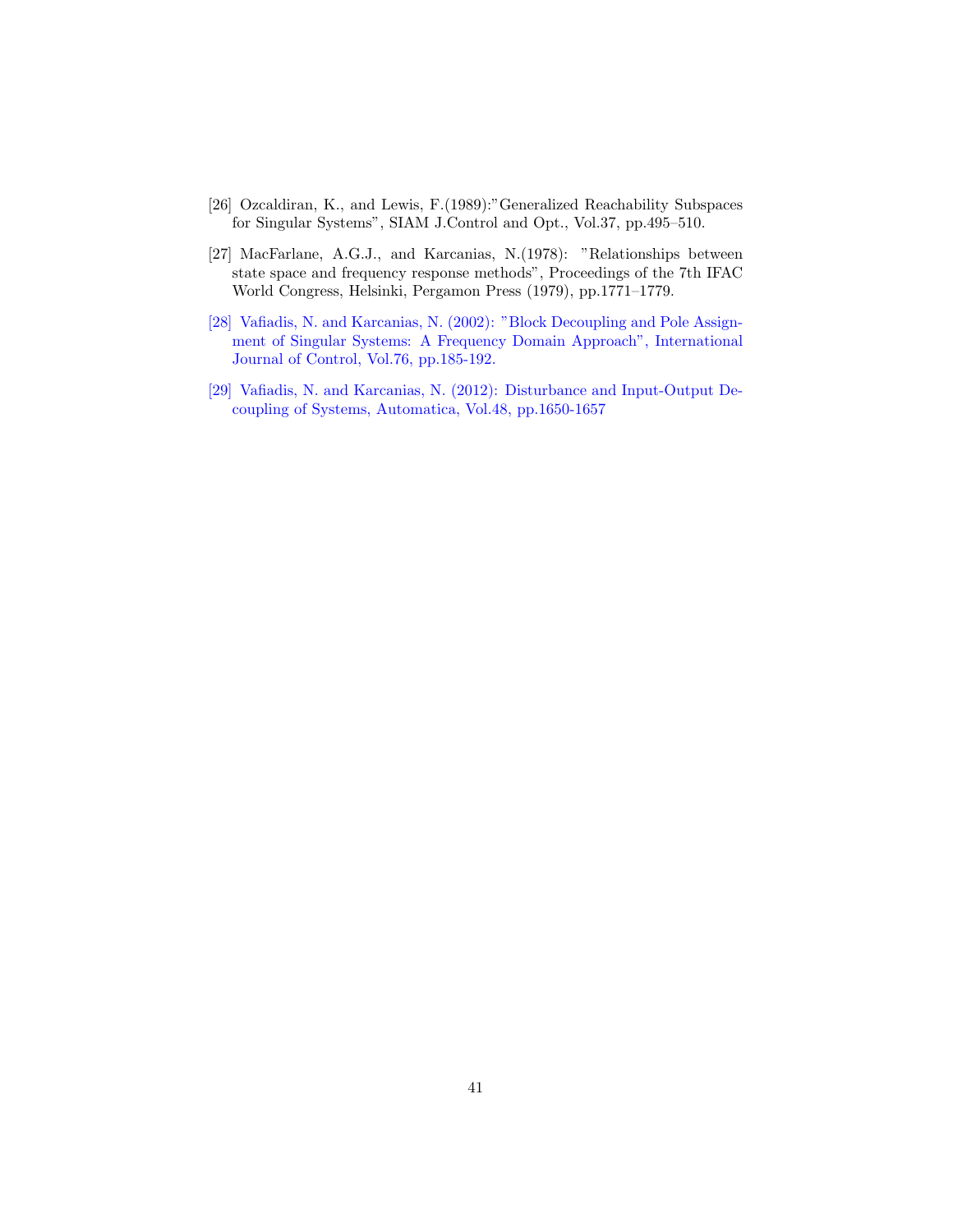[26] Ozcaldiran, K., and Lewis, F.(1989):"Generalized Reachability Subspaces for Singular Systems", SIAM J.Control and Opt., Vol.37, pp.495–510.

[27] MacFarlane, A.G.J., and Karcanias, N.(1978): "Relationships between state space and frequency response methods", Proceedings of the 7th IFAC World Congress, Helsinki, Pergamon Press (1979), pp.1771–1779.

[28] Vafiadis, N. and Karcanias, N. (2002): "Block Decoupling and Pole Assignment of Singular Systems: A Frequency Domain Approach", International Journal of Control, Vol.76, pp.185-192.

[29] Vafiadis, N. and Karcanias, N. (2012): Disturbance and Input-Output Decoupling of Systems, Automatica, Vol.48, pp.1650-1657